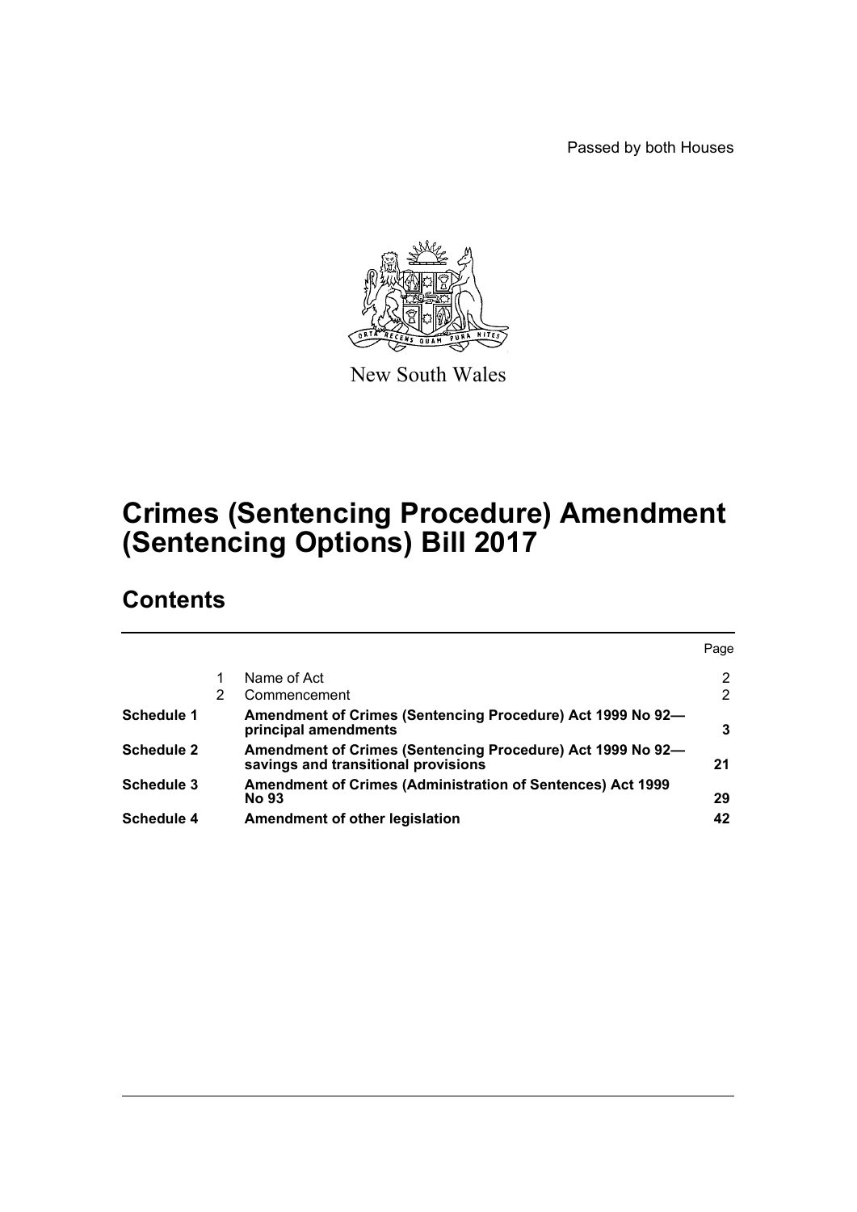Passed by both Houses

New South Wales

# Crimes (Sentencing Procedure) Amendment (Sentencing Options) Bill 2017

## Contents

| | | | Page |
|---|---|---|---|
| | 1 | Name of Act | 2 |
| | 2 | Commencement | 2 |
| **Schedule 1** | | **Amendment of Crimes (Sentencing Procedure) Act 1999 No 92—principal amendments** | **3** |
| **Schedule 2** | | **Amendment of Crimes (Sentencing Procedure) Act 1999 No 92—savings and transitional provisions** | **21** |
| **Schedule 3** | | **Amendment of Crimes (Administration of Sentences) Act 1999 No 93** | **29** |
| **Schedule 4** | | **Amendment of other legislation** | **42** |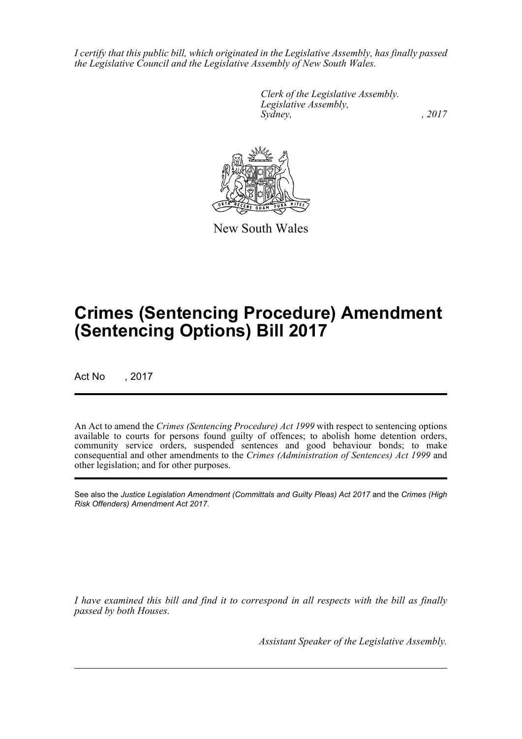*I certify that this public bill, which originated in the Legislative Assembly, has finally passed the Legislative Council and the Legislative Assembly of New South Wales.*

*Clerk of the Legislative Assembly.*
*Legislative Assembly,*
*Sydney, , 2017*

New South Wales

# Crimes (Sentencing Procedure) Amendment (Sentencing Options) Bill 2017

Act No , 2017

An Act to amend the *Crimes (Sentencing Procedure) Act 1999* with respect to sentencing options available to courts for persons found guilty of offences; to abolish home detention orders, community service orders, suspended sentences and good behaviour bonds; to make consequential and other amendments to the *Crimes (Administration of Sentences) Act 1999* and other legislation; and for other purposes.

See also the *Justice Legislation Amendment (Committals and Guilty Pleas) Act 2017* and the *Crimes (High Risk Offenders) Amendment Act 2017*.

*I have examined this bill and find it to correspond in all respects with the bill as finally passed by both Houses.*

*Assistant Speaker of the Legislative Assembly.*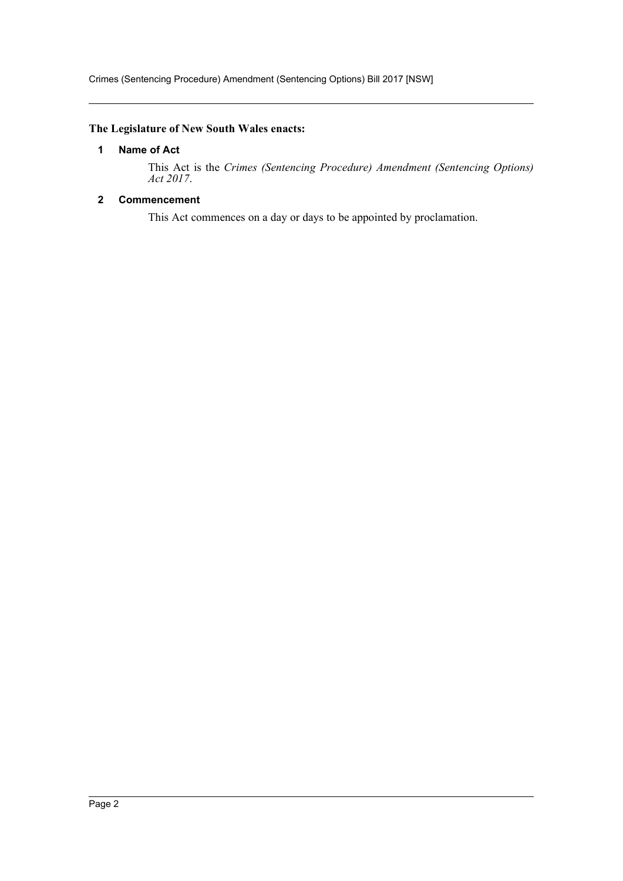**The Legislature of New South Wales enacts:**

### 1 Name of Act

This Act is the *Crimes (Sentencing Procedure) Amendment (Sentencing Options) Act 2017*.

### 2 Commencement

This Act commences on a day or days to be appointed by proclamation.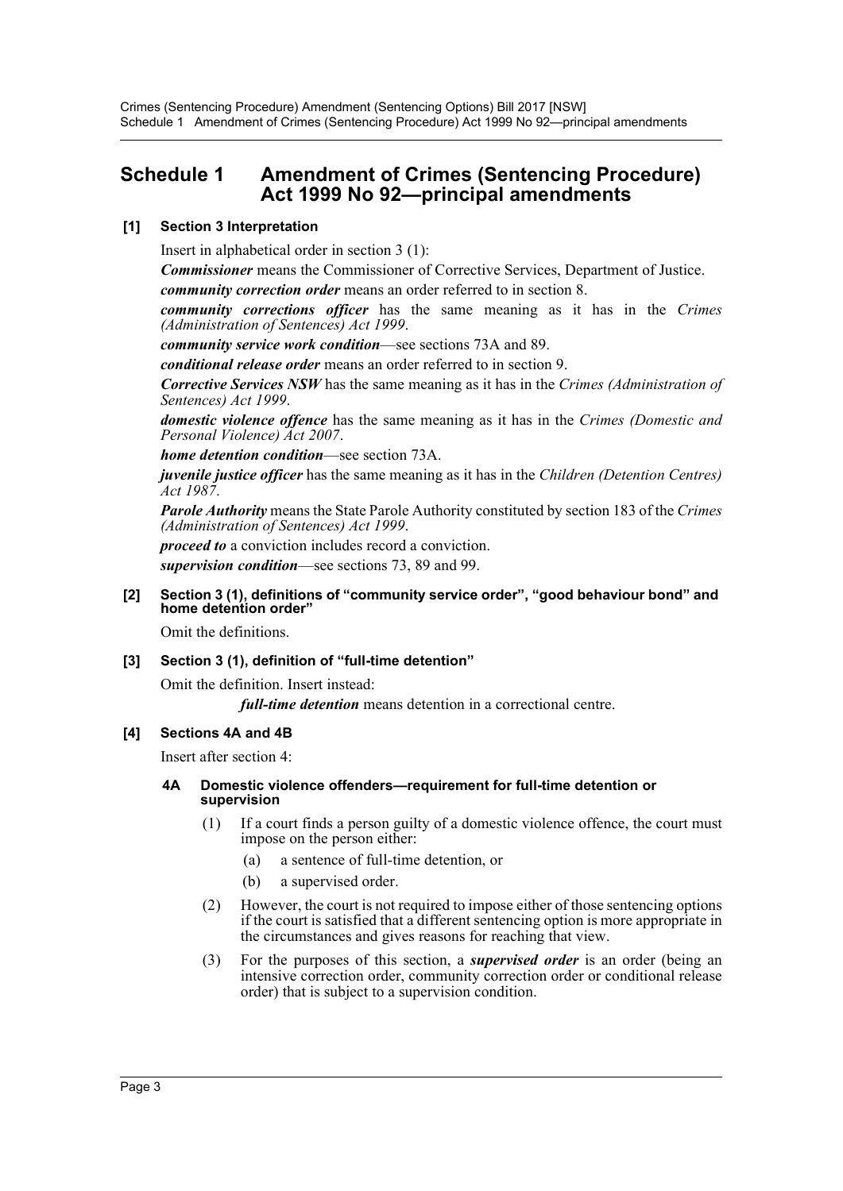## Schedule 1 Amendment of Crimes (Sentencing Procedure) Act 1999 No 92—principal amendments

### [1] Section 3 Interpretation

Insert in alphabetical order in section 3 (1):

***Commissioner*** means the Commissioner of Corrective Services, Department of Justice.

***community correction order*** means an order referred to in section 8.

***community corrections officer*** has the same meaning as it has in the *Crimes (Administration of Sentences) Act 1999*.

***community service work condition***—see sections 73A and 89.

***conditional release order*** means an order referred to in section 9.

***Corrective Services NSW*** has the same meaning as it has in the *Crimes (Administration of Sentences) Act 1999*.

***domestic violence offence*** has the same meaning as it has in the *Crimes (Domestic and Personal Violence) Act 2007*.

***home detention condition***—see section 73A.

***juvenile justice officer*** has the same meaning as it has in the *Children (Detention Centres) Act 1987*.

***Parole Authority*** means the State Parole Authority constituted by section 183 of the *Crimes (Administration of Sentences) Act 1999*.

***proceed to*** a conviction includes record a conviction.

***supervision condition***—see sections 73, 89 and 99.

### [2] Section 3 (1), definitions of "community service order", "good behaviour bond" and home detention order"

Omit the definitions.

### [3] Section 3 (1), definition of "full-time detention"

Omit the definition. Insert instead:

> ***full-time detention*** means detention in a correctional centre.

### [4] Sections 4A and 4B

Insert after section 4:

#### 4A Domestic violence offenders—requirement for full-time detention or supervision

(1) If a court finds a person guilty of a domestic violence offence, the court must impose on the person either:

- (a) a sentence of full-time detention, or
- (b) a supervised order.

(2) However, the court is not required to impose either of those sentencing options if the court is satisfied that a different sentencing option is more appropriate in the circumstances and gives reasons for reaching that view.

(3) For the purposes of this section, a ***supervised order*** is an order (being an intensive correction order, community correction order or conditional release order) that is subject to a supervision condition.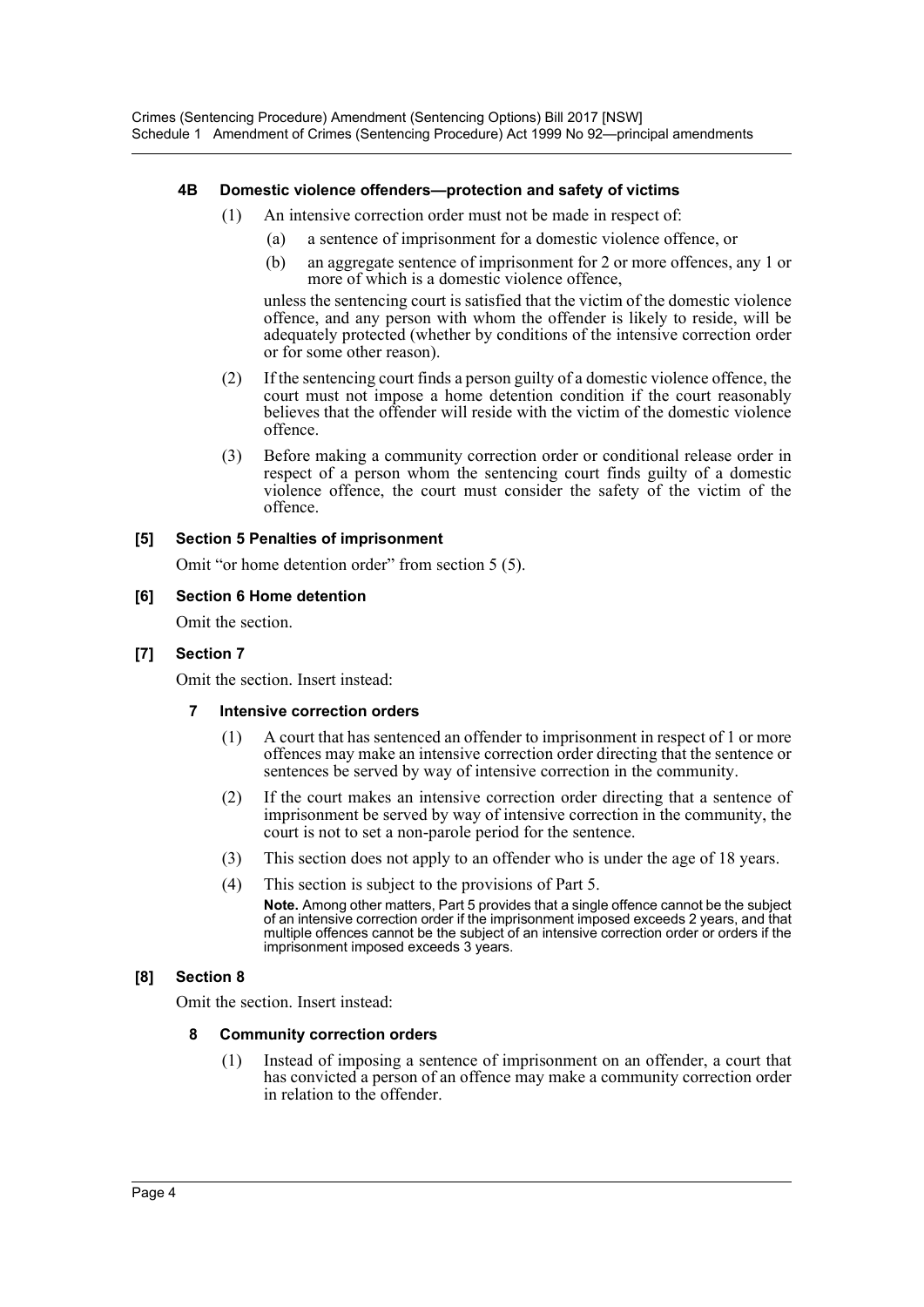#### 4B Domestic violence offenders—protection and safety of victims

(1) An intensive correction order must not be made in respect of:

(a) a sentence of imprisonment for a domestic violence offence, or

(b) an aggregate sentence of imprisonment for 2 or more offences, any 1 or more of which is a domestic violence offence,

unless the sentencing court is satisfied that the victim of the domestic violence offence, and any person with whom the offender is likely to reside, will be adequately protected (whether by conditions of the intensive correction order or for some other reason).

(2) If the sentencing court finds a person guilty of a domestic violence offence, the court must not impose a home detention condition if the court reasonably believes that the offender will reside with the victim of the domestic violence offence.

(3) Before making a community correction order or conditional release order in respect of a person whom the sentencing court finds guilty of a domestic violence offence, the court must consider the safety of the victim of the offence.

### [5] Section 5 Penalties of imprisonment

Omit "or home detention order" from section 5 (5).

### [6] Section 6 Home detention

Omit the section.

### [7] Section 7

Omit the section. Insert instead:

#### 7 Intensive correction orders

(1) A court that has sentenced an offender to imprisonment in respect of 1 or more offences may make an intensive correction order directing that the sentence or sentences be served by way of intensive correction in the community.

(2) If the court makes an intensive correction order directing that a sentence of imprisonment be served by way of intensive correction in the community, the court is not to set a non-parole period for the sentence.

(3) This section does not apply to an offender who is under the age of 18 years.

(4) This section is subject to the provisions of Part 5.

**Note.** Among other matters, Part 5 provides that a single offence cannot be the subject of an intensive correction order if the imprisonment imposed exceeds 2 years, and that multiple offences cannot be the subject of an intensive correction order or orders if the imprisonment imposed exceeds 3 years.

### [8] Section 8

Omit the section. Insert instead:

#### 8 Community correction orders

(1) Instead of imposing a sentence of imprisonment on an offender, a court that has convicted a person of an offence may make a community correction order in relation to the offender.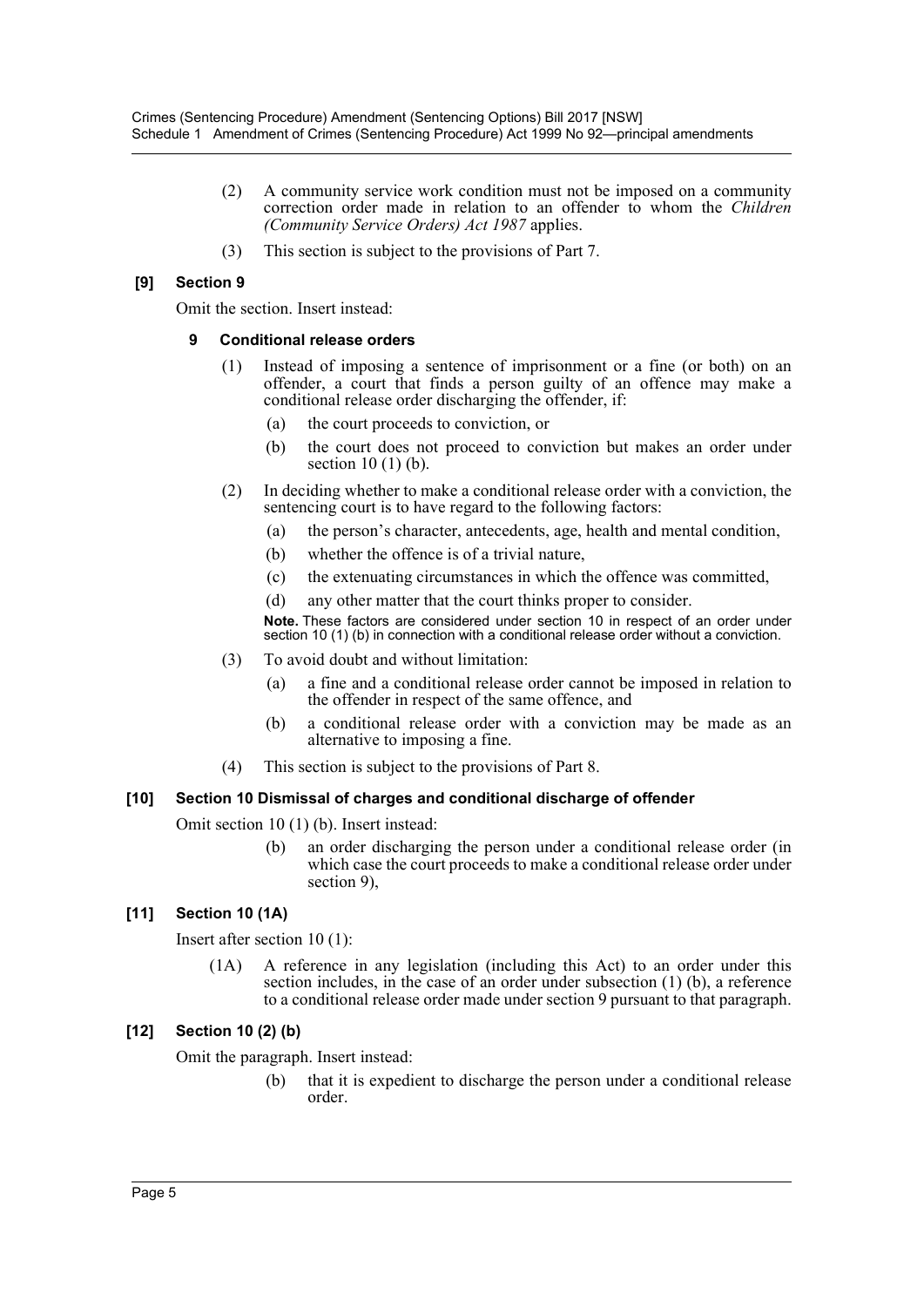(2) A community service work condition must not be imposed on a community correction order made in relation to an offender to whom the *Children (Community Service Orders) Act 1987* applies.

(3) This section is subject to the provisions of Part 7.

### [9] Section 9

Omit the section. Insert instead:

#### 9 Conditional release orders

(1) Instead of imposing a sentence of imprisonment or a fine (or both) on an offender, a court that finds a person guilty of an offence may make a conditional release order discharging the offender, if:

(a) the court proceeds to conviction, or

(b) the court does not proceed to conviction but makes an order under section 10 (1) (b).

(2) In deciding whether to make a conditional release order with a conviction, the sentencing court is to have regard to the following factors:

(a) the person's character, antecedents, age, health and mental condition,

(b) whether the offence is of a trivial nature,

(c) the extenuating circumstances in which the offence was committed,

(d) any other matter that the court thinks proper to consider.

**Note.** These factors are considered under section 10 in respect of an order under section 10 (1) (b) in connection with a conditional release order without a conviction.

(3) To avoid doubt and without limitation:

(a) a fine and a conditional release order cannot be imposed in relation to the offender in respect of the same offence, and

(b) a conditional release order with a conviction may be made as an alternative to imposing a fine.

(4) This section is subject to the provisions of Part 8.

### [10] Section 10 Dismissal of charges and conditional discharge of offender

Omit section 10 (1) (b). Insert instead:

(b) an order discharging the person under a conditional release order (in which case the court proceeds to make a conditional release order under section 9),

### [11] Section 10 (1A)

Insert after section 10 (1):

(1A) A reference in any legislation (including this Act) to an order under this section includes, in the case of an order under subsection (1) (b), a reference to a conditional release order made under section 9 pursuant to that paragraph.

### [12] Section 10 (2) (b)

Omit the paragraph. Insert instead:

(b) that it is expedient to discharge the person under a conditional release order.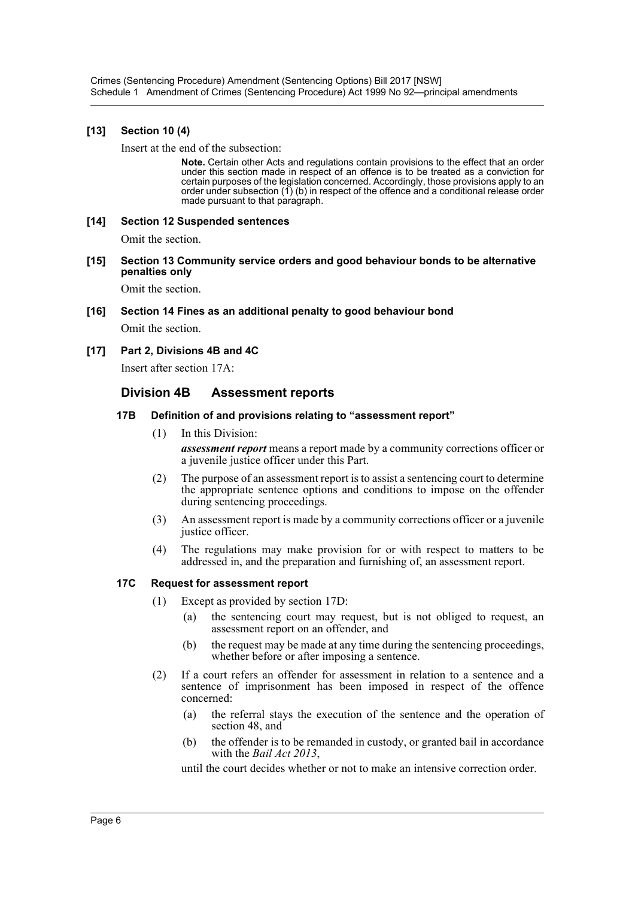**[13] Section 10 (4)**

Insert at the end of the subsection:

> **Note.** Certain other Acts and regulations contain provisions to the effect that an order under this section made in respect of an offence is to be treated as a conviction for certain purposes of the legislation concerned. Accordingly, those provisions apply to an order under subsection (1) (b) in respect of the offence and a conditional release order made pursuant to that paragraph.

**[14] Section 12 Suspended sentences**

Omit the section.

**[15] Section 13 Community service orders and good behaviour bonds to be alternative penalties only**

Omit the section.

**[16] Section 14 Fines as an additional penalty to good behaviour bond**

Omit the section.

**[17] Part 2, Divisions 4B and 4C**

Insert after section 17A:

## Division 4B Assessment reports

### 17B Definition of and provisions relating to "assessment report"

(1) In this Division:

***assessment report*** means a report made by a community corrections officer or a juvenile justice officer under this Part.

(2) The purpose of an assessment report is to assist a sentencing court to determine the appropriate sentence options and conditions to impose on the offender during sentencing proceedings.

(3) An assessment report is made by a community corrections officer or a juvenile justice officer.

(4) The regulations may make provision for or with respect to matters to be addressed in, and the preparation and furnishing of, an assessment report.

### 17C Request for assessment report

(1) Except as provided by section 17D:

(a) the sentencing court may request, but is not obliged to request, an assessment report on an offender, and

(b) the request may be made at any time during the sentencing proceedings, whether before or after imposing a sentence.

(2) If a court refers an offender for assessment in relation to a sentence and a sentence of imprisonment has been imposed in respect of the offence concerned:

(a) the referral stays the execution of the sentence and the operation of section 48, and

(b) the offender is to be remanded in custody, or granted bail in accordance with the *Bail Act 2013*,

until the court decides whether or not to make an intensive correction order.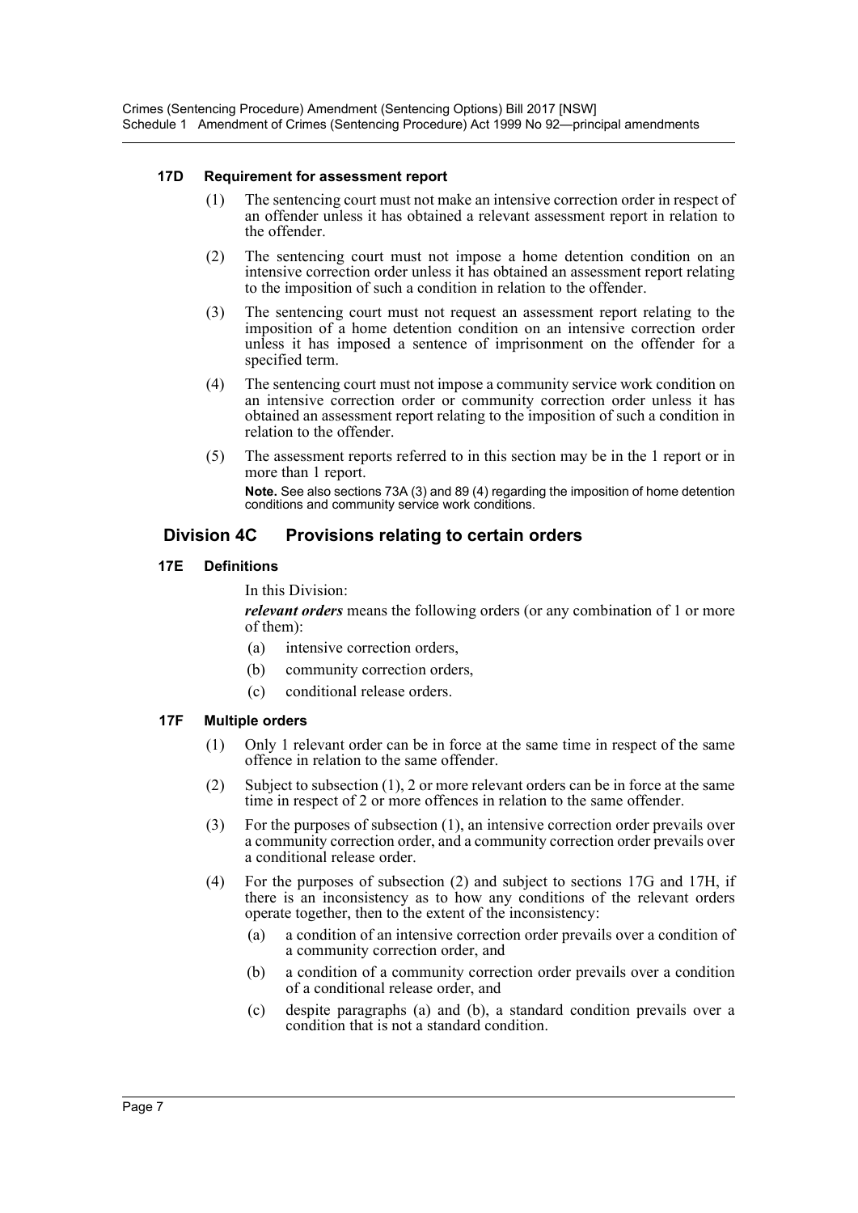#### 17D Requirement for assessment report

(1) The sentencing court must not make an intensive correction order in respect of an offender unless it has obtained a relevant assessment report in relation to the offender.

(2) The sentencing court must not impose a home detention condition on an intensive correction order unless it has obtained an assessment report relating to the imposition of such a condition in relation to the offender.

(3) The sentencing court must not request an assessment report relating to the imposition of a home detention condition on an intensive correction order unless it has imposed a sentence of imprisonment on the offender for a specified term.

(4) The sentencing court must not impose a community service work condition on an intensive correction order or community correction order unless it has obtained an assessment report relating to the imposition of such a condition in relation to the offender.

(5) The assessment reports referred to in this section may be in the 1 report or in more than 1 report.

**Note.** See also sections 73A (3) and 89 (4) regarding the imposition of home detention conditions and community service work conditions.

### Division 4C Provisions relating to certain orders

#### 17E Definitions

In this Division:

***relevant orders*** means the following orders (or any combination of 1 or more of them):

(a) intensive correction orders,

(b) community correction orders,

(c) conditional release orders.

#### 17F Multiple orders

(1) Only 1 relevant order can be in force at the same time in respect of the same offence in relation to the same offender.

(2) Subject to subsection (1), 2 or more relevant orders can be in force at the same time in respect of 2 or more offences in relation to the same offender.

(3) For the purposes of subsection (1), an intensive correction order prevails over a community correction order, and a community correction order prevails over a conditional release order.

(4) For the purposes of subsection (2) and subject to sections 17G and 17H, if there is an inconsistency as to how any conditions of the relevant orders operate together, then to the extent of the inconsistency:

(a) a condition of an intensive correction order prevails over a condition of a community correction order, and

(b) a condition of a community correction order prevails over a condition of a conditional release order, and

(c) despite paragraphs (a) and (b), a standard condition prevails over a condition that is not a standard condition.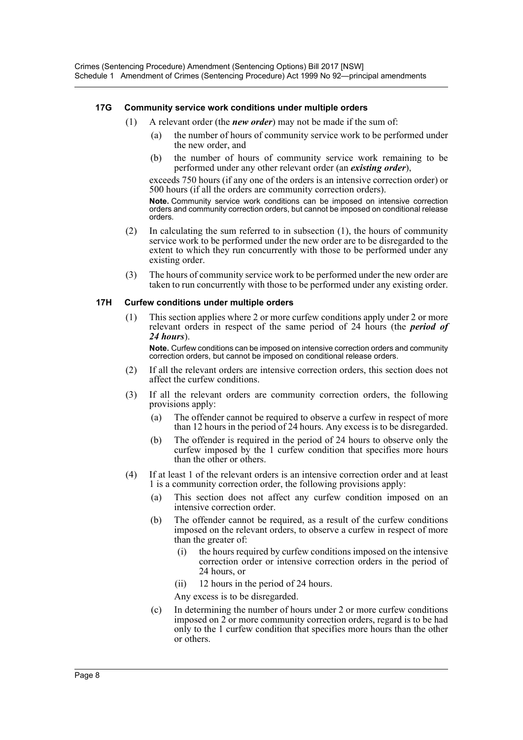#### 17G Community service work conditions under multiple orders

(1) A relevant order (the ***new order***) may not be made if the sum of:

(a) the number of hours of community service work to be performed under the new order, and

(b) the number of hours of community service work remaining to be performed under any other relevant order (an ***existing order***),

exceeds 750 hours (if any one of the orders is an intensive correction order) or 500 hours (if all the orders are community correction orders).

**Note.** Community service work conditions can be imposed on intensive correction orders and community correction orders, but cannot be imposed on conditional release orders.

(2) In calculating the sum referred to in subsection (1), the hours of community service work to be performed under the new order are to be disregarded to the extent to which they run concurrently with those to be performed under any existing order.

(3) The hours of community service work to be performed under the new order are taken to run concurrently with those to be performed under any existing order.

#### 17H Curfew conditions under multiple orders

(1) This section applies where 2 or more curfew conditions apply under 2 or more relevant orders in respect of the same period of 24 hours (the ***period of 24 hours***).

**Note.** Curfew conditions can be imposed on intensive correction orders and community correction orders, but cannot be imposed on conditional release orders.

(2) If all the relevant orders are intensive correction orders, this section does not affect the curfew conditions.

(3) If all the relevant orders are community correction orders, the following provisions apply:

(a) The offender cannot be required to observe a curfew in respect of more than 12 hours in the period of 24 hours. Any excess is to be disregarded.

(b) The offender is required in the period of 24 hours to observe only the curfew imposed by the 1 curfew condition that specifies more hours than the other or others.

(4) If at least 1 of the relevant orders is an intensive correction order and at least 1 is a community correction order, the following provisions apply:

(a) This section does not affect any curfew condition imposed on an intensive correction order.

(b) The offender cannot be required, as a result of the curfew conditions imposed on the relevant orders, to observe a curfew in respect of more than the greater of:

(i) the hours required by curfew conditions imposed on the intensive correction order or intensive correction orders in the period of 24 hours, or

(ii) 12 hours in the period of 24 hours.

Any excess is to be disregarded.

(c) In determining the number of hours under 2 or more curfew conditions imposed on 2 or more community correction orders, regard is to be had only to the 1 curfew condition that specifies more hours than the other or others.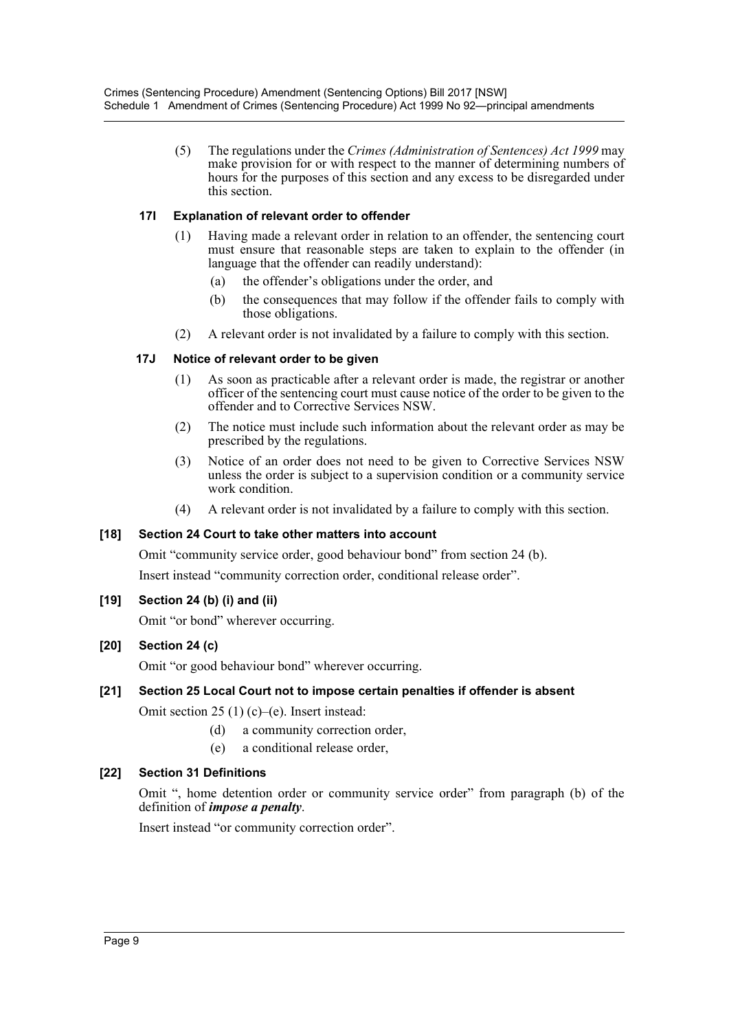(5) The regulations under the *Crimes (Administration of Sentences) Act 1999* may make provision for or with respect to the manner of determining numbers of hours for the purposes of this section and any excess to be disregarded under this section.

#### 17I Explanation of relevant order to offender

(1) Having made a relevant order in relation to an offender, the sentencing court must ensure that reasonable steps are taken to explain to the offender (in language that the offender can readily understand):

(a) the offender's obligations under the order, and

(b) the consequences that may follow if the offender fails to comply with those obligations.

(2) A relevant order is not invalidated by a failure to comply with this section.

#### 17J Notice of relevant order to be given

(1) As soon as practicable after a relevant order is made, the registrar or another officer of the sentencing court must cause notice of the order to be given to the offender and to Corrective Services NSW.

(2) The notice must include such information about the relevant order as may be prescribed by the regulations.

(3) Notice of an order does not need to be given to Corrective Services NSW unless the order is subject to a supervision condition or a community service work condition.

(4) A relevant order is not invalidated by a failure to comply with this section.

### [18] Section 24 Court to take other matters into account

Omit "community service order, good behaviour bond" from section 24 (b).

Insert instead "community correction order, conditional release order".

### [19] Section 24 (b) (i) and (ii)

Omit "or bond" wherever occurring.

### [20] Section 24 (c)

Omit "or good behaviour bond" wherever occurring.

### [21] Section 25 Local Court not to impose certain penalties if offender is absent

Omit section 25 (1) (c)–(e). Insert instead:

(d) a community correction order,

(e) a conditional release order,

### [22] Section 31 Definitions

Omit ", home detention order or community service order" from paragraph (b) of the definition of ***impose a penalty***.

Insert instead "or community correction order".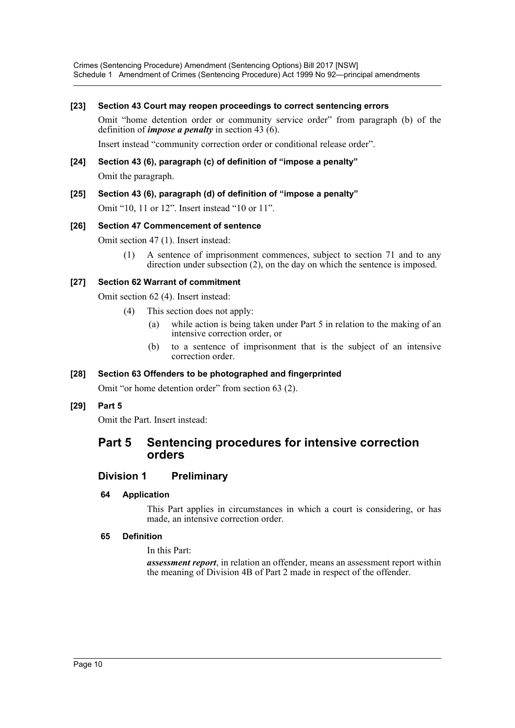**[23] Section 43 Court may reopen proceedings to correct sentencing errors**

Omit "home detention order or community service order" from paragraph (b) of the definition of ***impose a penalty*** in section 43 (6).

Insert instead "community correction order or conditional release order".

**[24] Section 43 (6), paragraph (c) of definition of "impose a penalty"**

Omit the paragraph.

**[25] Section 43 (6), paragraph (d) of definition of "impose a penalty"**

Omit "10, 11 or 12". Insert instead "10 or 11".

**[26] Section 47 Commencement of sentence**

Omit section 47 (1). Insert instead:

(1) A sentence of imprisonment commences, subject to section 71 and to any direction under subsection (2), on the day on which the sentence is imposed.

**[27] Section 62 Warrant of commitment**

Omit section 62 (4). Insert instead:

(4) This section does not apply:

(a) while action is being taken under Part 5 in relation to the making of an intensive correction order, or

(b) to a sentence of imprisonment that is the subject of an intensive correction order.

**[28] Section 63 Offenders to be photographed and fingerprinted**

Omit "or home detention order" from section 63 (2).

**[29] Part 5**

Omit the Part. Insert instead:

# Part 5 Sentencing procedures for intensive correction orders

## Division 1 Preliminary

### 64 Application

This Part applies in circumstances in which a court is considering, or has made, an intensive correction order.

### 65 Definition

In this Part:

***assessment report***, in relation an offender, means an assessment report within the meaning of Division 4B of Part 2 made in respect of the offender.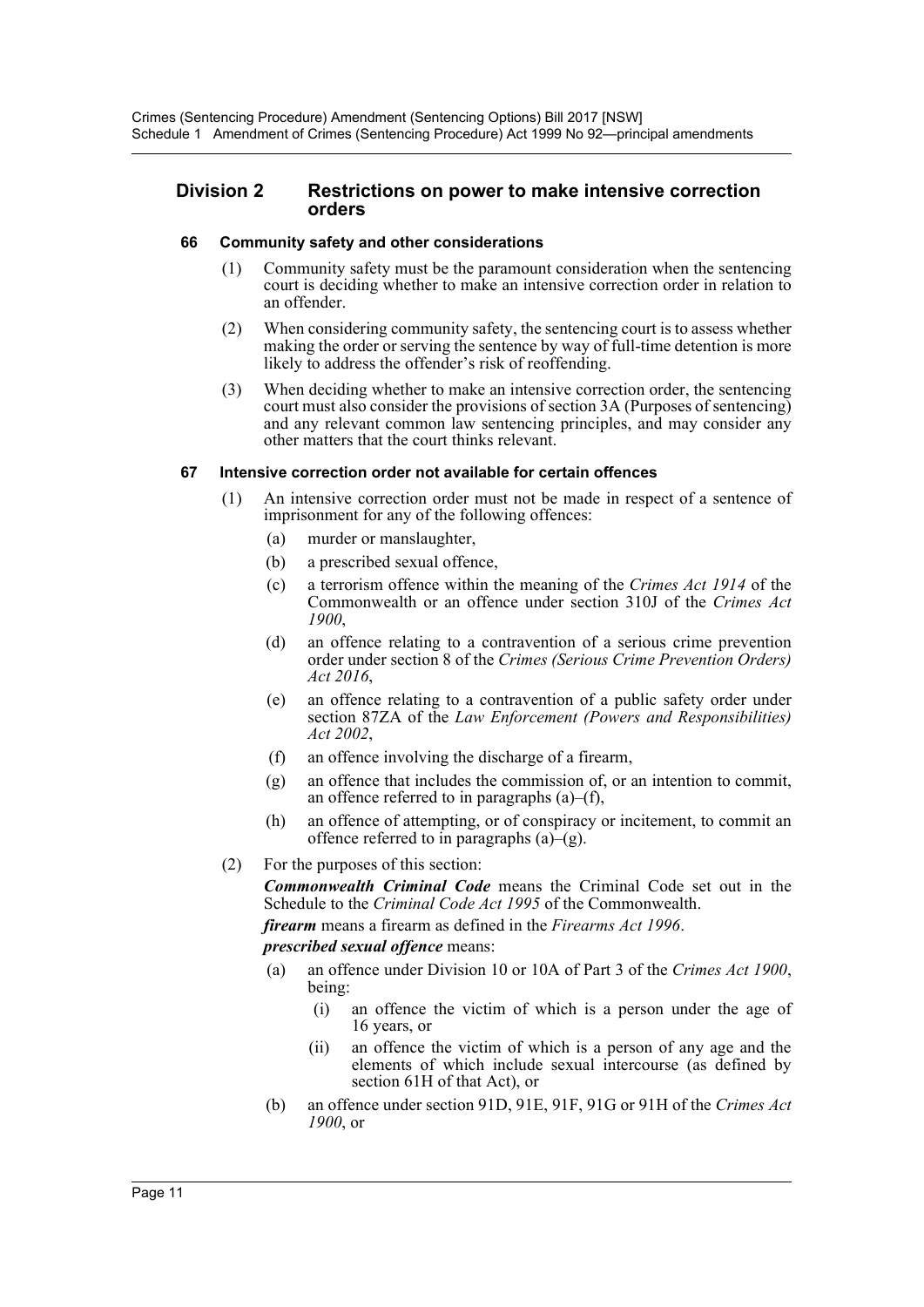## Division 2 Restrictions on power to make intensive correction orders

### 66 Community safety and other considerations

(1) Community safety must be the paramount consideration when the sentencing court is deciding whether to make an intensive correction order in relation to an offender.

(2) When considering community safety, the sentencing court is to assess whether making the order or serving the sentence by way of full-time detention is more likely to address the offender's risk of reoffending.

(3) When deciding whether to make an intensive correction order, the sentencing court must also consider the provisions of section 3A (Purposes of sentencing) and any relevant common law sentencing principles, and may consider any other matters that the court thinks relevant.

### 67 Intensive correction order not available for certain offences

(1) An intensive correction order must not be made in respect of a sentence of imprisonment for any of the following offences:

- (a) murder or manslaughter,
- (b) a prescribed sexual offence,
- (c) a terrorism offence within the meaning of the *Crimes Act 1914* of the Commonwealth or an offence under section 310J of the *Crimes Act 1900*,
- (d) an offence relating to a contravention of a serious crime prevention order under section 8 of the *Crimes (Serious Crime Prevention Orders) Act 2016*,
- (e) an offence relating to a contravention of a public safety order under section 87ZA of the *Law Enforcement (Powers and Responsibilities) Act 2002*,
- (f) an offence involving the discharge of a firearm,
- (g) an offence that includes the commission of, or an intention to commit, an offence referred to in paragraphs (a)–(f),
- (h) an offence of attempting, or of conspiracy or incitement, to commit an offence referred to in paragraphs (a)–(g).

(2) For the purposes of this section:

***Commonwealth Criminal Code*** means the Criminal Code set out in the Schedule to the *Criminal Code Act 1995* of the Commonwealth.

***firearm*** means a firearm as defined in the *Firearms Act 1996*.

***prescribed sexual offence*** means:

- (a) an offence under Division 10 or 10A of Part 3 of the *Crimes Act 1900*, being:
  - (i) an offence the victim of which is a person under the age of 16 years, or
  - (ii) an offence the victim of which is a person of any age and the elements of which include sexual intercourse (as defined by section 61H of that Act), or
- (b) an offence under section 91D, 91E, 91F, 91G or 91H of the *Crimes Act 1900*, or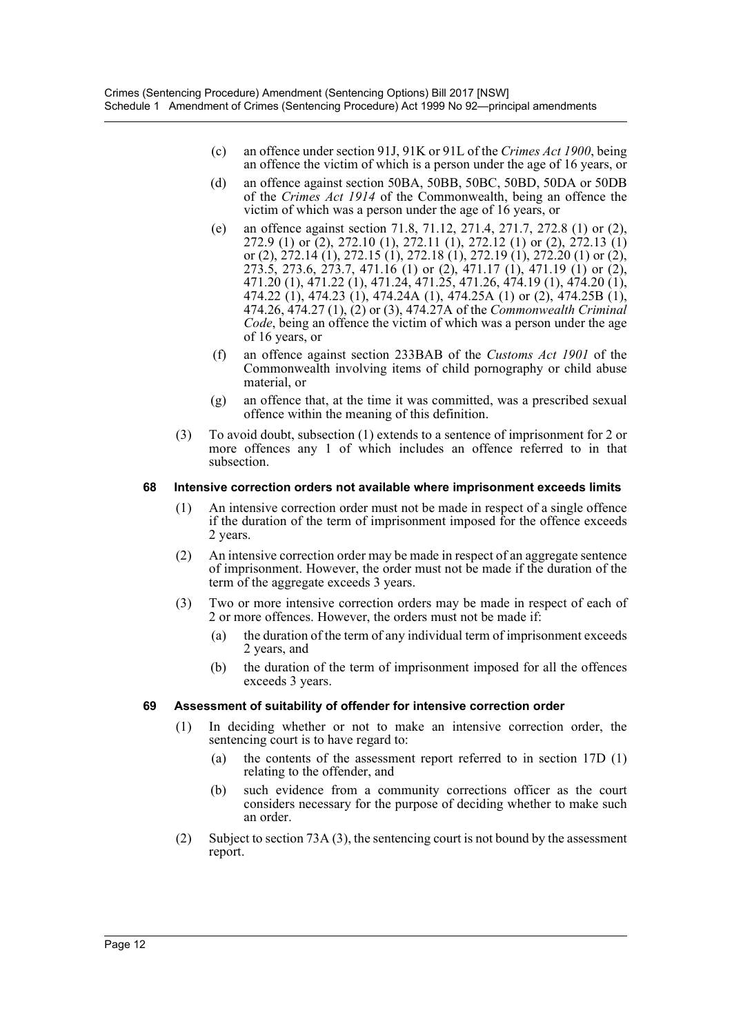(c) an offence under section 91J, 91K or 91L of the *Crimes Act 1900*, being an offence the victim of which is a person under the age of 16 years, or

(d) an offence against section 50BA, 50BB, 50BC, 50BD, 50DA or 50DB of the *Crimes Act 1914* of the Commonwealth, being an offence the victim of which was a person under the age of 16 years, or

(e) an offence against section 71.8, 71.12, 271.4, 271.7, 272.8 (1) or (2), 272.9 (1) or (2), 272.10 (1), 272.11 (1), 272.12 (1) or (2), 272.13 (1) or (2), 272.14 (1), 272.15 (1), 272.18 (1), 272.19 (1), 272.20 (1) or (2), 273.5, 273.6, 273.7, 471.16 (1) or (2), 471.17 (1), 471.19 (1) or (2), 471.20 (1), 471.22 (1), 471.24, 471.25, 471.26, 474.19 (1), 474.20 (1), 474.22 (1), 474.23 (1), 474.24A (1), 474.25A (1) or (2), 474.25B (1), 474.26, 474.27 (1), (2) or (3), 474.27A of the *Commonwealth Criminal Code*, being an offence the victim of which was a person under the age of 16 years, or

(f) an offence against section 233BAB of the *Customs Act 1901* of the Commonwealth involving items of child pornography or child abuse material, or

(g) an offence that, at the time it was committed, was a prescribed sexual offence within the meaning of this definition.

(3) To avoid doubt, subsection (1) extends to a sentence of imprisonment for 2 or more offences any 1 of which includes an offence referred to in that subsection.

**68 Intensive correction orders not available where imprisonment exceeds limits**

(1) An intensive correction order must not be made in respect of a single offence if the duration of the term of imprisonment imposed for the offence exceeds 2 years.

(2) An intensive correction order may be made in respect of an aggregate sentence of imprisonment. However, the order must not be made if the duration of the term of the aggregate exceeds 3 years.

(3) Two or more intensive correction orders may be made in respect of each of 2 or more offences. However, the orders must not be made if:

(a) the duration of the term of any individual term of imprisonment exceeds 2 years, and

(b) the duration of the term of imprisonment imposed for all the offences exceeds 3 years.

**69 Assessment of suitability of offender for intensive correction order**

(1) In deciding whether or not to make an intensive correction order, the sentencing court is to have regard to:

(a) the contents of the assessment report referred to in section 17D (1) relating to the offender, and

(b) such evidence from a community corrections officer as the court considers necessary for the purpose of deciding whether to make such an order.

(2) Subject to section 73A (3), the sentencing court is not bound by the assessment report.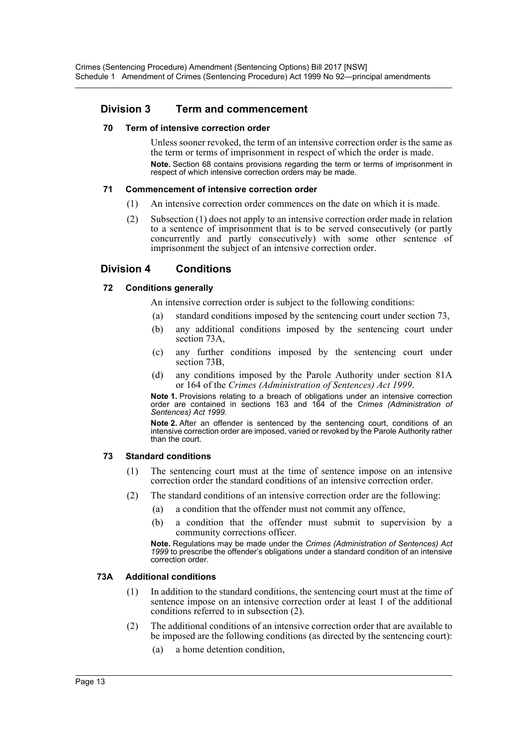## Division 3 Term and commencement

### 70 Term of intensive correction order

Unless sooner revoked, the term of an intensive correction order is the same as the term or terms of imprisonment in respect of which the order is made.

**Note.** Section 68 contains provisions regarding the term or terms of imprisonment in respect of which intensive correction orders may be made.

### 71 Commencement of intensive correction order

(1) An intensive correction order commences on the date on which it is made.

(2) Subsection (1) does not apply to an intensive correction order made in relation to a sentence of imprisonment that is to be served consecutively (or partly concurrently and partly consecutively) with some other sentence of imprisonment the subject of an intensive correction order.

## Division 4 Conditions

### 72 Conditions generally

An intensive correction order is subject to the following conditions:

(a) standard conditions imposed by the sentencing court under section 73,

(b) any additional conditions imposed by the sentencing court under section 73A,

(c) any further conditions imposed by the sentencing court under section 73B,

(d) any conditions imposed by the Parole Authority under section 81A or 164 of the *Crimes (Administration of Sentences) Act 1999*.

**Note 1.** Provisions relating to a breach of obligations under an intensive correction order are contained in sections 163 and 164 of the *Crimes (Administration of Sentences) Act 1999*.

**Note 2.** After an offender is sentenced by the sentencing court, conditions of an intensive correction order are imposed, varied or revoked by the Parole Authority rather than the court.

### 73 Standard conditions

(1) The sentencing court must at the time of sentence impose on an intensive correction order the standard conditions of an intensive correction order.

(2) The standard conditions of an intensive correction order are the following:

(a) a condition that the offender must not commit any offence,

(b) a condition that the offender must submit to supervision by a community corrections officer.

**Note.** Regulations may be made under the *Crimes (Administration of Sentences) Act 1999* to prescribe the offender's obligations under a standard condition of an intensive correction order.

### 73A Additional conditions

(1) In addition to the standard conditions, the sentencing court must at the time of sentence impose on an intensive correction order at least 1 of the additional conditions referred to in subsection (2).

(2) The additional conditions of an intensive correction order that are available to be imposed are the following conditions (as directed by the sentencing court):

(a) a home detention condition,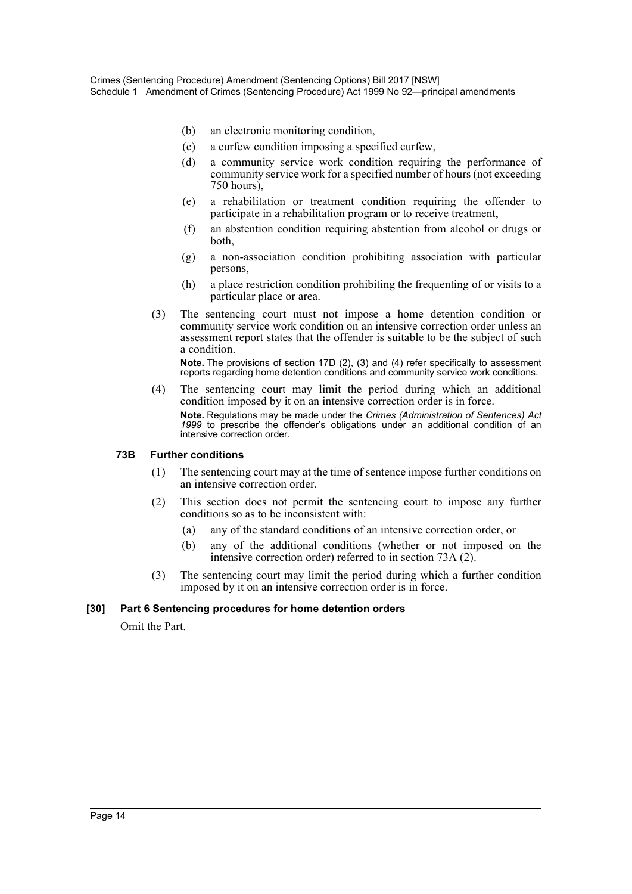(b) an electronic monitoring condition,

(c) a curfew condition imposing a specified curfew,

(d) a community service work condition requiring the performance of community service work for a specified number of hours (not exceeding 750 hours),

(e) a rehabilitation or treatment condition requiring the offender to participate in a rehabilitation program or to receive treatment,

(f) an abstention condition requiring abstention from alcohol or drugs or both,

(g) a non-association condition prohibiting association with particular persons,

(h) a place restriction condition prohibiting the frequenting of or visits to a particular place or area.

(3) The sentencing court must not impose a home detention condition or community service work condition on an intensive correction order unless an assessment report states that the offender is suitable to be the subject of such a condition.

**Note.** The provisions of section 17D (2), (3) and (4) refer specifically to assessment reports regarding home detention conditions and community service work conditions.

(4) The sentencing court may limit the period during which an additional condition imposed by it on an intensive correction order is in force.

**Note.** Regulations may be made under the *Crimes (Administration of Sentences) Act 1999* to prescribe the offender's obligations under an additional condition of an intensive correction order.

#### 73B Further conditions

(1) The sentencing court may at the time of sentence impose further conditions on an intensive correction order.

(2) This section does not permit the sentencing court to impose any further conditions so as to be inconsistent with:

(a) any of the standard conditions of an intensive correction order, or

(b) any of the additional conditions (whether or not imposed on the intensive correction order) referred to in section 73A (2).

(3) The sentencing court may limit the period during which a further condition imposed by it on an intensive correction order is in force.

### [30] Part 6 Sentencing procedures for home detention orders

Omit the Part.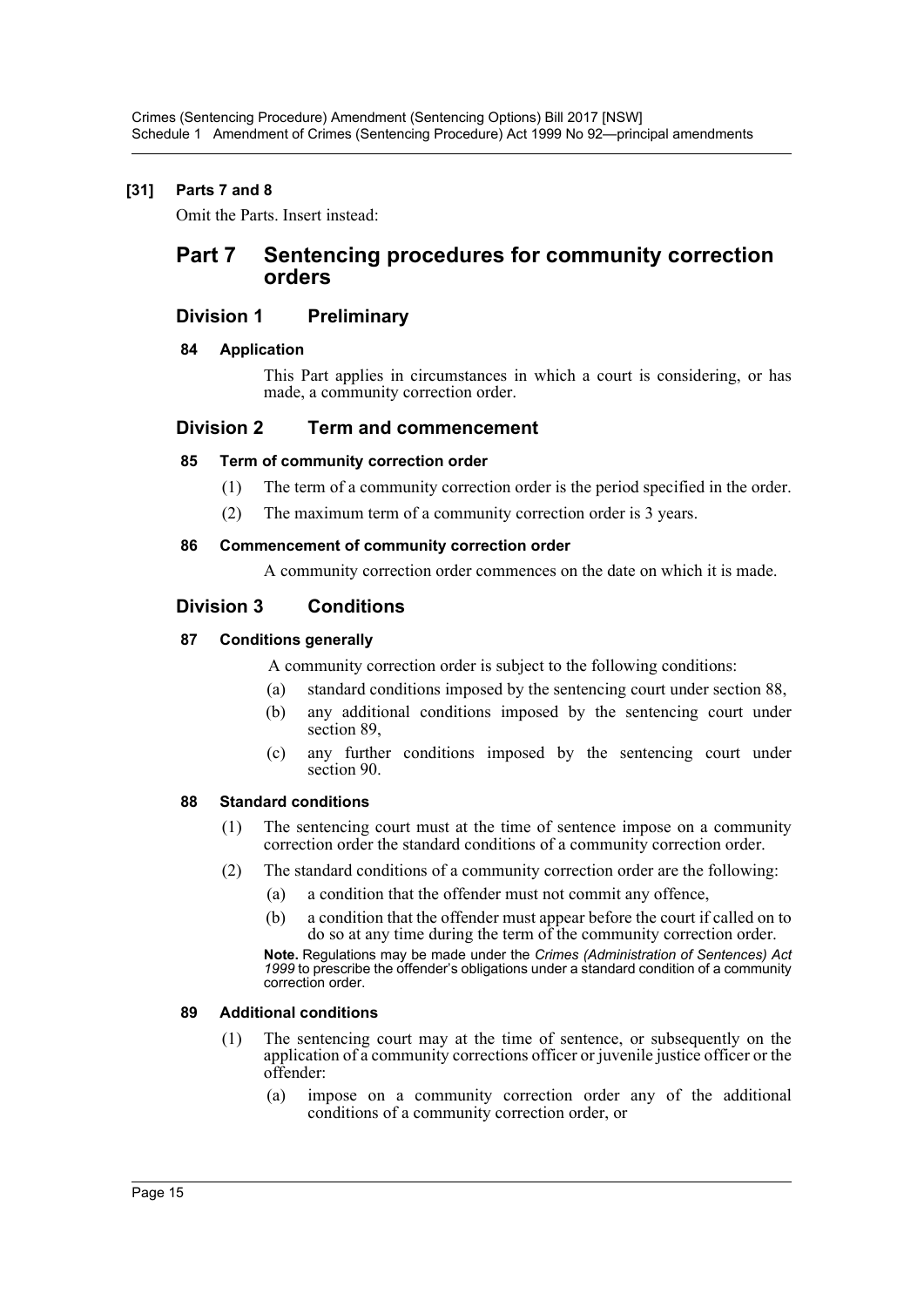### [31] Parts 7 and 8

Omit the Parts. Insert instead:

# Part 7 Sentencing procedures for community correction orders

## Division 1 Preliminary

### 84 Application

This Part applies in circumstances in which a court is considering, or has made, a community correction order.

## Division 2 Term and commencement

### 85 Term of community correction order

(1) The term of a community correction order is the period specified in the order.

(2) The maximum term of a community correction order is 3 years.

### 86 Commencement of community correction order

A community correction order commences on the date on which it is made.

## Division 3 Conditions

### 87 Conditions generally

A community correction order is subject to the following conditions:

(a) standard conditions imposed by the sentencing court under section 88,

(b) any additional conditions imposed by the sentencing court under section 89,

(c) any further conditions imposed by the sentencing court under section 90.

### 88 Standard conditions

(1) The sentencing court must at the time of sentence impose on a community correction order the standard conditions of a community correction order.

(2) The standard conditions of a community correction order are the following:

(a) a condition that the offender must not commit any offence,

(b) a condition that the offender must appear before the court if called on to do so at any time during the term of the community correction order.

**Note.** Regulations may be made under the *Crimes (Administration of Sentences) Act 1999* to prescribe the offender's obligations under a standard condition of a community correction order.

### 89 Additional conditions

(1) The sentencing court may at the time of sentence, or subsequently on the application of a community corrections officer or juvenile justice officer or the offender:

(a) impose on a community correction order any of the additional conditions of a community correction order, or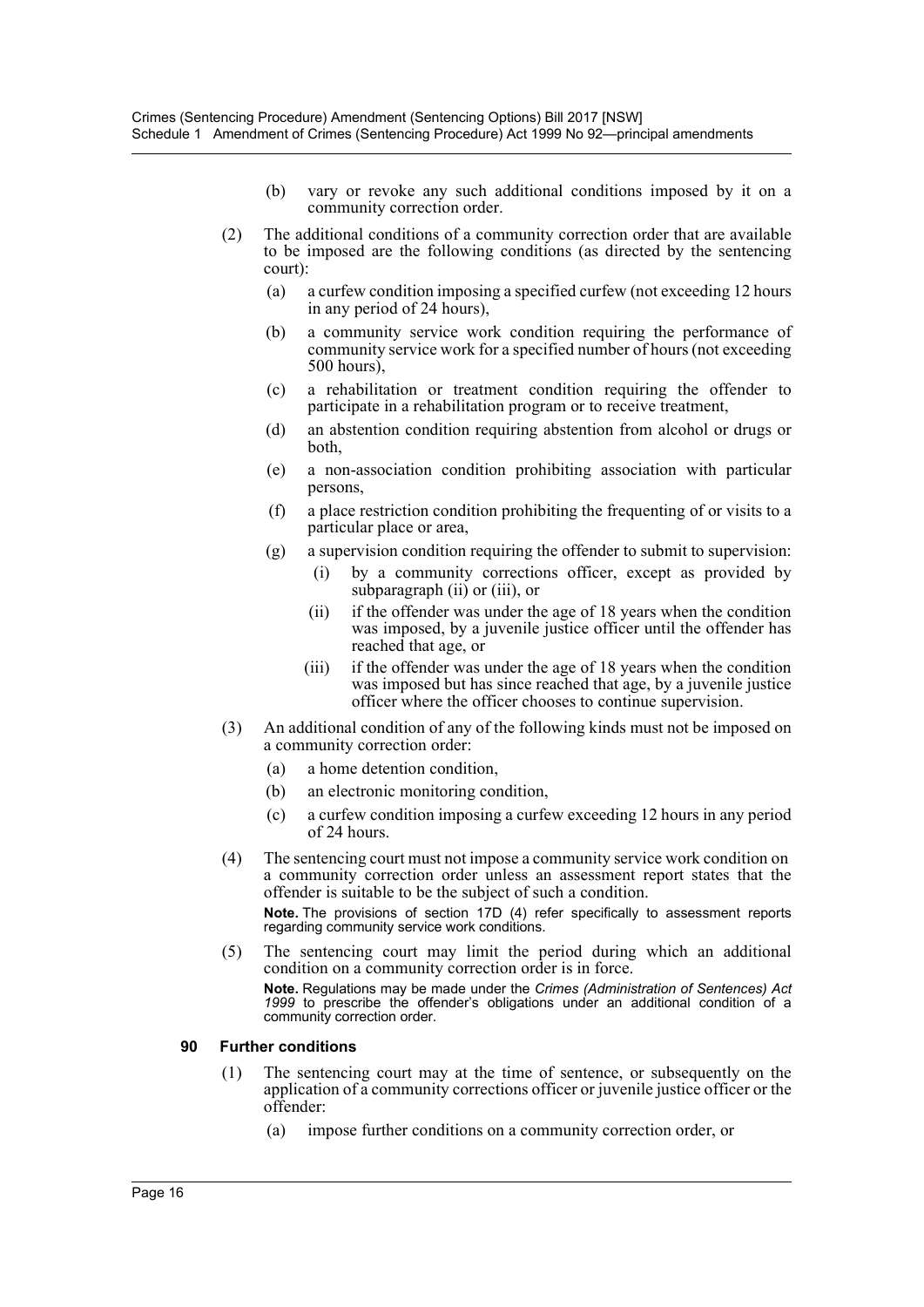(b) vary or revoke any such additional conditions imposed by it on a community correction order.

(2) The additional conditions of a community correction order that are available to be imposed are the following conditions (as directed by the sentencing court):

(a) a curfew condition imposing a specified curfew (not exceeding 12 hours in any period of 24 hours),

(b) a community service work condition requiring the performance of community service work for a specified number of hours (not exceeding 500 hours),

(c) a rehabilitation or treatment condition requiring the offender to participate in a rehabilitation program or to receive treatment,

(d) an abstention condition requiring abstention from alcohol or drugs or both,

(e) a non-association condition prohibiting association with particular persons,

(f) a place restriction condition prohibiting the frequenting of or visits to a particular place or area,

(g) a supervision condition requiring the offender to submit to supervision:

(i) by a community corrections officer, except as provided by subparagraph (ii) or (iii), or

(ii) if the offender was under the age of 18 years when the condition was imposed, by a juvenile justice officer until the offender has reached that age, or

(iii) if the offender was under the age of 18 years when the condition was imposed but has since reached that age, by a juvenile justice officer where the officer chooses to continue supervision.

(3) An additional condition of any of the following kinds must not be imposed on a community correction order:

(a) a home detention condition,

(b) an electronic monitoring condition,

(c) a curfew condition imposing a curfew exceeding 12 hours in any period of 24 hours.

(4) The sentencing court must not impose a community service work condition on a community correction order unless an assessment report states that the offender is suitable to be the subject of such a condition.

**Note.** The provisions of section 17D (4) refer specifically to assessment reports regarding community service work conditions.

(5) The sentencing court may limit the period during which an additional condition on a community correction order is in force.

**Note.** Regulations may be made under the *Crimes (Administration of Sentences) Act 1999* to prescribe the offender's obligations under an additional condition of a community correction order.

#### 90 Further conditions

(1) The sentencing court may at the time of sentence, or subsequently on the application of a community corrections officer or juvenile justice officer or the offender:

(a) impose further conditions on a community correction order, or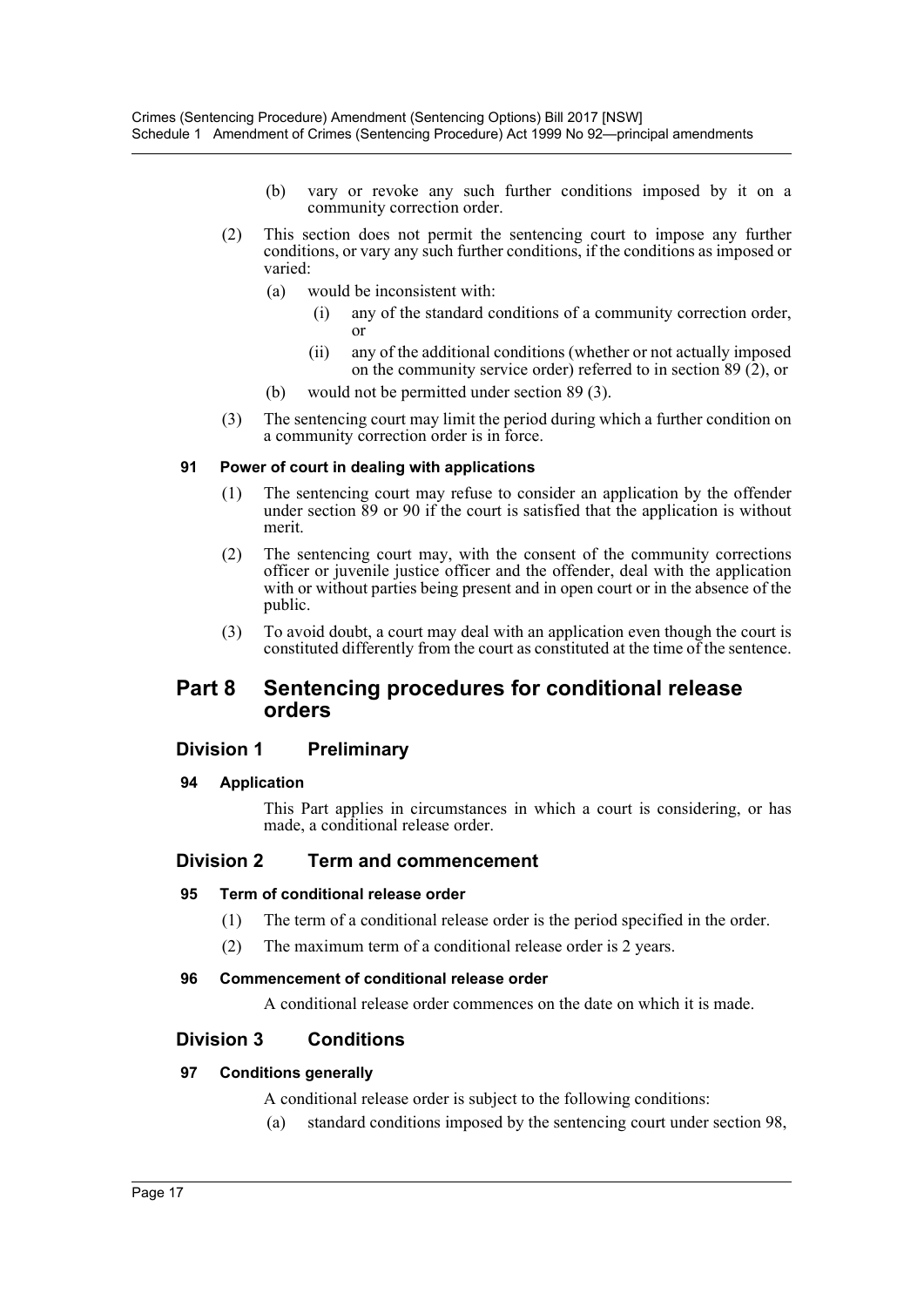(b) vary or revoke any such further conditions imposed by it on a community correction order.

(2) This section does not permit the sentencing court to impose any further conditions, or vary any such further conditions, if the conditions as imposed or varied:

(a) would be inconsistent with:

(i) any of the standard conditions of a community correction order, or

(ii) any of the additional conditions (whether or not actually imposed on the community service order) referred to in section 89 (2), or

(b) would not be permitted under section 89 (3).

(3) The sentencing court may limit the period during which a further condition on a community correction order is in force.

#### 91 Power of court in dealing with applications

(1) The sentencing court may refuse to consider an application by the offender under section 89 or 90 if the court is satisfied that the application is without merit.

(2) The sentencing court may, with the consent of the community corrections officer or juvenile justice officer and the offender, deal with the application with or without parties being present and in open court or in the absence of the public.

(3) To avoid doubt, a court may deal with an application even though the court is constituted differently from the court as constituted at the time of the sentence.

## Part 8 Sentencing procedures for conditional release orders

### Division 1 Preliminary

#### 94 Application

This Part applies in circumstances in which a court is considering, or has made, a conditional release order.

### Division 2 Term and commencement

#### 95 Term of conditional release order

(1) The term of a conditional release order is the period specified in the order.

(2) The maximum term of a conditional release order is 2 years.

#### 96 Commencement of conditional release order

A conditional release order commences on the date on which it is made.

### Division 3 Conditions

#### 97 Conditions generally

A conditional release order is subject to the following conditions:

(a) standard conditions imposed by the sentencing court under section 98,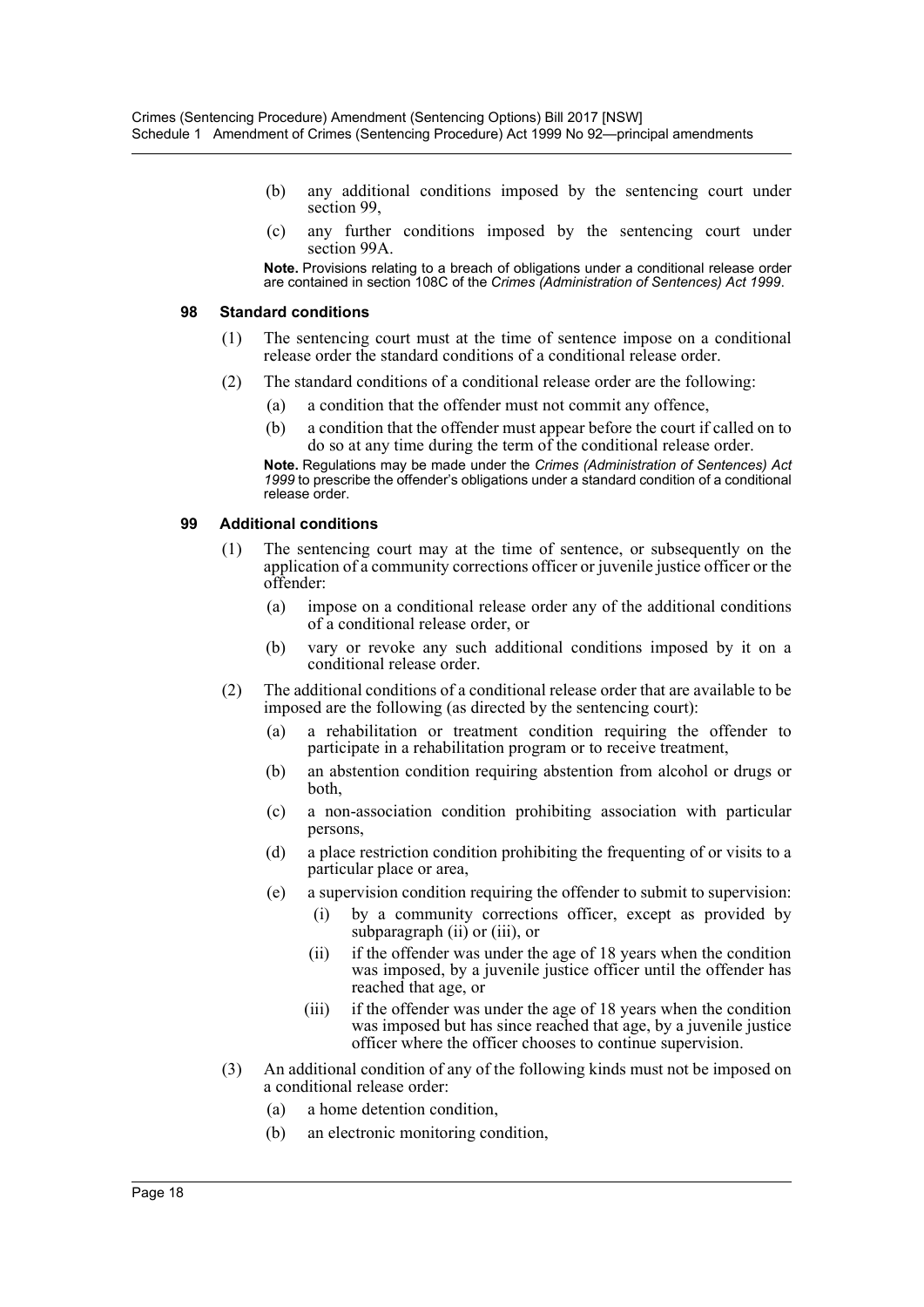(b) any additional conditions imposed by the sentencing court under section 99,

(c) any further conditions imposed by the sentencing court under section 99A.

**Note.** Provisions relating to a breach of obligations under a conditional release order are contained in section 108C of the *Crimes (Administration of Sentences) Act 1999*.

### 98 Standard conditions

(1) The sentencing court must at the time of sentence impose on a conditional release order the standard conditions of a conditional release order.

(2) The standard conditions of a conditional release order are the following:

(a) a condition that the offender must not commit any offence,

(b) a condition that the offender must appear before the court if called on to do so at any time during the term of the conditional release order.

**Note.** Regulations may be made under the *Crimes (Administration of Sentences) Act 1999* to prescribe the offender's obligations under a standard condition of a conditional release order.

### 99 Additional conditions

(1) The sentencing court may at the time of sentence, or subsequently on the application of a community corrections officer or juvenile justice officer or the offender:

(a) impose on a conditional release order any of the additional conditions of a conditional release order, or

(b) vary or revoke any such additional conditions imposed by it on a conditional release order.

(2) The additional conditions of a conditional release order that are available to be imposed are the following (as directed by the sentencing court):

(a) a rehabilitation or treatment condition requiring the offender to participate in a rehabilitation program or to receive treatment,

(b) an abstention condition requiring abstention from alcohol or drugs or both,

(c) a non-association condition prohibiting association with particular persons,

(d) a place restriction condition prohibiting the frequenting of or visits to a particular place or area,

(e) a supervision condition requiring the offender to submit to supervision:

(i) by a community corrections officer, except as provided by subparagraph (ii) or (iii), or

(ii) if the offender was under the age of 18 years when the condition was imposed, by a juvenile justice officer until the offender has reached that age, or

(iii) if the offender was under the age of 18 years when the condition was imposed but has since reached that age, by a juvenile justice officer where the officer chooses to continue supervision.

(3) An additional condition of any of the following kinds must not be imposed on a conditional release order:

(a) a home detention condition,

(b) an electronic monitoring condition,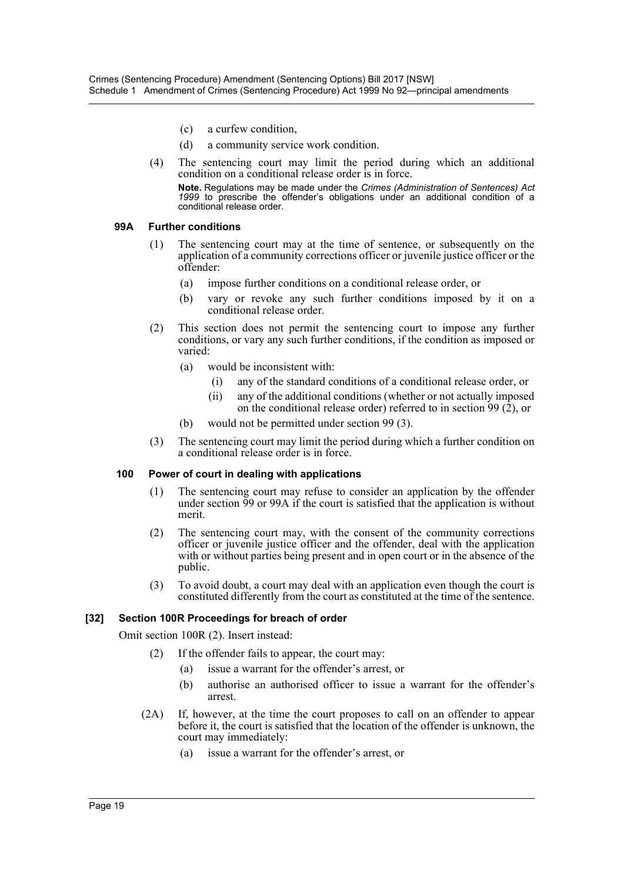(c) a curfew condition,

(d) a community service work condition.

(4) The sentencing court may limit the period during which an additional condition on a conditional release order is in force.

**Note.** Regulations may be made under the *Crimes (Administration of Sentences) Act 1999* to prescribe the offender's obligations under an additional condition of a conditional release order.

#### 99A Further conditions

(1) The sentencing court may at the time of sentence, or subsequently on the application of a community corrections officer or juvenile justice officer or the offender:

(a) impose further conditions on a conditional release order, or

(b) vary or revoke any such further conditions imposed by it on a conditional release order.

(2) This section does not permit the sentencing court to impose any further conditions, or vary any such further conditions, if the condition as imposed or varied:

(a) would be inconsistent with:

(i) any of the standard conditions of a conditional release order, or

(ii) any of the additional conditions (whether or not actually imposed on the conditional release order) referred to in section 99 (2), or

(b) would not be permitted under section 99 (3).

(3) The sentencing court may limit the period during which a further condition on a conditional release order is in force.

#### 100 Power of court in dealing with applications

(1) The sentencing court may refuse to consider an application by the offender under section 99 or 99A if the court is satisfied that the application is without merit.

(2) The sentencing court may, with the consent of the community corrections officer or juvenile justice officer and the offender, deal with the application with or without parties being present and in open court or in the absence of the public.

(3) To avoid doubt, a court may deal with an application even though the court is constituted differently from the court as constituted at the time of the sentence.

### [32] Section 100R Proceedings for breach of order

Omit section 100R (2). Insert instead:

(2) If the offender fails to appear, the court may:

(a) issue a warrant for the offender's arrest, or

(b) authorise an authorised officer to issue a warrant for the offender's arrest.

(2A) If, however, at the time the court proposes to call on an offender to appear before it, the court is satisfied that the location of the offender is unknown, the court may immediately:

(a) issue a warrant for the offender's arrest, or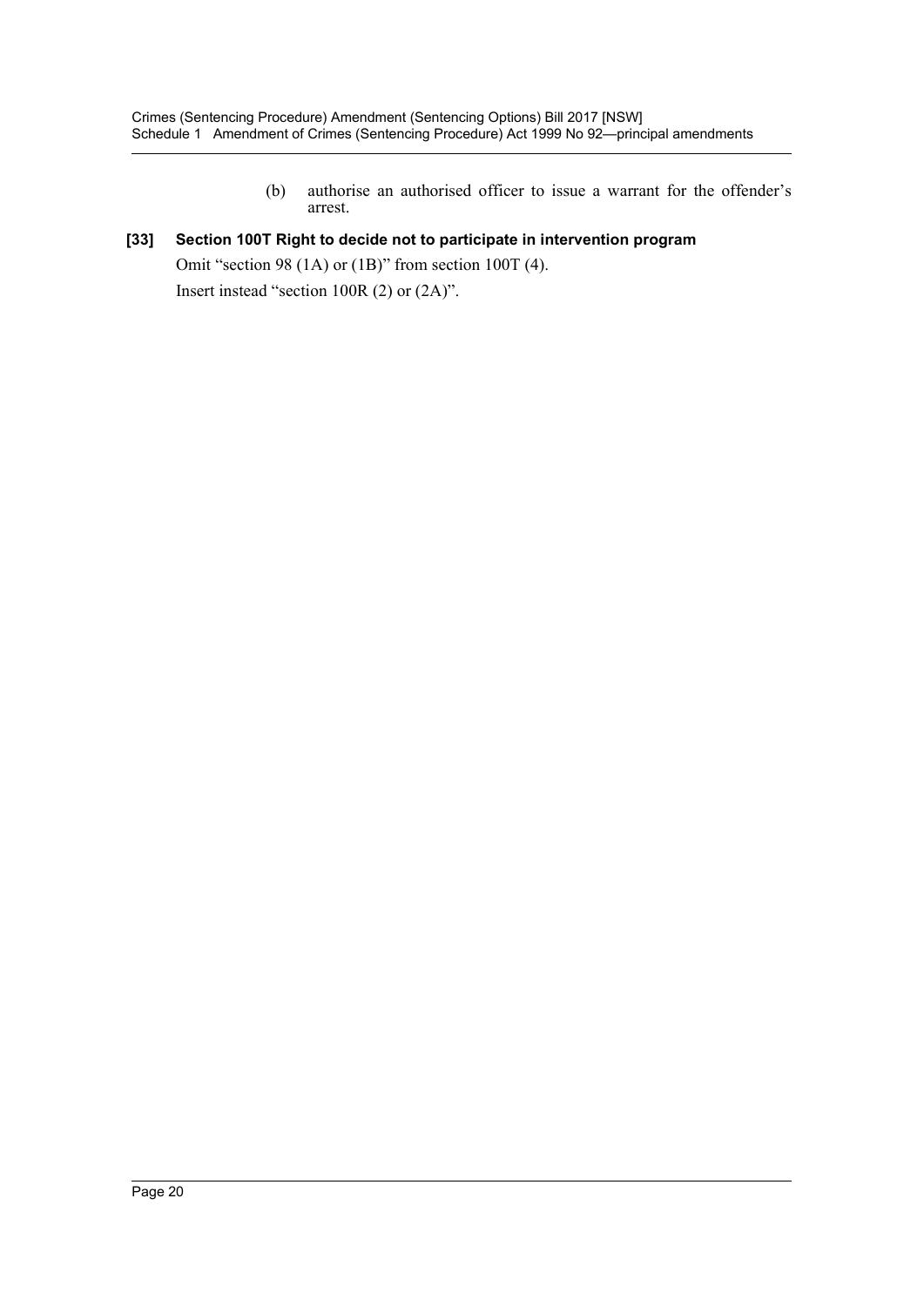(b) authorise an authorised officer to issue a warrant for the offender's arrest.

**[33] Section 100T Right to decide not to participate in intervention program**

Omit "section 98 (1A) or (1B)" from section 100T (4).

Insert instead "section 100R (2) or (2A)".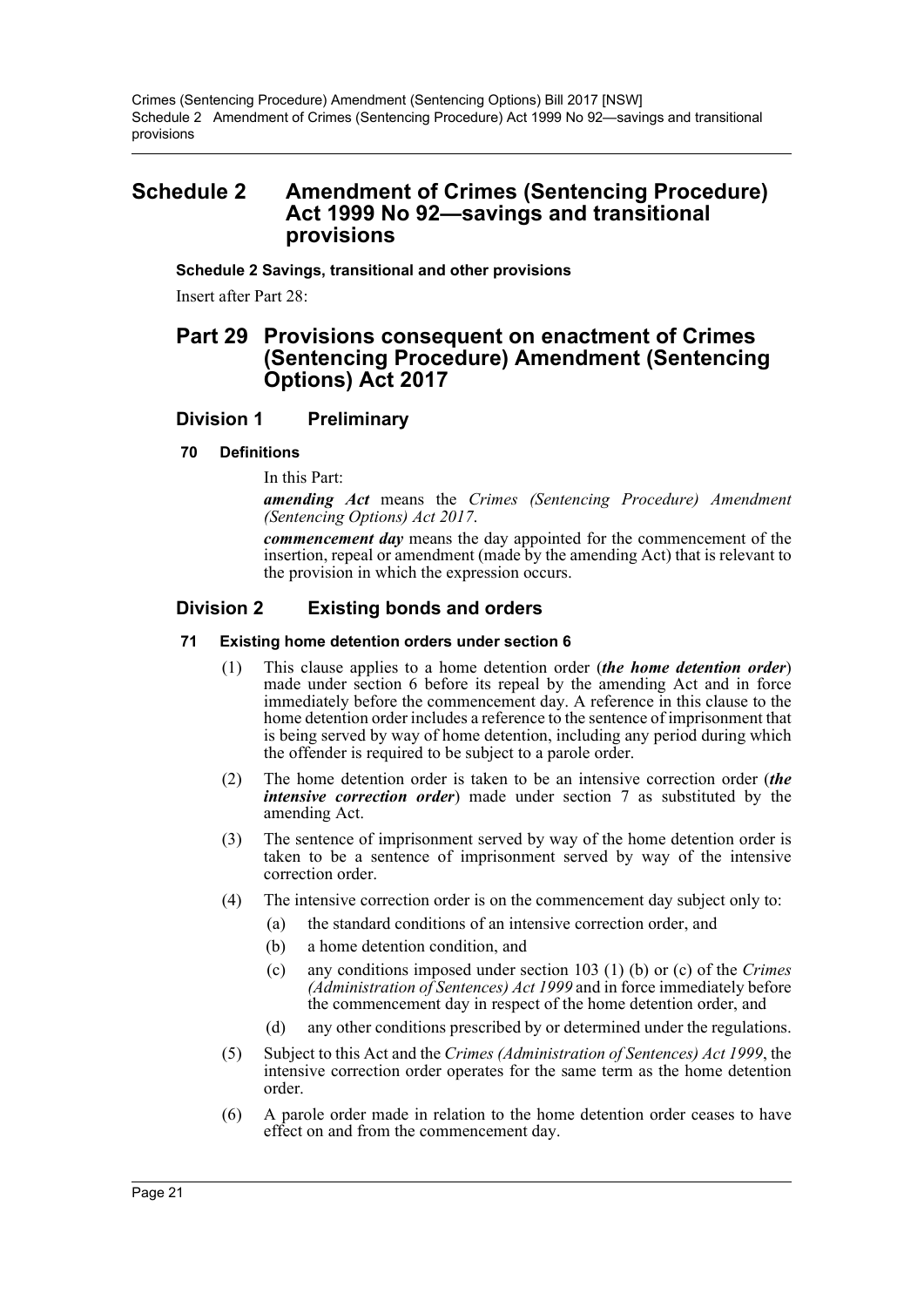# Schedule 2 Amendment of Crimes (Sentencing Procedure) Act 1999 No 92—savings and transitional provisions

**Schedule 2 Savings, transitional and other provisions**

Insert after Part 28:

## Part 29 Provisions consequent on enactment of Crimes (Sentencing Procedure) Amendment (Sentencing Options) Act 2017

### Division 1 Preliminary

#### 70 Definitions

In this Part:

***amending Act*** means the *Crimes (Sentencing Procedure) Amendment (Sentencing Options) Act 2017*.

***commencement day*** means the day appointed for the commencement of the insertion, repeal or amendment (made by the amending Act) that is relevant to the provision in which the expression occurs.

### Division 2 Existing bonds and orders

#### 71 Existing home detention orders under section 6

(1) This clause applies to a home detention order (***the home detention order***) made under section 6 before its repeal by the amending Act and in force immediately before the commencement day. A reference in this clause to the home detention order includes a reference to the sentence of imprisonment that is being served by way of home detention, including any period during which the offender is required to be subject to a parole order.

(2) The home detention order is taken to be an intensive correction order (***the intensive correction order***) made under section 7 as substituted by the amending Act.

(3) The sentence of imprisonment served by way of the home detention order is taken to be a sentence of imprisonment served by way of the intensive correction order.

(4) The intensive correction order is on the commencement day subject only to:

- (a) the standard conditions of an intensive correction order, and
- (b) a home detention condition, and
- (c) any conditions imposed under section 103 (1) (b) or (c) of the *Crimes (Administration of Sentences) Act 1999* and in force immediately before the commencement day in respect of the home detention order, and
- (d) any other conditions prescribed by or determined under the regulations.

(5) Subject to this Act and the *Crimes (Administration of Sentences) Act 1999*, the intensive correction order operates for the same term as the home detention order.

(6) A parole order made in relation to the home detention order ceases to have effect on and from the commencement day.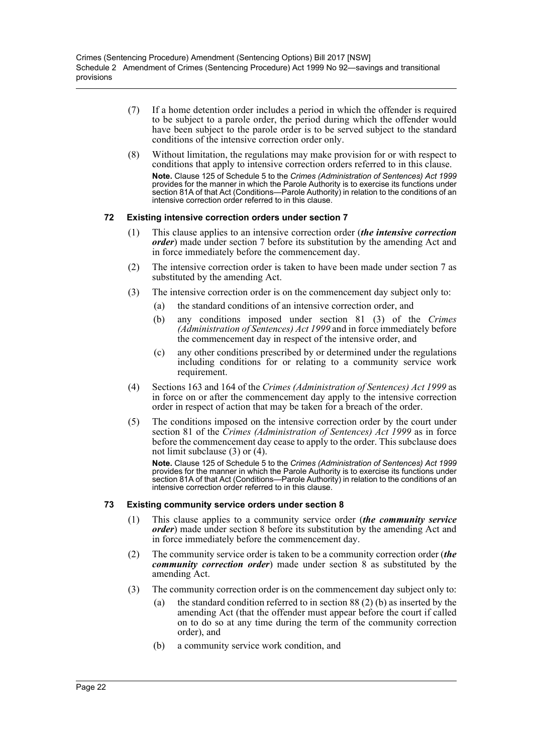(7) If a home detention order includes a period in which the offender is required to be subject to a parole order, the period during which the offender would have been subject to the parole order is to be served subject to the standard conditions of the intensive correction order only.

(8) Without limitation, the regulations may make provision for or with respect to conditions that apply to intensive correction orders referred to in this clause.

**Note.** Clause 125 of Schedule 5 to the *Crimes (Administration of Sentences) Act 1999* provides for the manner in which the Parole Authority is to exercise its functions under section 81A of that Act (Conditions—Parole Authority) in relation to the conditions of an intensive correction order referred to in this clause.

### 72 Existing intensive correction orders under section 7

(1) This clause applies to an intensive correction order (***the intensive correction order***) made under section 7 before its substitution by the amending Act and in force immediately before the commencement day.

(2) The intensive correction order is taken to have been made under section 7 as substituted by the amending Act.

(3) The intensive correction order is on the commencement day subject only to:

- (a) the standard conditions of an intensive correction order, and
- (b) any conditions imposed under section 81 (3) of the *Crimes (Administration of Sentences) Act 1999* and in force immediately before the commencement day in respect of the intensive order, and
- (c) any other conditions prescribed by or determined under the regulations including conditions for or relating to a community service work requirement.

(4) Sections 163 and 164 of the *Crimes (Administration of Sentences) Act 1999* as in force on or after the commencement day apply to the intensive correction order in respect of action that may be taken for a breach of the order.

(5) The conditions imposed on the intensive correction order by the court under section 81 of the *Crimes (Administration of Sentences) Act 1999* as in force before the commencement day cease to apply to the order. This subclause does not limit subclause (3) or (4).

**Note.** Clause 125 of Schedule 5 to the *Crimes (Administration of Sentences) Act 1999* provides for the manner in which the Parole Authority is to exercise its functions under section 81A of that Act (Conditions—Parole Authority) in relation to the conditions of an intensive correction order referred to in this clause.

### 73 Existing community service orders under section 8

(1) This clause applies to a community service order (***the community service order***) made under section 8 before its substitution by the amending Act and in force immediately before the commencement day.

(2) The community service order is taken to be a community correction order (***the community correction order***) made under section 8 as substituted by the amending Act.

(3) The community correction order is on the commencement day subject only to:

- (a) the standard condition referred to in section 88 (2) (b) as inserted by the amending Act (that the offender must appear before the court if called on to do so at any time during the term of the community correction order), and
- (b) a community service work condition, and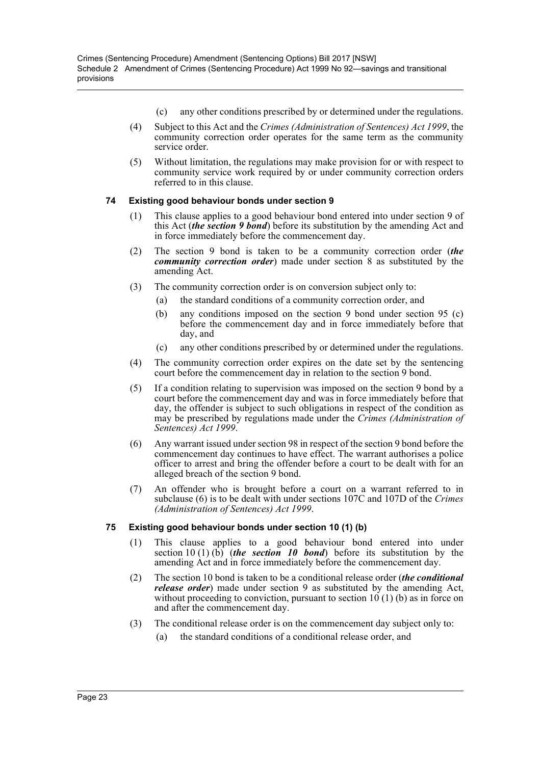(c) any other conditions prescribed by or determined under the regulations.

(4) Subject to this Act and the *Crimes (Administration of Sentences) Act 1999*, the community correction order operates for the same term as the community service order.

(5) Without limitation, the regulations may make provision for or with respect to community service work required by or under community correction orders referred to in this clause.

**74 Existing good behaviour bonds under section 9**

(1) This clause applies to a good behaviour bond entered into under section 9 of this Act (***the section 9 bond***) before its substitution by the amending Act and in force immediately before the commencement day.

(2) The section 9 bond is taken to be a community correction order (***the community correction order***) made under section 8 as substituted by the amending Act.

(3) The community correction order is on conversion subject only to:

(a) the standard conditions of a community correction order, and

(b) any conditions imposed on the section 9 bond under section 95 (c) before the commencement day and in force immediately before that day, and

(c) any other conditions prescribed by or determined under the regulations.

(4) The community correction order expires on the date set by the sentencing court before the commencement day in relation to the section 9 bond.

(5) If a condition relating to supervision was imposed on the section 9 bond by a court before the commencement day and was in force immediately before that day, the offender is subject to such obligations in respect of the condition as may be prescribed by regulations made under the *Crimes (Administration of Sentences) Act 1999*.

(6) Any warrant issued under section 98 in respect of the section 9 bond before the commencement day continues to have effect. The warrant authorises a police officer to arrest and bring the offender before a court to be dealt with for an alleged breach of the section 9 bond.

(7) An offender who is brought before a court on a warrant referred to in subclause (6) is to be dealt with under sections 107C and 107D of the *Crimes (Administration of Sentences) Act 1999*.

**75 Existing good behaviour bonds under section 10 (1) (b)**

(1) This clause applies to a good behaviour bond entered into under section 10 (1) (b) (***the section 10 bond***) before its substitution by the amending Act and in force immediately before the commencement day.

(2) The section 10 bond is taken to be a conditional release order (***the conditional release order***) made under section 9 as substituted by the amending Act, without proceeding to conviction, pursuant to section 10 (1) (b) as in force on and after the commencement day.

(3) The conditional release order is on the commencement day subject only to:

(a) the standard conditions of a conditional release order, and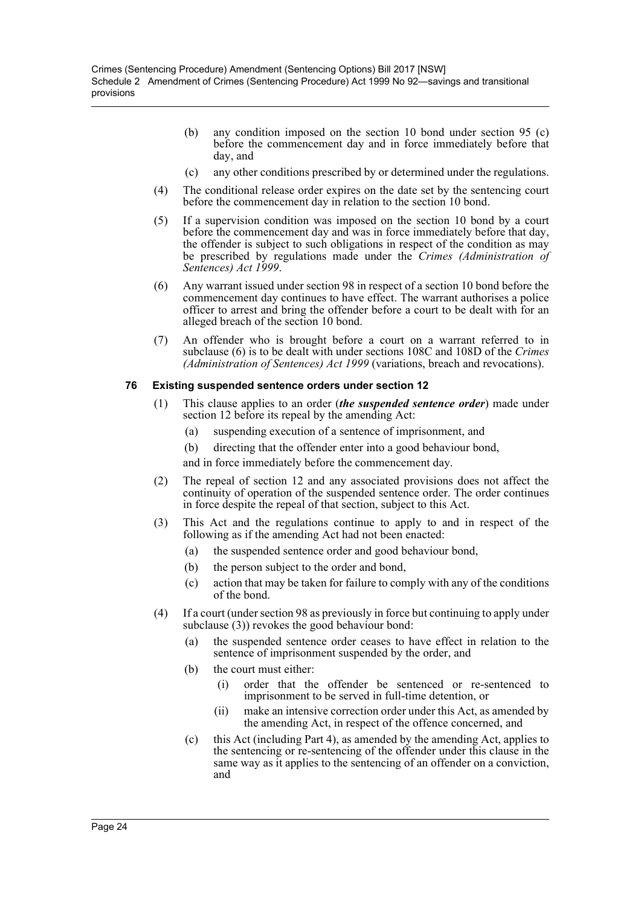(b) any condition imposed on the section 10 bond under section 95 (c) before the commencement day and in force immediately before that day, and

(c) any other conditions prescribed by or determined under the regulations.

(4) The conditional release order expires on the date set by the sentencing court before the commencement day in relation to the section 10 bond.

(5) If a supervision condition was imposed on the section 10 bond by a court before the commencement day and was in force immediately before that day, the offender is subject to such obligations in respect of the condition as may be prescribed by regulations made under the *Crimes (Administration of Sentences) Act 1999*.

(6) Any warrant issued under section 98 in respect of a section 10 bond before the commencement day continues to have effect. The warrant authorises a police officer to arrest and bring the offender before a court to be dealt with for an alleged breach of the section 10 bond.

(7) An offender who is brought before a court on a warrant referred to in subclause (6) is to be dealt with under sections 108C and 108D of the *Crimes (Administration of Sentences) Act 1999* (variations, breach and revocations).

### 76 Existing suspended sentence orders under section 12

(1) This clause applies to an order (***the suspended sentence order***) made under section 12 before its repeal by the amending Act:

(a) suspending execution of a sentence of imprisonment, and

(b) directing that the offender enter into a good behaviour bond,

and in force immediately before the commencement day.

(2) The repeal of section 12 and any associated provisions does not affect the continuity of operation of the suspended sentence order. The order continues in force despite the repeal of that section, subject to this Act.

(3) This Act and the regulations continue to apply to and in respect of the following as if the amending Act had not been enacted:

(a) the suspended sentence order and good behaviour bond,

(b) the person subject to the order and bond,

(c) action that may be taken for failure to comply with any of the conditions of the bond.

(4) If a court (under section 98 as previously in force but continuing to apply under subclause (3)) revokes the good behaviour bond:

(a) the suspended sentence order ceases to have effect in relation to the sentence of imprisonment suspended by the order, and

(b) the court must either:

(i) order that the offender be sentenced or re-sentenced to imprisonment to be served in full-time detention, or

(ii) make an intensive correction order under this Act, as amended by the amending Act, in respect of the offence concerned, and

(c) this Act (including Part 4), as amended by the amending Act, applies to the sentencing or re-sentencing of the offender under this clause in the same way as it applies to the sentencing of an offender on a conviction, and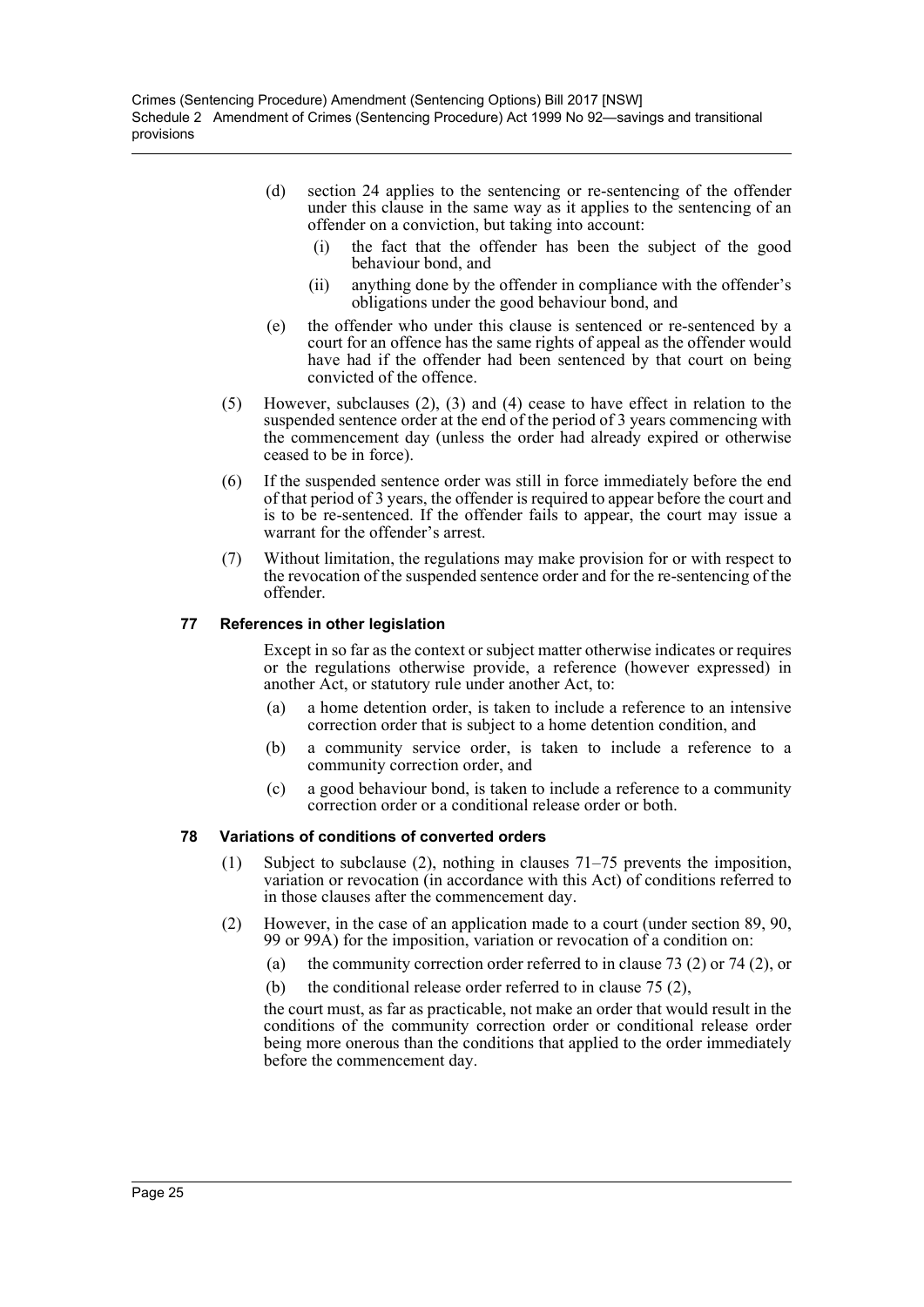(d) section 24 applies to the sentencing or re-sentencing of the offender under this clause in the same way as it applies to the sentencing of an offender on a conviction, but taking into account:

   (i) the fact that the offender has been the subject of the good behaviour bond, and

   (ii) anything done by the offender in compliance with the offender's obligations under the good behaviour bond, and

(e) the offender who under this clause is sentenced or re-sentenced by a court for an offence has the same rights of appeal as the offender would have had if the offender had been sentenced by that court on being convicted of the offence.

(5) However, subclauses (2), (3) and (4) cease to have effect in relation to the suspended sentence order at the end of the period of 3 years commencing with the commencement day (unless the order had already expired or otherwise ceased to be in force).

(6) If the suspended sentence order was still in force immediately before the end of that period of 3 years, the offender is required to appear before the court and is to be re-sentenced. If the offender fails to appear, the court may issue a warrant for the offender's arrest.

(7) Without limitation, the regulations may make provision for or with respect to the revocation of the suspended sentence order and for the re-sentencing of the offender.

### 77 References in other legislation

Except in so far as the context or subject matter otherwise indicates or requires or the regulations otherwise provide, a reference (however expressed) in another Act, or statutory rule under another Act, to:

(a) a home detention order, is taken to include a reference to an intensive correction order that is subject to a home detention condition, and

(b) a community service order, is taken to include a reference to a community correction order, and

(c) a good behaviour bond, is taken to include a reference to a community correction order or a conditional release order or both.

### 78 Variations of conditions of converted orders

(1) Subject to subclause (2), nothing in clauses 71–75 prevents the imposition, variation or revocation (in accordance with this Act) of conditions referred to in those clauses after the commencement day.

(2) However, in the case of an application made to a court (under section 89, 90, 99 or 99A) for the imposition, variation or revocation of a condition on:

   (a) the community correction order referred to in clause 73 (2) or 74 (2), or

   (b) the conditional release order referred to in clause 75 (2),

the court must, as far as practicable, not make an order that would result in the conditions of the community correction order or conditional release order being more onerous than the conditions that applied to the order immediately before the commencement day.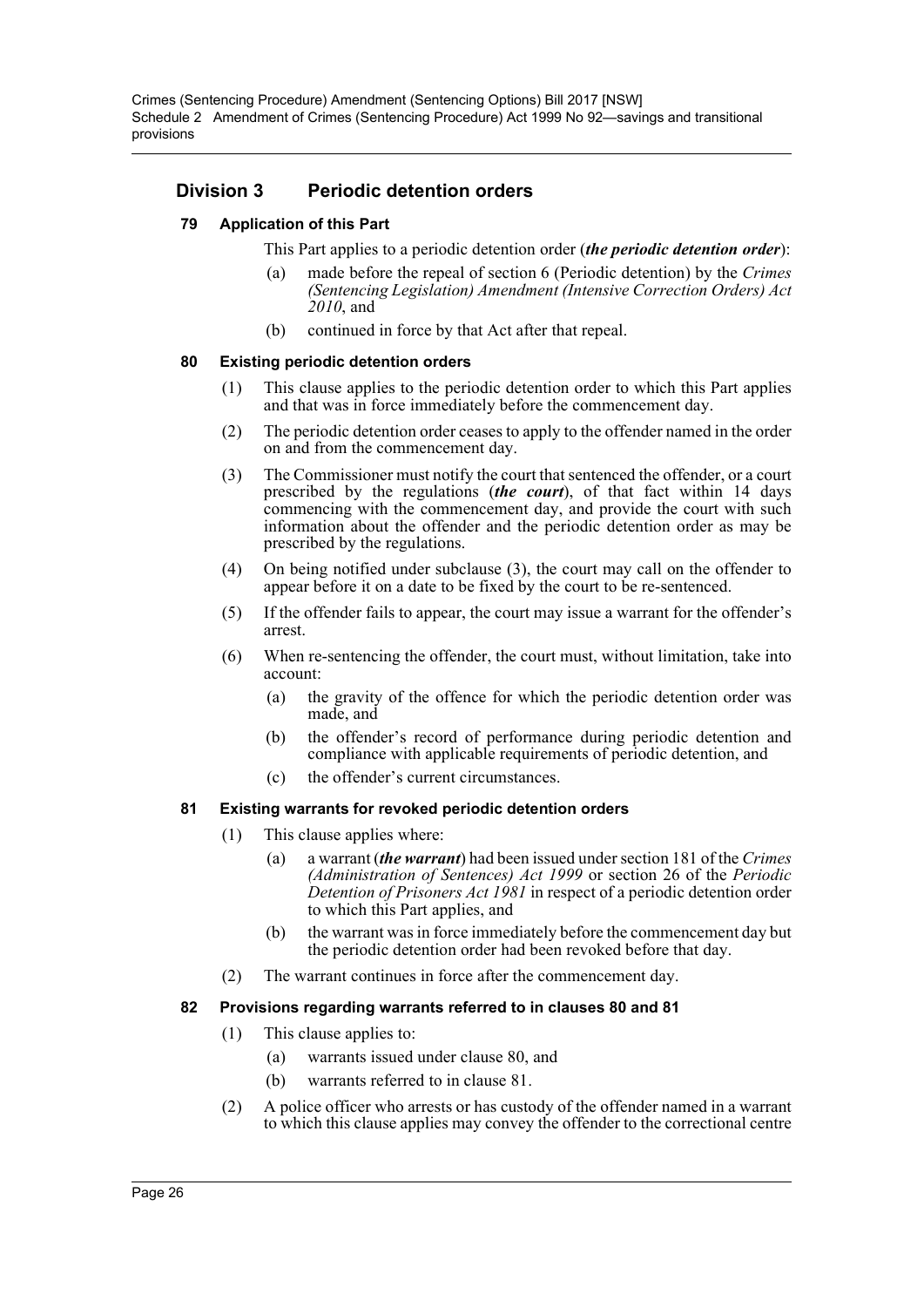## Division 3 Periodic detention orders

### 79 Application of this Part

This Part applies to a periodic detention order (***the periodic detention order***):

(a) made before the repeal of section 6 (Periodic detention) by the *Crimes (Sentencing Legislation) Amendment (Intensive Correction Orders) Act 2010*, and

(b) continued in force by that Act after that repeal.

### 80 Existing periodic detention orders

(1) This clause applies to the periodic detention order to which this Part applies and that was in force immediately before the commencement day.

(2) The periodic detention order ceases to apply to the offender named in the order on and from the commencement day.

(3) The Commissioner must notify the court that sentenced the offender, or a court prescribed by the regulations (***the court***), of that fact within 14 days commencing with the commencement day, and provide the court with such information about the offender and the periodic detention order as may be prescribed by the regulations.

(4) On being notified under subclause (3), the court may call on the offender to appear before it on a date to be fixed by the court to be re-sentenced.

(5) If the offender fails to appear, the court may issue a warrant for the offender's arrest.

(6) When re-sentencing the offender, the court must, without limitation, take into account:

(a) the gravity of the offence for which the periodic detention order was made, and

(b) the offender's record of performance during periodic detention and compliance with applicable requirements of periodic detention, and

(c) the offender's current circumstances.

### 81 Existing warrants for revoked periodic detention orders

(1) This clause applies where:

(a) a warrant (***the warrant***) had been issued under section 181 of the *Crimes (Administration of Sentences) Act 1999* or section 26 of the *Periodic Detention of Prisoners Act 1981* in respect of a periodic detention order to which this Part applies, and

(b) the warrant was in force immediately before the commencement day but the periodic detention order had been revoked before that day.

(2) The warrant continues in force after the commencement day.

### 82 Provisions regarding warrants referred to in clauses 80 and 81

(1) This clause applies to:

(a) warrants issued under clause 80, and

(b) warrants referred to in clause 81.

(2) A police officer who arrests or has custody of the offender named in a warrant to which this clause applies may convey the offender to the correctional centre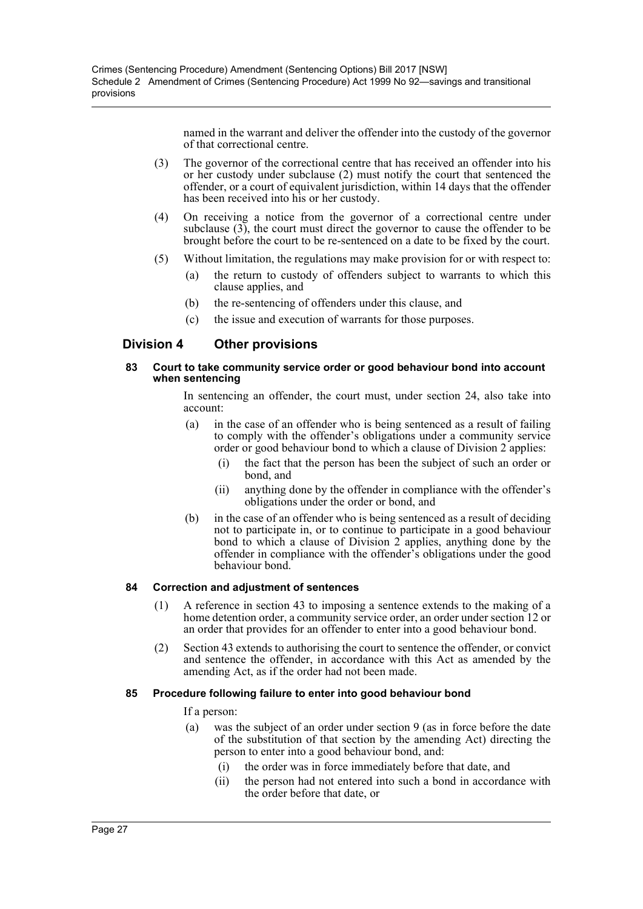named in the warrant and deliver the offender into the custody of the governor of that correctional centre.

(3) The governor of the correctional centre that has received an offender into his or her custody under subclause (2) must notify the court that sentenced the offender, or a court of equivalent jurisdiction, within 14 days that the offender has been received into his or her custody.

(4) On receiving a notice from the governor of a correctional centre under subclause (3), the court must direct the governor to cause the offender to be brought before the court to be re-sentenced on a date to be fixed by the court.

(5) Without limitation, the regulations may make provision for or with respect to:

(a) the return to custody of offenders subject to warrants to which this clause applies, and

(b) the re-sentencing of offenders under this clause, and

(c) the issue and execution of warrants for those purposes.

## Division 4 Other provisions

#### 83 Court to take community service order or good behaviour bond into account when sentencing

In sentencing an offender, the court must, under section 24, also take into account:

(a) in the case of an offender who is being sentenced as a result of failing to comply with the offender's obligations under a community service order or good behaviour bond to which a clause of Division 2 applies:

(i) the fact that the person has been the subject of such an order or bond, and

(ii) anything done by the offender in compliance with the offender's obligations under the order or bond, and

(b) in the case of an offender who is being sentenced as a result of deciding not to participate in, or to continue to participate in a good behaviour bond to which a clause of Division 2 applies, anything done by the offender in compliance with the offender's obligations under the good behaviour bond.

#### 84 Correction and adjustment of sentences

(1) A reference in section 43 to imposing a sentence extends to the making of a home detention order, a community service order, an order under section 12 or an order that provides for an offender to enter into a good behaviour bond.

(2) Section 43 extends to authorising the court to sentence the offender, or convict and sentence the offender, in accordance with this Act as amended by the amending Act, as if the order had not been made.

#### 85 Procedure following failure to enter into good behaviour bond

If a person:

(a) was the subject of an order under section 9 (as in force before the date of the substitution of that section by the amending Act) directing the person to enter into a good behaviour bond, and:

(i) the order was in force immediately before that date, and

(ii) the person had not entered into such a bond in accordance with the order before that date, or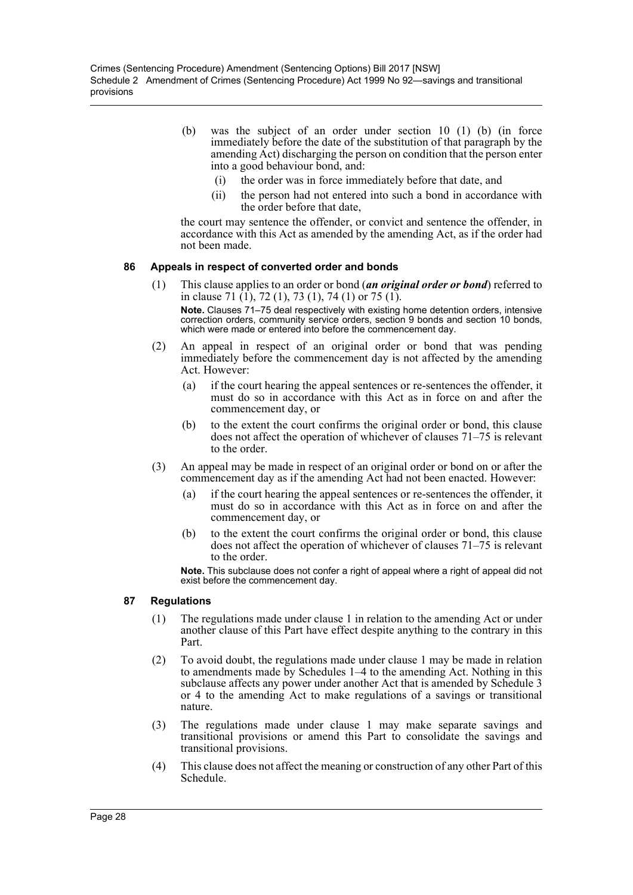(b) was the subject of an order under section 10 (1) (b) (in force immediately before the date of the substitution of that paragraph by the amending Act) discharging the person on condition that the person enter into a good behaviour bond, and:

   (i) the order was in force immediately before that date, and

   (ii) the person had not entered into such a bond in accordance with the order before that date,

the court may sentence the offender, or convict and sentence the offender, in accordance with this Act as amended by the amending Act, as if the order had not been made.

### 86 Appeals in respect of converted order and bonds

(1) This clause applies to an order or bond (***an original order or bond***) referred to in clause 71 (1), 72 (1), 73 (1), 74 (1) or 75 (1).

**Note.** Clauses 71–75 deal respectively with existing home detention orders, intensive correction orders, community service orders, section 9 bonds and section 10 bonds, which were made or entered into before the commencement day.

(2) An appeal in respect of an original order or bond that was pending immediately before the commencement day is not affected by the amending Act. However:

   (a) if the court hearing the appeal sentences or re-sentences the offender, it must do so in accordance with this Act as in force on and after the commencement day, or

   (b) to the extent the court confirms the original order or bond, this clause does not affect the operation of whichever of clauses 71–75 is relevant to the order.

(3) An appeal may be made in respect of an original order or bond on or after the commencement day as if the amending Act had not been enacted. However:

   (a) if the court hearing the appeal sentences or re-sentences the offender, it must do so in accordance with this Act as in force on and after the commencement day, or

   (b) to the extent the court confirms the original order or bond, this clause does not affect the operation of whichever of clauses 71–75 is relevant to the order.

**Note.** This subclause does not confer a right of appeal where a right of appeal did not exist before the commencement day.

### 87 Regulations

(1) The regulations made under clause 1 in relation to the amending Act or under another clause of this Part have effect despite anything to the contrary in this Part.

(2) To avoid doubt, the regulations made under clause 1 may be made in relation to amendments made by Schedules 1–4 to the amending Act. Nothing in this subclause affects any power under another Act that is amended by Schedule 3 or 4 to the amending Act to make regulations of a savings or transitional nature.

(3) The regulations made under clause 1 may make separate savings and transitional provisions or amend this Part to consolidate the savings and transitional provisions.

(4) This clause does not affect the meaning or construction of any other Part of this Schedule.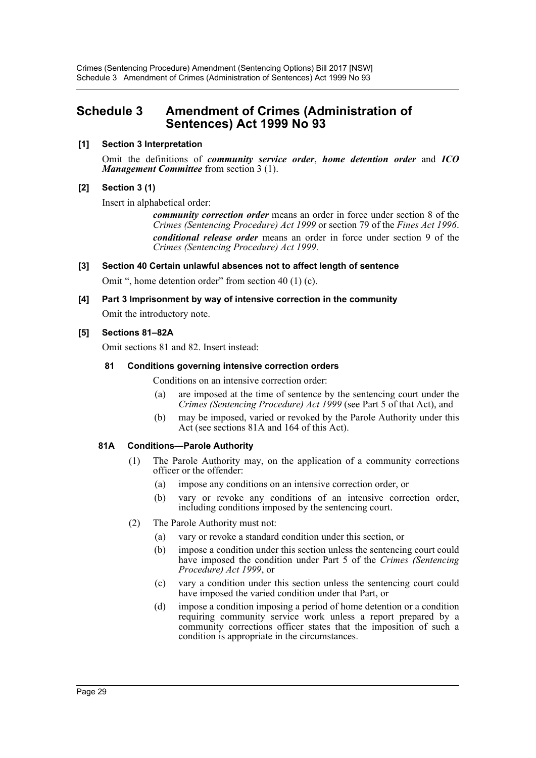## Schedule 3 Amendment of Crimes (Administration of Sentences) Act 1999 No 93

### [1] Section 3 Interpretation

Omit the definitions of ***community service order***, ***home detention order*** and ***ICO Management Committee*** from section 3 (1).

### [2] Section 3 (1)

Insert in alphabetical order:

> ***community correction order*** means an order in force under section 8 of the *Crimes (Sentencing Procedure) Act 1999* or section 79 of the *Fines Act 1996*.
>
> ***conditional release order*** means an order in force under section 9 of the *Crimes (Sentencing Procedure) Act 1999*.

### [3] Section 40 Certain unlawful absences not to affect length of sentence

Omit ", home detention order" from section 40 (1) (c).

### [4] Part 3 Imprisonment by way of intensive correction in the community

Omit the introductory note.

### [5] Sections 81–82A

Omit sections 81 and 82. Insert instead:

#### 81 Conditions governing intensive correction orders

Conditions on an intensive correction order:

(a) are imposed at the time of sentence by the sentencing court under the *Crimes (Sentencing Procedure) Act 1999* (see Part 5 of that Act), and

(b) may be imposed, varied or revoked by the Parole Authority under this Act (see sections 81A and 164 of this Act).

#### 81A Conditions—Parole Authority

(1) The Parole Authority may, on the application of a community corrections officer or the offender:

(a) impose any conditions on an intensive correction order, or

(b) vary or revoke any conditions of an intensive correction order, including conditions imposed by the sentencing court.

(2) The Parole Authority must not:

(a) vary or revoke a standard condition under this section, or

(b) impose a condition under this section unless the sentencing court could have imposed the condition under Part 5 of the *Crimes (Sentencing Procedure) Act 1999*, or

(c) vary a condition under this section unless the sentencing court could have imposed the varied condition under that Part, or

(d) impose a condition imposing a period of home detention or a condition requiring community service work unless a report prepared by a community corrections officer states that the imposition of such a condition is appropriate in the circumstances.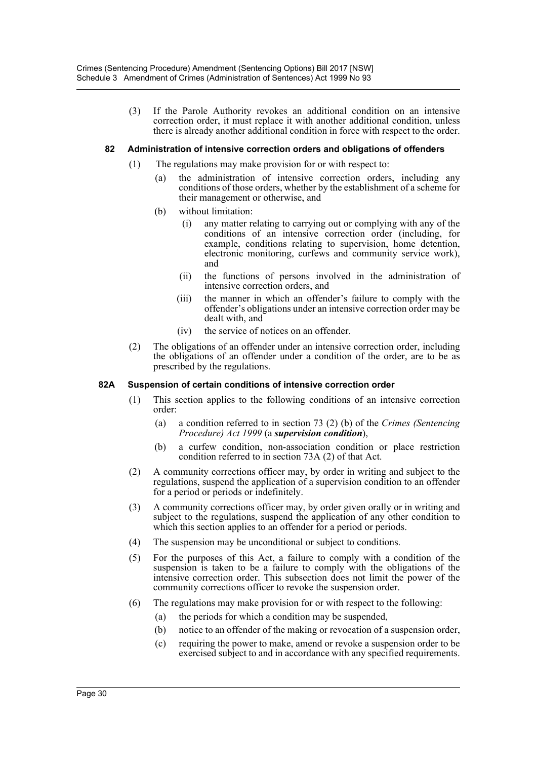(3) If the Parole Authority revokes an additional condition on an intensive correction order, it must replace it with another additional condition, unless there is already another additional condition in force with respect to the order.

#### 82 Administration of intensive correction orders and obligations of offenders

(1) The regulations may make provision for or with respect to:

(a) the administration of intensive correction orders, including any conditions of those orders, whether by the establishment of a scheme for their management or otherwise, and

(b) without limitation:

(i) any matter relating to carrying out or complying with any of the conditions of an intensive correction order (including, for example, conditions relating to supervision, home detention, electronic monitoring, curfews and community service work), and

(ii) the functions of persons involved in the administration of intensive correction orders, and

(iii) the manner in which an offender's failure to comply with the offender's obligations under an intensive correction order may be dealt with, and

(iv) the service of notices on an offender.

(2) The obligations of an offender under an intensive correction order, including the obligations of an offender under a condition of the order, are to be as prescribed by the regulations.

#### 82A Suspension of certain conditions of intensive correction order

(1) This section applies to the following conditions of an intensive correction order:

(a) a condition referred to in section 73 (2) (b) of the *Crimes (Sentencing Procedure) Act 1999* (a ***supervision condition***),

(b) a curfew condition, non-association condition or place restriction condition referred to in section 73A (2) of that Act.

(2) A community corrections officer may, by order in writing and subject to the regulations, suspend the application of a supervision condition to an offender for a period or periods or indefinitely.

(3) A community corrections officer may, by order given orally or in writing and subject to the regulations, suspend the application of any other condition to which this section applies to an offender for a period or periods.

(4) The suspension may be unconditional or subject to conditions.

(5) For the purposes of this Act, a failure to comply with a condition of the suspension is taken to be a failure to comply with the obligations of the intensive correction order. This subsection does not limit the power of the community corrections officer to revoke the suspension order.

(6) The regulations may make provision for or with respect to the following:

(a) the periods for which a condition may be suspended,

(b) notice to an offender of the making or revocation of a suspension order,

(c) requiring the power to make, amend or revoke a suspension order to be exercised subject to and in accordance with any specified requirements.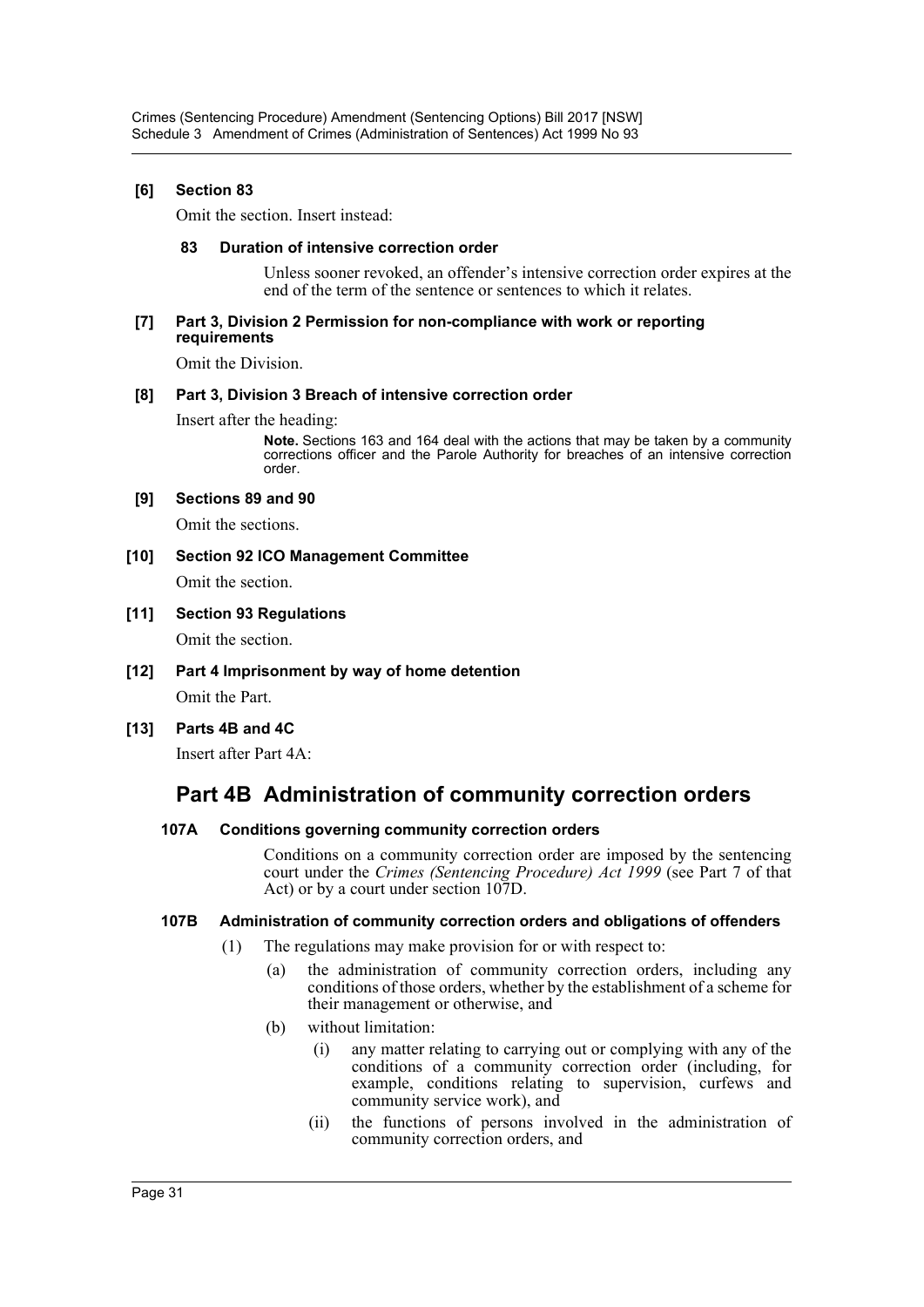**[6] Section 83**

Omit the section. Insert instead:

**83 Duration of intensive correction order**

Unless sooner revoked, an offender's intensive correction order expires at the end of the term of the sentence or sentences to which it relates.

**[7] Part 3, Division 2 Permission for non-compliance with work or reporting requirements**

Omit the Division.

**[8] Part 3, Division 3 Breach of intensive correction order**

Insert after the heading:

**Note.** Sections 163 and 164 deal with the actions that may be taken by a community corrections officer and the Parole Authority for breaches of an intensive correction order.

**[9] Sections 89 and 90**

Omit the sections.

**[10] Section 92 ICO Management Committee**

Omit the section.

**[11] Section 93 Regulations**

Omit the section.

**[12] Part 4 Imprisonment by way of home detention**

Omit the Part.

**[13] Parts 4B and 4C**

Insert after Part 4A:

## Part 4B Administration of community correction orders

**107A Conditions governing community correction orders**

Conditions on a community correction order are imposed by the sentencing court under the *Crimes (Sentencing Procedure) Act 1999* (see Part 7 of that Act) or by a court under section 107D.

**107B Administration of community correction orders and obligations of offenders**

(1) The regulations may make provision for or with respect to:

(a) the administration of community correction orders, including any conditions of those orders, whether by the establishment of a scheme for their management or otherwise, and

(b) without limitation:

(i) any matter relating to carrying out or complying with any of the conditions of a community correction order (including, for example, conditions relating to supervision, curfews and community service work), and

(ii) the functions of persons involved in the administration of community correction orders, and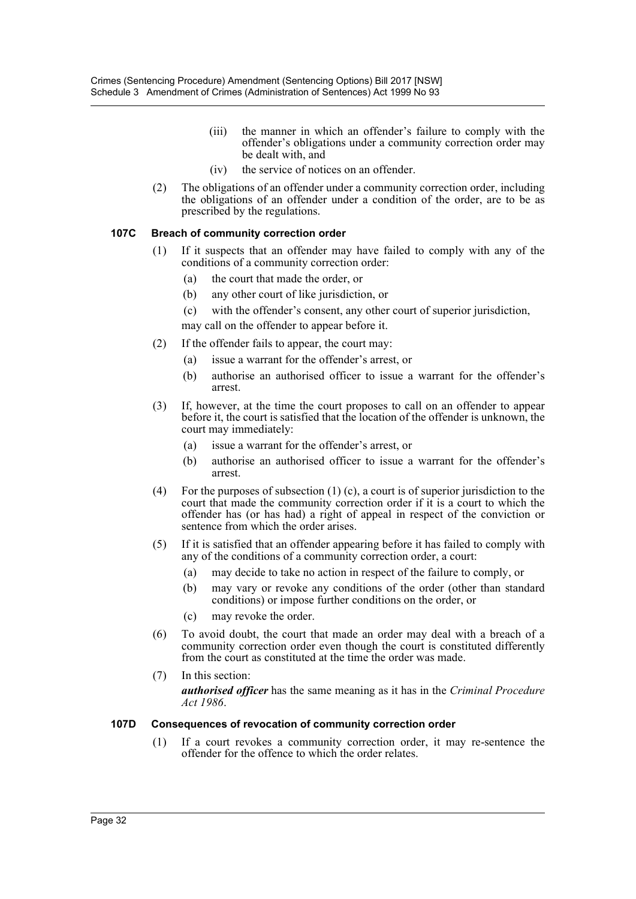(iii) the manner in which an offender's failure to comply with the offender's obligations under a community correction order may be dealt with, and

(iv) the service of notices on an offender.

(2) The obligations of an offender under a community correction order, including the obligations of an offender under a condition of the order, are to be as prescribed by the regulations.

**107C Breach of community correction order**

(1) If it suspects that an offender may have failed to comply with any of the conditions of a community correction order:

(a) the court that made the order, or

(b) any other court of like jurisdiction, or

(c) with the offender's consent, any other court of superior jurisdiction,

may call on the offender to appear before it.

(2) If the offender fails to appear, the court may:

(a) issue a warrant for the offender's arrest, or

(b) authorise an authorised officer to issue a warrant for the offender's arrest.

(3) If, however, at the time the court proposes to call on an offender to appear before it, the court is satisfied that the location of the offender is unknown, the court may immediately:

(a) issue a warrant for the offender's arrest, or

(b) authorise an authorised officer to issue a warrant for the offender's arrest.

(4) For the purposes of subsection (1) (c), a court is of superior jurisdiction to the court that made the community correction order if it is a court to which the offender has (or has had) a right of appeal in respect of the conviction or sentence from which the order arises.

(5) If it is satisfied that an offender appearing before it has failed to comply with any of the conditions of a community correction order, a court:

(a) may decide to take no action in respect of the failure to comply, or

(b) may vary or revoke any conditions of the order (other than standard conditions) or impose further conditions on the order, or

(c) may revoke the order.

(6) To avoid doubt, the court that made an order may deal with a breach of a community correction order even though the court is constituted differently from the court as constituted at the time the order was made.

(7) In this section:

***authorised officer*** has the same meaning as it has in the *Criminal Procedure Act 1986*.

**107D Consequences of revocation of community correction order**

(1) If a court revokes a community correction order, it may re-sentence the offender for the offence to which the order relates.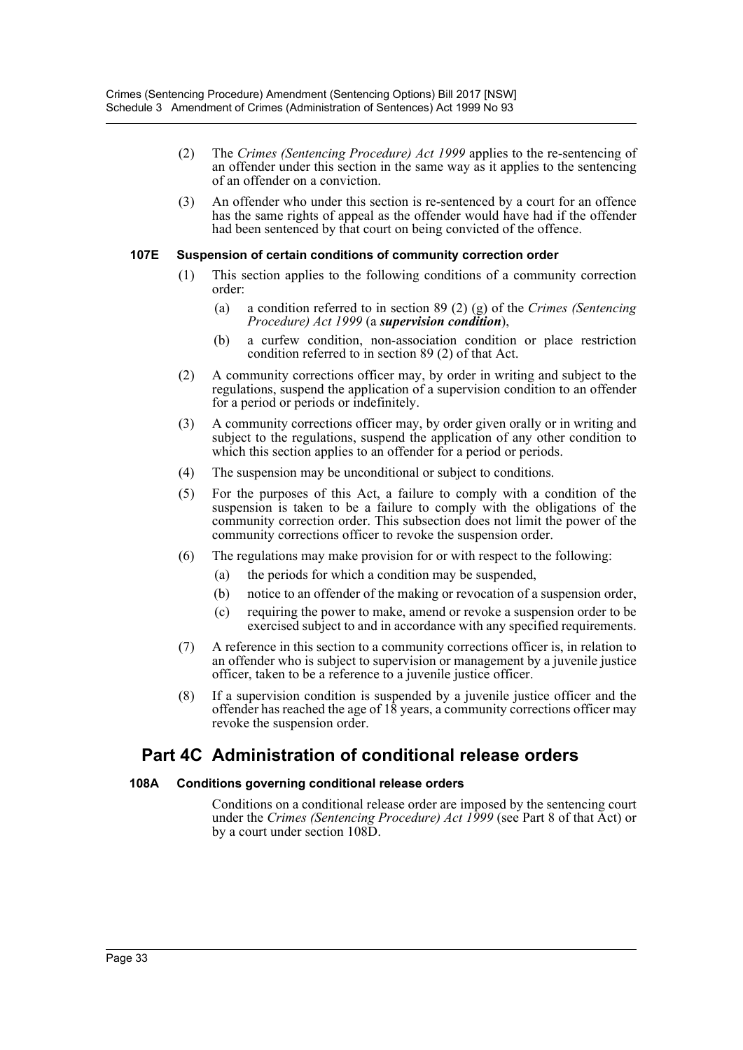(2) The *Crimes (Sentencing Procedure) Act 1999* applies to the re-sentencing of an offender under this section in the same way as it applies to the sentencing of an offender on a conviction.

(3) An offender who under this section is re-sentenced by a court for an offence has the same rights of appeal as the offender would have had if the offender had been sentenced by that court on being convicted of the offence.

#### 107E Suspension of certain conditions of community correction order

(1) This section applies to the following conditions of a community correction order:

- (a) a condition referred to in section 89 (2) (g) of the *Crimes (Sentencing Procedure) Act 1999* (a ***supervision condition***),
- (b) a curfew condition, non-association condition or place restriction condition referred to in section 89 (2) of that Act.

(2) A community corrections officer may, by order in writing and subject to the regulations, suspend the application of a supervision condition to an offender for a period or periods or indefinitely.

(3) A community corrections officer may, by order given orally or in writing and subject to the regulations, suspend the application of any other condition to which this section applies to an offender for a period or periods.

(4) The suspension may be unconditional or subject to conditions.

(5) For the purposes of this Act, a failure to comply with a condition of the suspension is taken to be a failure to comply with the obligations of the community correction order. This subsection does not limit the power of the community corrections officer to revoke the suspension order.

(6) The regulations may make provision for or with respect to the following:

- (a) the periods for which a condition may be suspended,
- (b) notice to an offender of the making or revocation of a suspension order,
- (c) requiring the power to make, amend or revoke a suspension order to be exercised subject to and in accordance with any specified requirements.

(7) A reference in this section to a community corrections officer is, in relation to an offender who is subject to supervision or management by a juvenile justice officer, taken to be a reference to a juvenile justice officer.

(8) If a supervision condition is suspended by a juvenile justice officer and the offender has reached the age of 18 years, a community corrections officer may revoke the suspension order.

## Part 4C Administration of conditional release orders

#### 108A Conditions governing conditional release orders

Conditions on a conditional release order are imposed by the sentencing court under the *Crimes (Sentencing Procedure) Act 1999* (see Part 8 of that Act) or by a court under section 108D.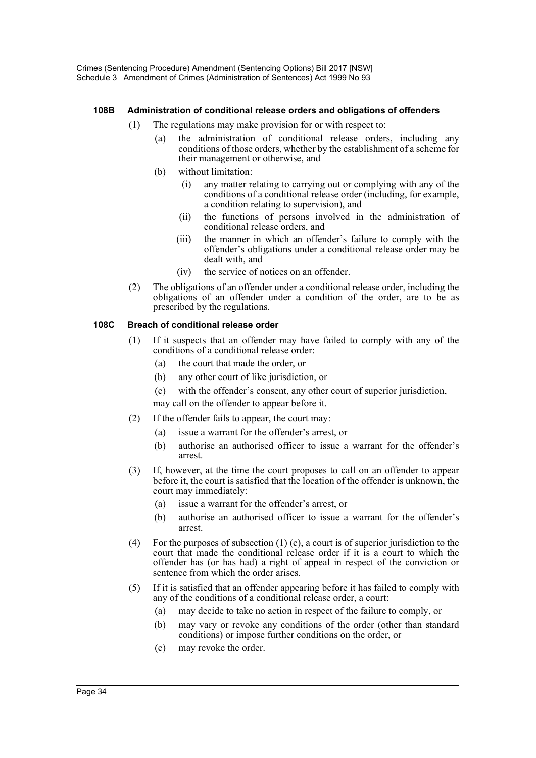### 108B Administration of conditional release orders and obligations of offenders

(1) The regulations may make provision for or with respect to:

(a) the administration of conditional release orders, including any conditions of those orders, whether by the establishment of a scheme for their management or otherwise, and

(b) without limitation:

(i) any matter relating to carrying out or complying with any of the conditions of a conditional release order (including, for example, a condition relating to supervision), and

(ii) the functions of persons involved in the administration of conditional release orders, and

(iii) the manner in which an offender's failure to comply with the offender's obligations under a conditional release order may be dealt with, and

(iv) the service of notices on an offender.

(2) The obligations of an offender under a conditional release order, including the obligations of an offender under a condition of the order, are to be as prescribed by the regulations.

### 108C Breach of conditional release order

(1) If it suspects that an offender may have failed to comply with any of the conditions of a conditional release order:

(a) the court that made the order, or

(b) any other court of like jurisdiction, or

(c) with the offender's consent, any other court of superior jurisdiction,

may call on the offender to appear before it.

(2) If the offender fails to appear, the court may:

(a) issue a warrant for the offender's arrest, or

(b) authorise an authorised officer to issue a warrant for the offender's arrest.

(3) If, however, at the time the court proposes to call on an offender to appear before it, the court is satisfied that the location of the offender is unknown, the court may immediately:

(a) issue a warrant for the offender's arrest, or

(b) authorise an authorised officer to issue a warrant for the offender's arrest.

(4) For the purposes of subsection (1) (c), a court is of superior jurisdiction to the court that made the conditional release order if it is a court to which the offender has (or has had) a right of appeal in respect of the conviction or sentence from which the order arises.

(5) If it is satisfied that an offender appearing before it has failed to comply with any of the conditions of a conditional release order, a court:

(a) may decide to take no action in respect of the failure to comply, or

(b) may vary or revoke any conditions of the order (other than standard conditions) or impose further conditions on the order, or

(c) may revoke the order.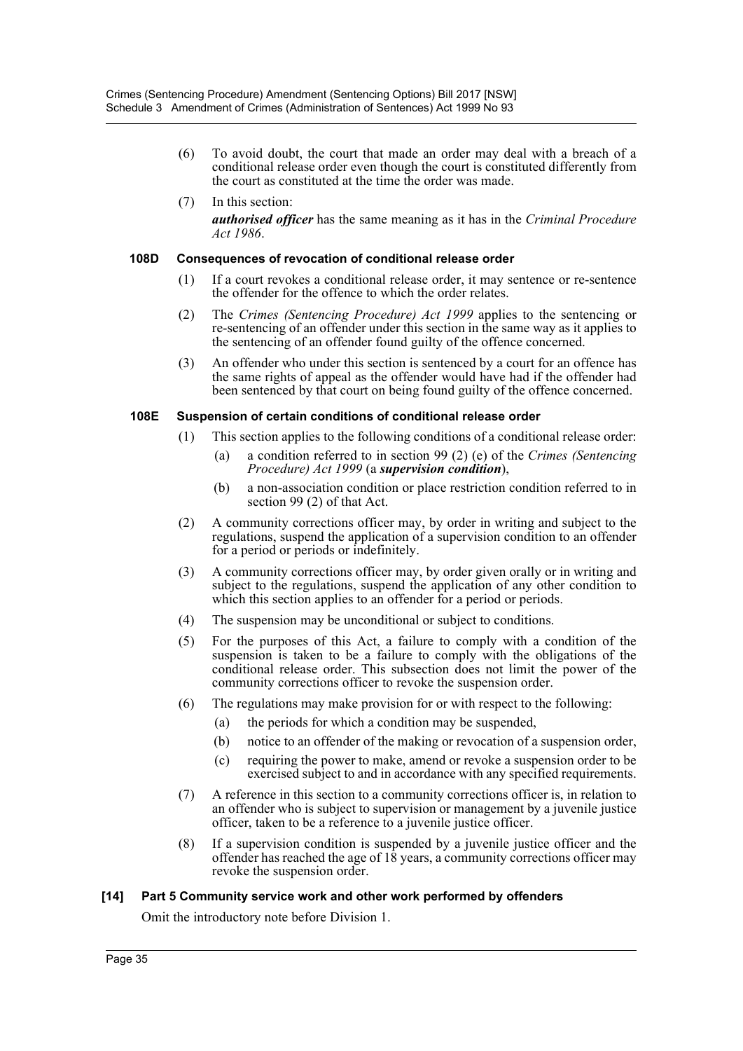(6) To avoid doubt, the court that made an order may deal with a breach of a conditional release order even though the court is constituted differently from the court as constituted at the time the order was made.

(7) In this section:

***authorised officer*** has the same meaning as it has in the *Criminal Procedure Act 1986*.

#### 108D Consequences of revocation of conditional release order

(1) If a court revokes a conditional release order, it may sentence or re-sentence the offender for the offence to which the order relates.

(2) The *Crimes (Sentencing Procedure) Act 1999* applies to the sentencing or re-sentencing of an offender under this section in the same way as it applies to the sentencing of an offender found guilty of the offence concerned.

(3) An offender who under this section is sentenced by a court for an offence has the same rights of appeal as the offender would have had if the offender had been sentenced by that court on being found guilty of the offence concerned.

#### 108E Suspension of certain conditions of conditional release order

(1) This section applies to the following conditions of a conditional release order:

- (a) a condition referred to in section 99 (2) (e) of the *Crimes (Sentencing Procedure) Act 1999* (a ***supervision condition***),
- (b) a non-association condition or place restriction condition referred to in section 99 (2) of that Act.

(2) A community corrections officer may, by order in writing and subject to the regulations, suspend the application of a supervision condition to an offender for a period or periods or indefinitely.

(3) A community corrections officer may, by order given orally or in writing and subject to the regulations, suspend the application of any other condition to which this section applies to an offender for a period or periods.

(4) The suspension may be unconditional or subject to conditions.

(5) For the purposes of this Act, a failure to comply with a condition of the suspension is taken to be a failure to comply with the obligations of the conditional release order. This subsection does not limit the power of the community corrections officer to revoke the suspension order.

(6) The regulations may make provision for or with respect to the following:

- (a) the periods for which a condition may be suspended,
- (b) notice to an offender of the making or revocation of a suspension order,
- (c) requiring the power to make, amend or revoke a suspension order to be exercised subject to and in accordance with any specified requirements.

(7) A reference in this section to a community corrections officer is, in relation to an offender who is subject to supervision or management by a juvenile justice officer, taken to be a reference to a juvenile justice officer.

(8) If a supervision condition is suspended by a juvenile justice officer and the offender has reached the age of 18 years, a community corrections officer may revoke the suspension order.

### [14] Part 5 Community service work and other work performed by offenders

Omit the introductory note before Division 1.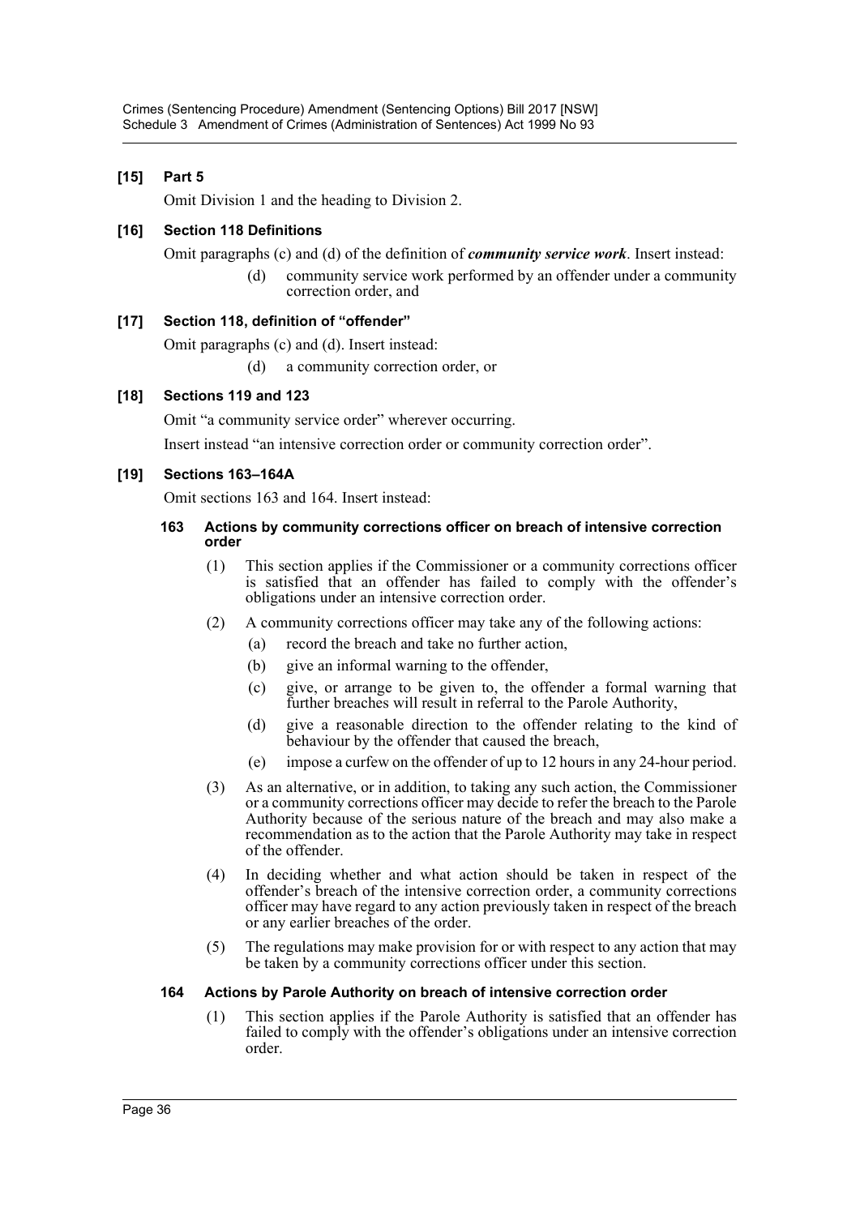### [15] Part 5

Omit Division 1 and the heading to Division 2.

### [16] Section 118 Definitions

Omit paragraphs (c) and (d) of the definition of ***community service work***. Insert instead:

> (d) community service work performed by an offender under a community correction order, and

### [17] Section 118, definition of "offender"

Omit paragraphs (c) and (d). Insert instead:

> (d) a community correction order, or

### [18] Sections 119 and 123

Omit "a community service order" wherever occurring.

Insert instead "an intensive correction order or community correction order".

### [19] Sections 163–164A

Omit sections 163 and 164. Insert instead:

#### 163 Actions by community corrections officer on breach of intensive correction order

(1) This section applies if the Commissioner or a community corrections officer is satisfied that an offender has failed to comply with the offender's obligations under an intensive correction order.

(2) A community corrections officer may take any of the following actions:

- (a) record the breach and take no further action,
- (b) give an informal warning to the offender,
- (c) give, or arrange to be given to, the offender a formal warning that further breaches will result in referral to the Parole Authority,
- (d) give a reasonable direction to the offender relating to the kind of behaviour by the offender that caused the breach,
- (e) impose a curfew on the offender of up to 12 hours in any 24-hour period.

(3) As an alternative, or in addition, to taking any such action, the Commissioner or a community corrections officer may decide to refer the breach to the Parole Authority because of the serious nature of the breach and may also make a recommendation as to the action that the Parole Authority may take in respect of the offender.

(4) In deciding whether and what action should be taken in respect of the offender's breach of the intensive correction order, a community corrections officer may have regard to any action previously taken in respect of the breach or any earlier breaches of the order.

(5) The regulations may make provision for or with respect to any action that may be taken by a community corrections officer under this section.

#### 164 Actions by Parole Authority on breach of intensive correction order

(1) This section applies if the Parole Authority is satisfied that an offender has failed to comply with the offender's obligations under an intensive correction order.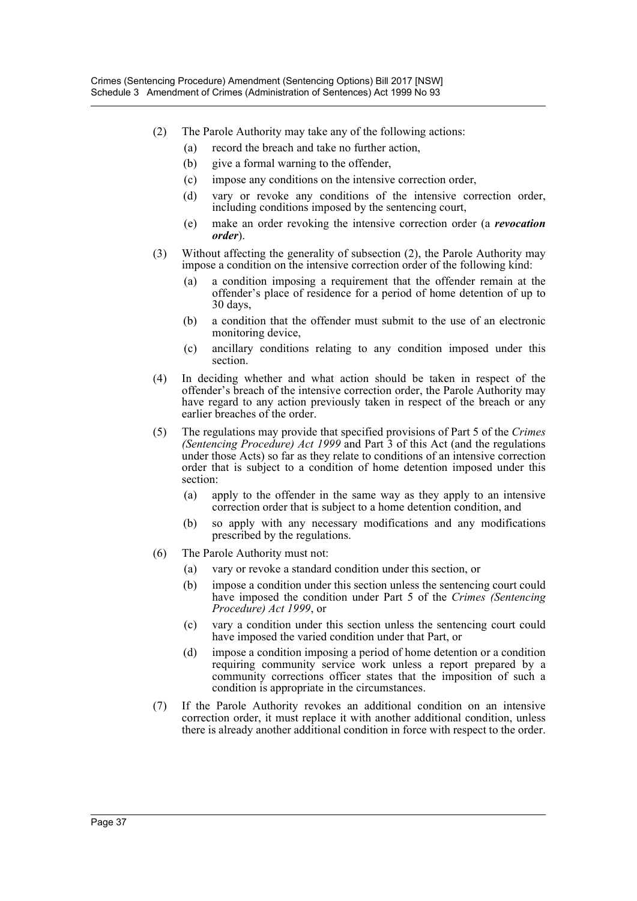(2) The Parole Authority may take any of the following actions:

(a) record the breach and take no further action,

(b) give a formal warning to the offender,

(c) impose any conditions on the intensive correction order,

(d) vary or revoke any conditions of the intensive correction order, including conditions imposed by the sentencing court,

(e) make an order revoking the intensive correction order (a ***revocation order***).

(3) Without affecting the generality of subsection (2), the Parole Authority may impose a condition on the intensive correction order of the following kind:

(a) a condition imposing a requirement that the offender remain at the offender's place of residence for a period of home detention of up to 30 days,

(b) a condition that the offender must submit to the use of an electronic monitoring device,

(c) ancillary conditions relating to any condition imposed under this section.

(4) In deciding whether and what action should be taken in respect of the offender's breach of the intensive correction order, the Parole Authority may have regard to any action previously taken in respect of the breach or any earlier breaches of the order.

(5) The regulations may provide that specified provisions of Part 5 of the *Crimes (Sentencing Procedure) Act 1999* and Part 3 of this Act (and the regulations under those Acts) so far as they relate to conditions of an intensive correction order that is subject to a condition of home detention imposed under this section:

(a) apply to the offender in the same way as they apply to an intensive correction order that is subject to a home detention condition, and

(b) so apply with any necessary modifications and any modifications prescribed by the regulations.

(6) The Parole Authority must not:

(a) vary or revoke a standard condition under this section, or

(b) impose a condition under this section unless the sentencing court could have imposed the condition under Part 5 of the *Crimes (Sentencing Procedure) Act 1999*, or

(c) vary a condition under this section unless the sentencing court could have imposed the varied condition under that Part, or

(d) impose a condition imposing a period of home detention or a condition requiring community service work unless a report prepared by a community corrections officer states that the imposition of such a condition is appropriate in the circumstances.

(7) If the Parole Authority revokes an additional condition on an intensive correction order, it must replace it with another additional condition, unless there is already another additional condition in force with respect to the order.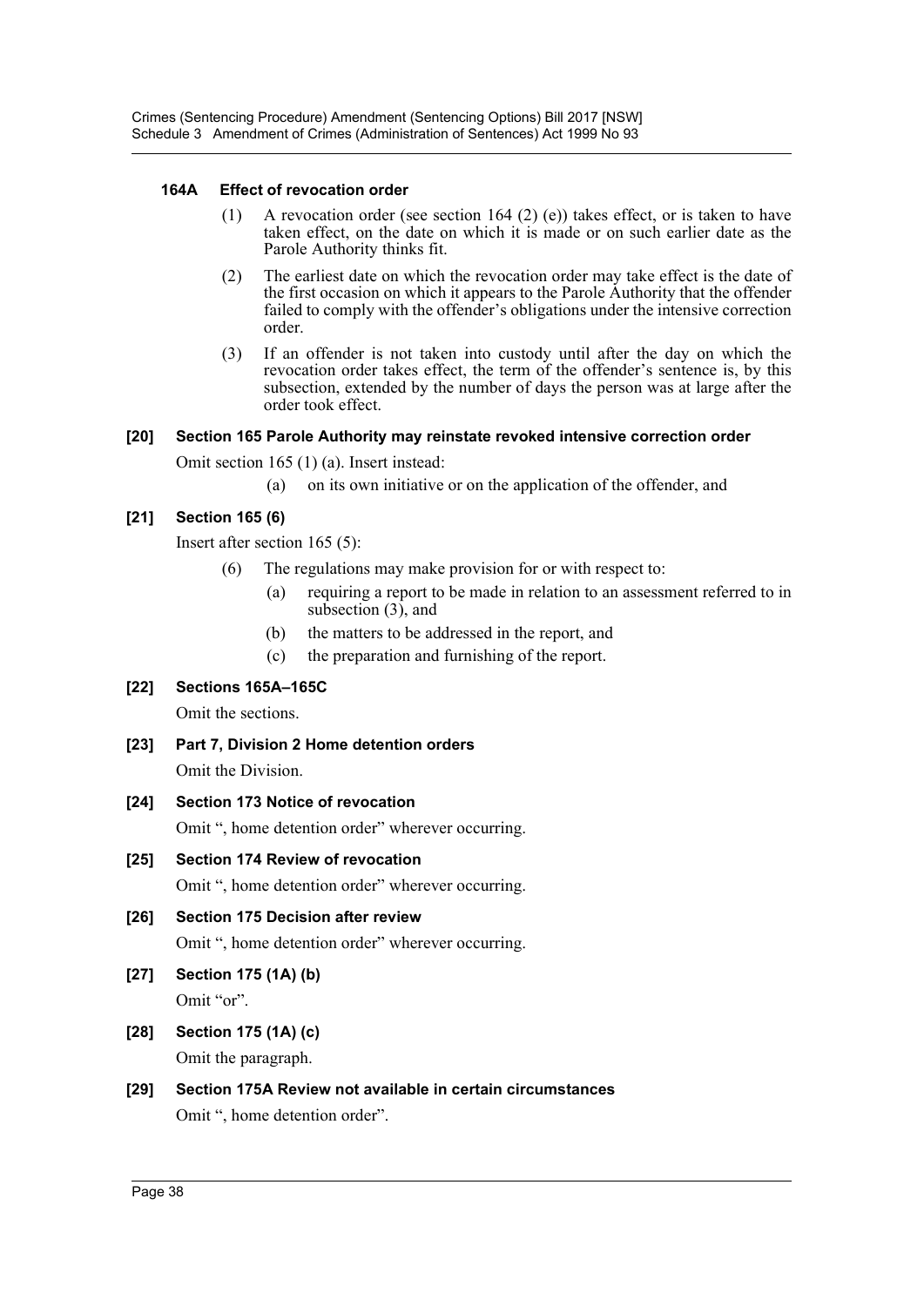#### 164A Effect of revocation order

(1) A revocation order (see section 164 (2) (e)) takes effect, or is taken to have taken effect, on the date on which it is made or on such earlier date as the Parole Authority thinks fit.

(2) The earliest date on which the revocation order may take effect is the date of the first occasion on which it appears to the Parole Authority that the offender failed to comply with the offender's obligations under the intensive correction order.

(3) If an offender is not taken into custody until after the day on which the revocation order takes effect, the term of the offender's sentence is, by this subsection, extended by the number of days the person was at large after the order took effect.

#### [20] Section 165 Parole Authority may reinstate revoked intensive correction order

Omit section 165 (1) (a). Insert instead:

(a) on its own initiative or on the application of the offender, and

#### [21] Section 165 (6)

Insert after section 165 (5):

(6) The regulations may make provision for or with respect to:

(a) requiring a report to be made in relation to an assessment referred to in subsection (3), and

(b) the matters to be addressed in the report, and

(c) the preparation and furnishing of the report.

#### [22] Sections 165A–165C

Omit the sections.

#### [23] Part 7, Division 2 Home detention orders

Omit the Division.

#### [24] Section 173 Notice of revocation

Omit ", home detention order" wherever occurring.

#### [25] Section 174 Review of revocation

Omit ", home detention order" wherever occurring.

#### [26] Section 175 Decision after review

Omit ", home detention order" wherever occurring.

#### [27] Section 175 (1A) (b)

Omit "or".

#### [28] Section 175 (1A) (c)

Omit the paragraph.

#### [29] Section 175A Review not available in certain circumstances

Omit ", home detention order".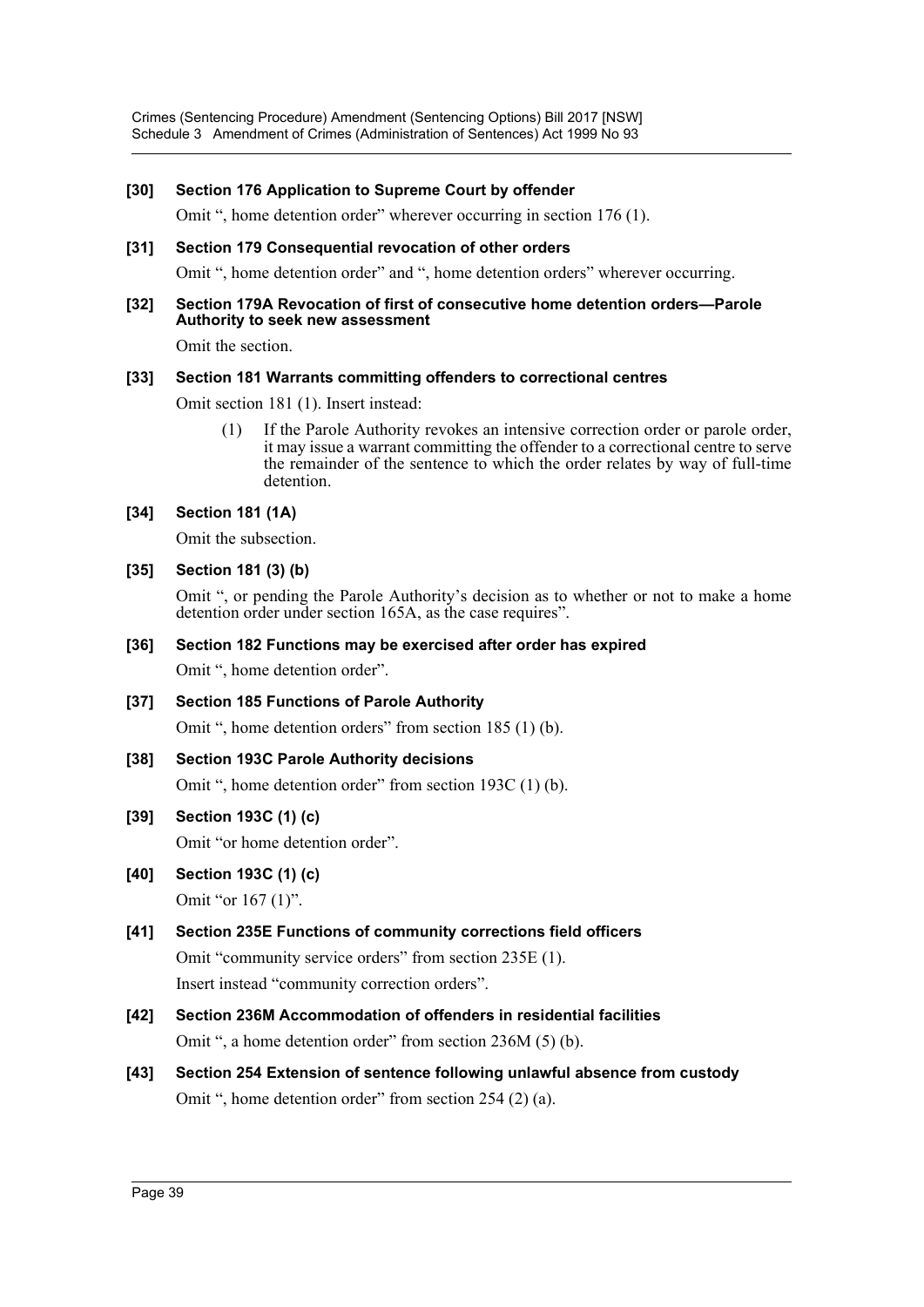**[30] Section 176 Application to Supreme Court by offender**

Omit ", home detention order" wherever occurring in section 176 (1).

**[31] Section 179 Consequential revocation of other orders**

Omit ", home detention order" and ", home detention orders" wherever occurring.

**[32] Section 179A Revocation of first of consecutive home detention orders—Parole Authority to seek new assessment**

Omit the section.

**[33] Section 181 Warrants committing offenders to correctional centres**

Omit section 181 (1). Insert instead:

> (1) If the Parole Authority revokes an intensive correction order or parole order, it may issue a warrant committing the offender to a correctional centre to serve the remainder of the sentence to which the order relates by way of full-time detention.

**[34] Section 181 (1A)**

Omit the subsection.

**[35] Section 181 (3) (b)**

Omit ", or pending the Parole Authority's decision as to whether or not to make a home detention order under section 165A, as the case requires".

**[36] Section 182 Functions may be exercised after order has expired**

Omit ", home detention order".

**[37] Section 185 Functions of Parole Authority**

Omit ", home detention orders" from section 185 (1) (b).

**[38] Section 193C Parole Authority decisions**

Omit ", home detention order" from section 193C (1) (b).

**[39] Section 193C (1) (c)**

Omit "or home detention order".

**[40] Section 193C (1) (c)**

Omit "or 167 (1)".

**[41] Section 235E Functions of community corrections field officers**

Omit "community service orders" from section 235E (1).

Insert instead "community correction orders".

**[42] Section 236M Accommodation of offenders in residential facilities**

Omit ", a home detention order" from section 236M (5) (b).

**[43] Section 254 Extension of sentence following unlawful absence from custody**

Omit ", home detention order" from section 254 (2) (a).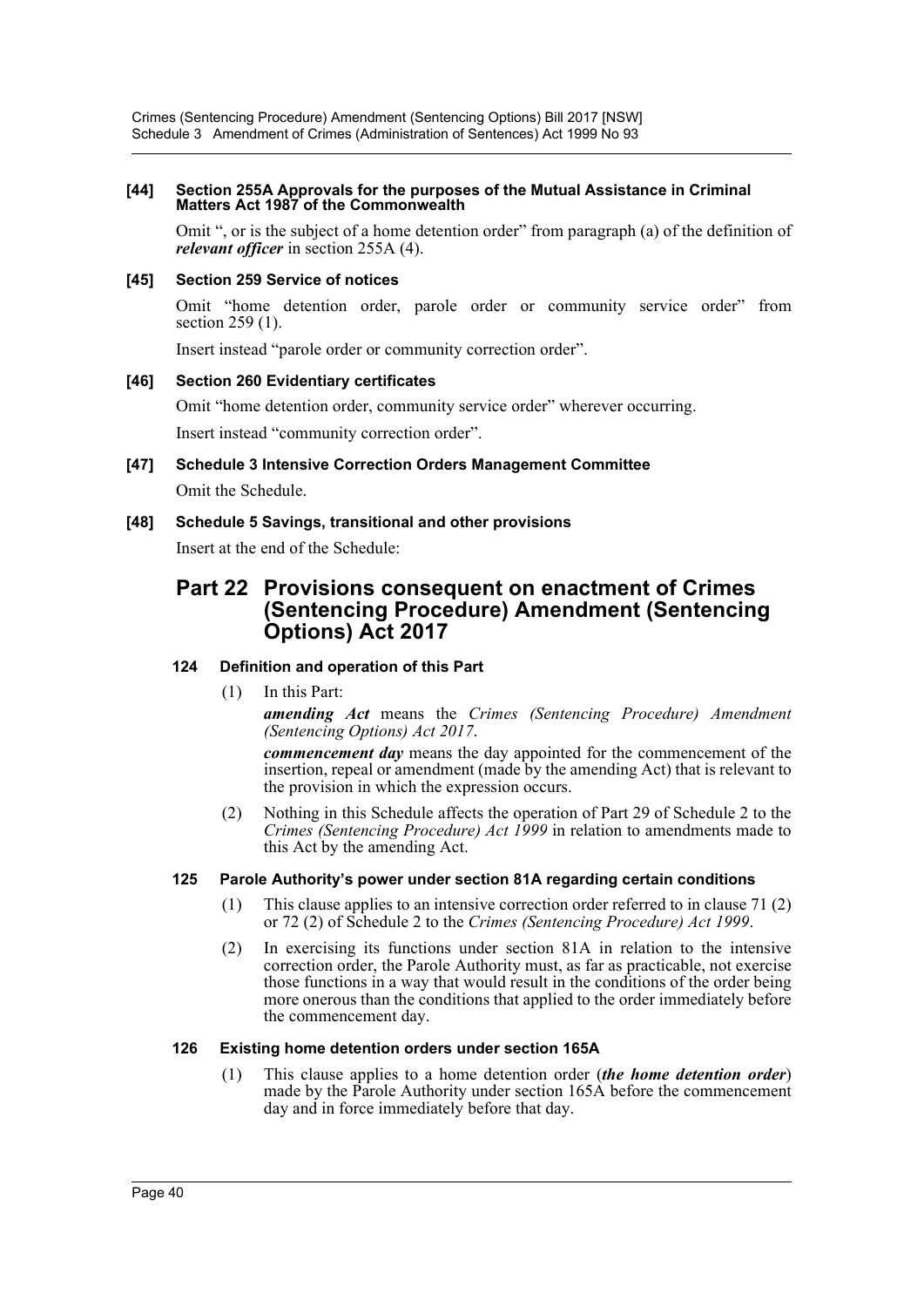**[44] Section 255A Approvals for the purposes of the Mutual Assistance in Criminal Matters Act 1987 of the Commonwealth**

Omit ", or is the subject of a home detention order" from paragraph (a) of the definition of ***relevant officer*** in section 255A (4).

**[45] Section 259 Service of notices**

Omit "home detention order, parole order or community service order" from section 259 (1).

Insert instead "parole order or community correction order".

**[46] Section 260 Evidentiary certificates**

Omit "home detention order, community service order" wherever occurring.

Insert instead "community correction order".

**[47] Schedule 3 Intensive Correction Orders Management Committee**

Omit the Schedule.

**[48] Schedule 5 Savings, transitional and other provisions**

Insert at the end of the Schedule:

## Part 22 Provisions consequent on enactment of Crimes (Sentencing Procedure) Amendment (Sentencing Options) Act 2017

### 124 Definition and operation of this Part

(1) In this Part:

***amending Act*** means the *Crimes (Sentencing Procedure) Amendment (Sentencing Options) Act 2017*.

***commencement day*** means the day appointed for the commencement of the insertion, repeal or amendment (made by the amending Act) that is relevant to the provision in which the expression occurs.

(2) Nothing in this Schedule affects the operation of Part 29 of Schedule 2 to the *Crimes (Sentencing Procedure) Act 1999* in relation to amendments made to this Act by the amending Act.

### 125 Parole Authority's power under section 81A regarding certain conditions

(1) This clause applies to an intensive correction order referred to in clause 71 (2) or 72 (2) of Schedule 2 to the *Crimes (Sentencing Procedure) Act 1999*.

(2) In exercising its functions under section 81A in relation to the intensive correction order, the Parole Authority must, as far as practicable, not exercise those functions in a way that would result in the conditions of the order being more onerous than the conditions that applied to the order immediately before the commencement day.

### 126 Existing home detention orders under section 165A

(1) This clause applies to a home detention order (***the home detention order***) made by the Parole Authority under section 165A before the commencement day and in force immediately before that day.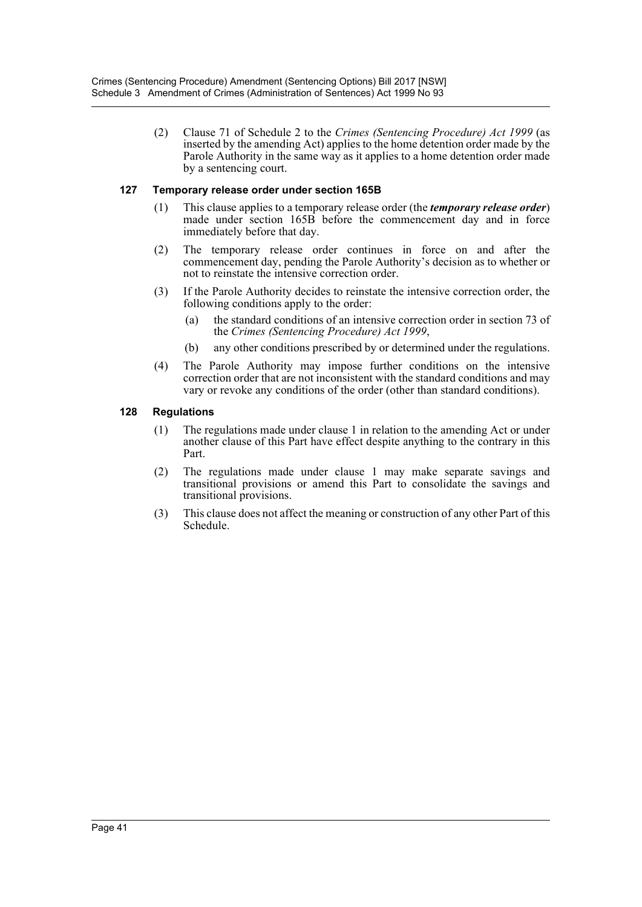(2) Clause 71 of Schedule 2 to the *Crimes (Sentencing Procedure) Act 1999* (as inserted by the amending Act) applies to the home detention order made by the Parole Authority in the same way as it applies to a home detention order made by a sentencing court.

### 127 Temporary release order under section 165B

(1) This clause applies to a temporary release order (the ***temporary release order***) made under section 165B before the commencement day and in force immediately before that day.

(2) The temporary release order continues in force on and after the commencement day, pending the Parole Authority's decision as to whether or not to reinstate the intensive correction order.

(3) If the Parole Authority decides to reinstate the intensive correction order, the following conditions apply to the order:

(a) the standard conditions of an intensive correction order in section 73 of the *Crimes (Sentencing Procedure) Act 1999*,

(b) any other conditions prescribed by or determined under the regulations.

(4) The Parole Authority may impose further conditions on the intensive correction order that are not inconsistent with the standard conditions and may vary or revoke any conditions of the order (other than standard conditions).

### 128 Regulations

(1) The regulations made under clause 1 in relation to the amending Act or under another clause of this Part have effect despite anything to the contrary in this Part.

(2) The regulations made under clause 1 may make separate savings and transitional provisions or amend this Part to consolidate the savings and transitional provisions.

(3) This clause does not affect the meaning or construction of any other Part of this Schedule.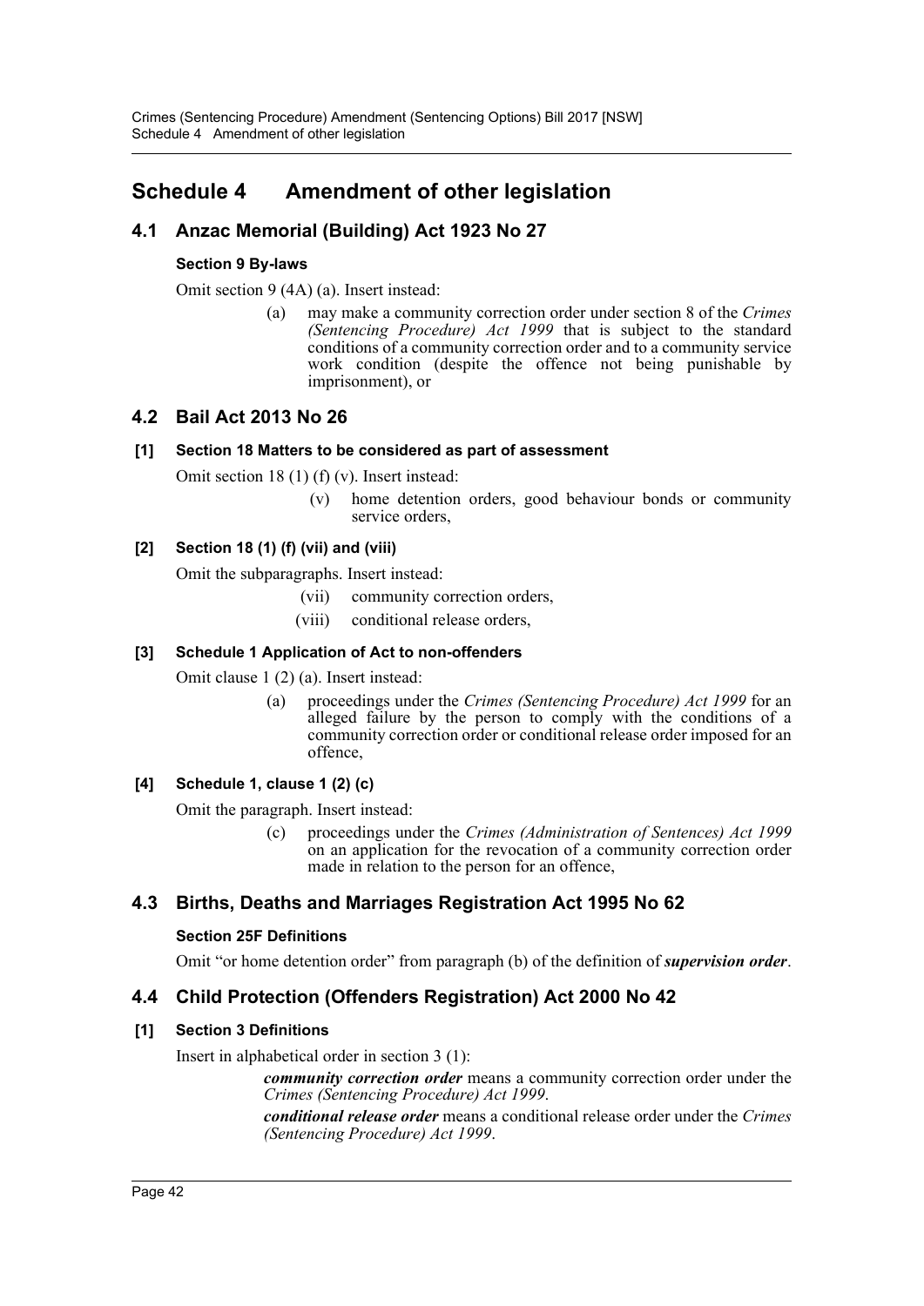# Schedule 4 Amendment of other legislation

## 4.1 Anzac Memorial (Building) Act 1923 No 27

### Section 9 By-laws

Omit section 9 (4A) (a). Insert instead:

> (a) may make a community correction order under section 8 of the *Crimes (Sentencing Procedure) Act 1999* that is subject to the standard conditions of a community correction order and to a community service work condition (despite the offence not being punishable by imprisonment), or

## 4.2 Bail Act 2013 No 26

### [1] Section 18 Matters to be considered as part of assessment

Omit section 18 (1) (f) (v). Insert instead:

> (v) home detention orders, good behaviour bonds or community service orders,

### [2] Section 18 (1) (f) (vii) and (viii)

Omit the subparagraphs. Insert instead:

> (vii) community correction orders,
>
> (viii) conditional release orders,

### [3] Schedule 1 Application of Act to non-offenders

Omit clause 1 (2) (a). Insert instead:

> (a) proceedings under the *Crimes (Sentencing Procedure) Act 1999* for an alleged failure by the person to comply with the conditions of a community correction order or conditional release order imposed for an offence,

### [4] Schedule 1, clause 1 (2) (c)

Omit the paragraph. Insert instead:

> (c) proceedings under the *Crimes (Administration of Sentences) Act 1999* on an application for the revocation of a community correction order made in relation to the person for an offence,

## 4.3 Births, Deaths and Marriages Registration Act 1995 No 62

### Section 25F Definitions

Omit "or home detention order" from paragraph (b) of the definition of ***supervision order***.

## 4.4 Child Protection (Offenders Registration) Act 2000 No 42

### [1] Section 3 Definitions

Insert in alphabetical order in section 3 (1):

> ***community correction order*** means a community correction order under the *Crimes (Sentencing Procedure) Act 1999*.
>
> ***conditional release order*** means a conditional release order under the *Crimes (Sentencing Procedure) Act 1999*.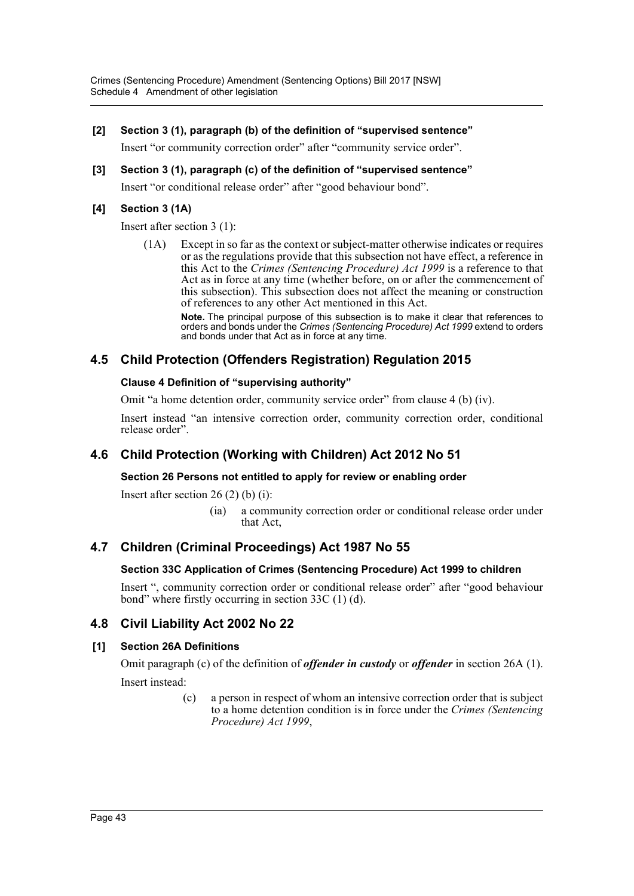**[2] Section 3 (1), paragraph (b) of the definition of "supervised sentence"**

Insert "or community correction order" after "community service order".

**[3] Section 3 (1), paragraph (c) of the definition of "supervised sentence"**

Insert "or conditional release order" after "good behaviour bond".

**[4] Section 3 (1A)**

Insert after section 3 (1):

> (1A) Except in so far as the context or subject-matter otherwise indicates or requires or as the regulations provide that this subsection not have effect, a reference in this Act to the *Crimes (Sentencing Procedure) Act 1999* is a reference to that Act as in force at any time (whether before, on or after the commencement of this subsection). This subsection does not affect the meaning or construction of references to any other Act mentioned in this Act.
>
> **Note.** The principal purpose of this subsection is to make it clear that references to orders and bonds under the *Crimes (Sentencing Procedure) Act 1999* extend to orders and bonds under that Act as in force at any time.

## 4.5 Child Protection (Offenders Registration) Regulation 2015

**Clause 4 Definition of "supervising authority"**

Omit "a home detention order, community service order" from clause 4 (b) (iv).

Insert instead "an intensive correction order, community correction order, conditional release order".

## 4.6 Child Protection (Working with Children) Act 2012 No 51

**Section 26 Persons not entitled to apply for review or enabling order**

Insert after section 26 (2) (b) (i):

> (ia) a community correction order or conditional release order under that Act,

## 4.7 Children (Criminal Proceedings) Act 1987 No 55

**Section 33C Application of Crimes (Sentencing Procedure) Act 1999 to children**

Insert ", community correction order or conditional release order" after "good behaviour bond" where firstly occurring in section 33C (1) (d).

## 4.8 Civil Liability Act 2002 No 22

**[1] Section 26A Definitions**

Omit paragraph (c) of the definition of ***offender in custody*** or ***offender*** in section 26A (1).

Insert instead:

> (c) a person in respect of whom an intensive correction order that is subject to a home detention condition is in force under the *Crimes (Sentencing Procedure) Act 1999*,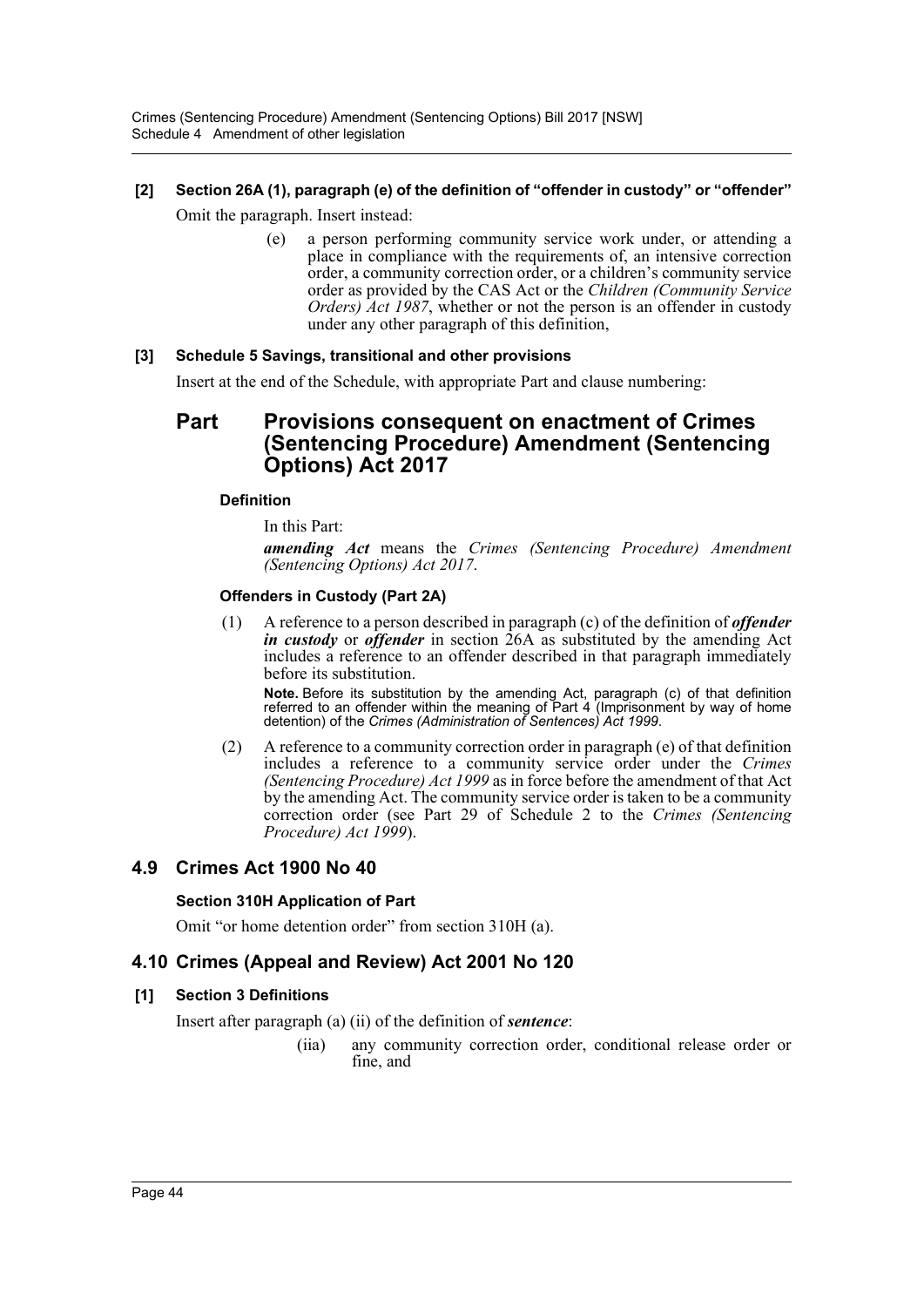**[2] Section 26A (1), paragraph (e) of the definition of "offender in custody" or "offender"**

Omit the paragraph. Insert instead:

> (e) a person performing community service work under, or attending a place in compliance with the requirements of, an intensive correction order, a community correction order, or a children's community service order as provided by the CAS Act or the *Children (Community Service Orders) Act 1987*, whether or not the person is an offender in custody under any other paragraph of this definition,

**[3] Schedule 5 Savings, transitional and other provisions**

Insert at the end of the Schedule, with appropriate Part and clause numbering:

## Part Provisions consequent on enactment of Crimes (Sentencing Procedure) Amendment (Sentencing Options) Act 2017

**Definition**

In this Part:

***amending Act*** means the *Crimes (Sentencing Procedure) Amendment (Sentencing Options) Act 2017*.

**Offenders in Custody (Part 2A)**

(1) A reference to a person described in paragraph (c) of the definition of ***offender in custody*** or ***offender*** in section 26A as substituted by the amending Act includes a reference to an offender described in that paragraph immediately before its substitution.

**Note.** Before its substitution by the amending Act, paragraph (c) of that definition referred to an offender within the meaning of Part 4 (Imprisonment by way of home detention) of the *Crimes (Administration of Sentences) Act 1999*.

(2) A reference to a community correction order in paragraph (e) of that definition includes a reference to a community service order under the *Crimes (Sentencing Procedure) Act 1999* as in force before the amendment of that Act by the amending Act. The community service order is taken to be a community correction order (see Part 29 of Schedule 2 to the *Crimes (Sentencing Procedure) Act 1999*).

## 4.9 Crimes Act 1900 No 40

**Section 310H Application of Part**

Omit "or home detention order" from section 310H (a).

## 4.10 Crimes (Appeal and Review) Act 2001 No 120

**[1] Section 3 Definitions**

Insert after paragraph (a) (ii) of the definition of ***sentence***:

> (iia) any community correction order, conditional release order or fine, and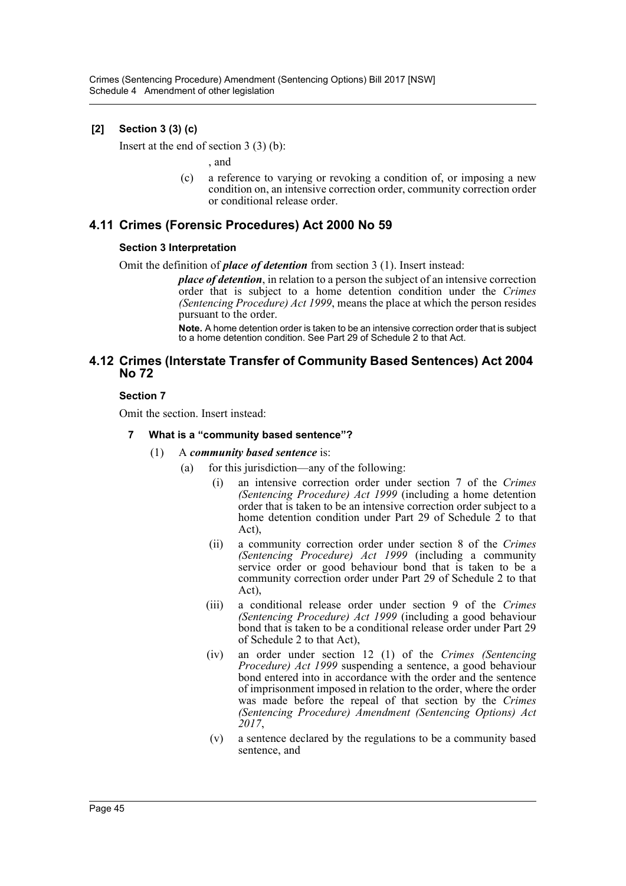### [2] Section 3 (3) (c)

Insert at the end of section 3 (3) (b):

, and

(c) a reference to varying or revoking a condition of, or imposing a new condition on, an intensive correction order, community correction order or conditional release order.

## 4.11 Crimes (Forensic Procedures) Act 2000 No 59

### Section 3 Interpretation

Omit the definition of ***place of detention*** from section 3 (1). Insert instead:

> ***place of detention***, in relation to a person the subject of an intensive correction order that is subject to a home detention condition under the *Crimes (Sentencing Procedure) Act 1999*, means the place at which the person resides pursuant to the order.
>
> **Note.** A home detention order is taken to be an intensive correction order that is subject to a home detention condition. See Part 29 of Schedule 2 to that Act.

## 4.12 Crimes (Interstate Transfer of Community Based Sentences) Act 2004 No 72

### Section 7

Omit the section. Insert instead:

#### 7 What is a "community based sentence"?

(1) A ***community based sentence*** is:

(a) for this jurisdiction—any of the following:

(i) an intensive correction order under section 7 of the *Crimes (Sentencing Procedure) Act 1999* (including a home detention order that is taken to be an intensive correction order subject to a home detention condition under Part 29 of Schedule 2 to that Act),

(ii) a community correction order under section 8 of the *Crimes (Sentencing Procedure) Act 1999* (including a community service order or good behaviour bond that is taken to be a community correction order under Part 29 of Schedule 2 to that Act),

(iii) a conditional release order under section 9 of the *Crimes (Sentencing Procedure) Act 1999* (including a good behaviour bond that is taken to be a conditional release order under Part 29 of Schedule 2 to that Act),

(iv) an order under section 12 (1) of the *Crimes (Sentencing Procedure) Act 1999* suspending a sentence, a good behaviour bond entered into in accordance with the order and the sentence of imprisonment imposed in relation to the order, where the order was made before the repeal of that section by the *Crimes (Sentencing Procedure) Amendment (Sentencing Options) Act 2017*,

(v) a sentence declared by the regulations to be a community based sentence, and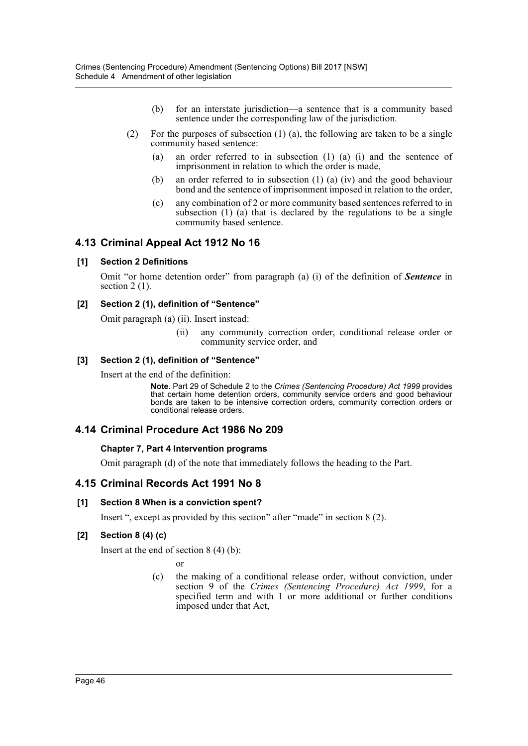(b) for an interstate jurisdiction—a sentence that is a community based sentence under the corresponding law of the jurisdiction.

(2) For the purposes of subsection (1) (a), the following are taken to be a single community based sentence:

(a) an order referred to in subsection (1) (a) (i) and the sentence of imprisonment in relation to which the order is made,

(b) an order referred to in subsection (1) (a) (iv) and the good behaviour bond and the sentence of imprisonment imposed in relation to the order,

(c) any combination of 2 or more community based sentences referred to in subsection (1) (a) that is declared by the regulations to be a single community based sentence.

## 4.13 Criminal Appeal Act 1912 No 16

### [1] Section 2 Definitions

Omit "or home detention order" from paragraph (a) (i) of the definition of ***Sentence*** in section 2 (1).

### [2] Section 2 (1), definition of "Sentence"

Omit paragraph (a) (ii). Insert instead:

(ii) any community correction order, conditional release order or community service order, and

### [3] Section 2 (1), definition of "Sentence"

Insert at the end of the definition:

**Note.** Part 29 of Schedule 2 to the *Crimes (Sentencing Procedure) Act 1999* provides that certain home detention orders, community service orders and good behaviour bonds are taken to be intensive correction orders, community correction orders or conditional release orders.

## 4.14 Criminal Procedure Act 1986 No 209

### Chapter 7, Part 4 Intervention programs

Omit paragraph (d) of the note that immediately follows the heading to the Part.

## 4.15 Criminal Records Act 1991 No 8

### [1] Section 8 When is a conviction spent?

Insert ", except as provided by this section" after "made" in section 8 (2).

### [2] Section 8 (4) (c)

Insert at the end of section 8 (4) (b):

or

(c) the making of a conditional release order, without conviction, under section 9 of the *Crimes (Sentencing Procedure) Act 1999*, for a specified term and with 1 or more additional or further conditions imposed under that Act,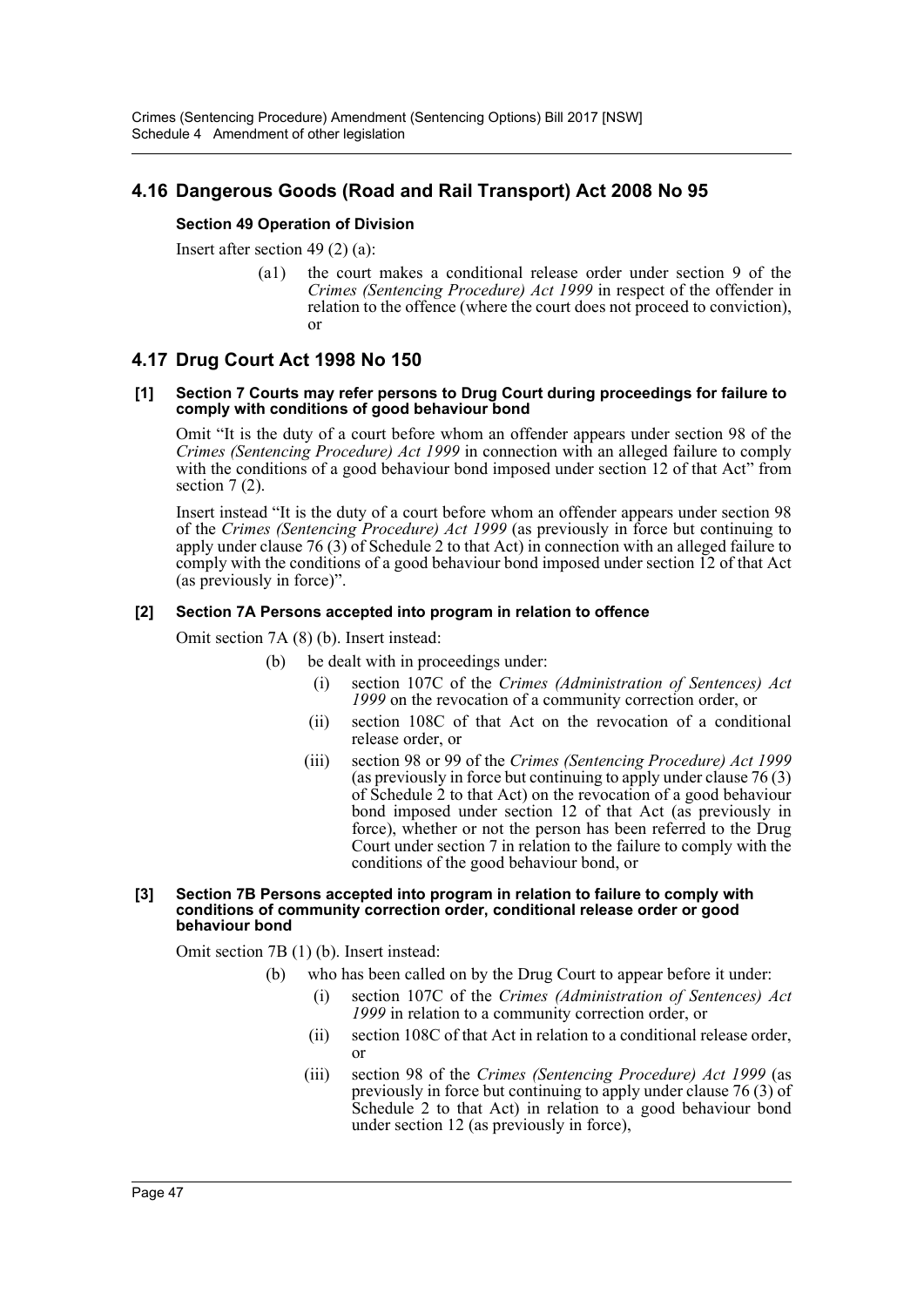## 4.16 Dangerous Goods (Road and Rail Transport) Act 2008 No 95

**Section 49 Operation of Division**

Insert after section 49 (2) (a):

> (a1) the court makes a conditional release order under section 9 of the *Crimes (Sentencing Procedure) Act 1999* in respect of the offender in relation to the offence (where the court does not proceed to conviction), or

## 4.17 Drug Court Act 1998 No 150

**[1] Section 7 Courts may refer persons to Drug Court during proceedings for failure to comply with conditions of good behaviour bond**

Omit "It is the duty of a court before whom an offender appears under section 98 of the *Crimes (Sentencing Procedure) Act 1999* in connection with an alleged failure to comply with the conditions of a good behaviour bond imposed under section 12 of that Act" from section 7 (2).

Insert instead "It is the duty of a court before whom an offender appears under section 98 of the *Crimes (Sentencing Procedure) Act 1999* (as previously in force but continuing to apply under clause 76 (3) of Schedule 2 to that Act) in connection with an alleged failure to comply with the conditions of a good behaviour bond imposed under section 12 of that Act (as previously in force)".

**[2] Section 7A Persons accepted into program in relation to offence**

Omit section 7A (8) (b). Insert instead:

> (b) be dealt with in proceedings under:
>
> (i) section 107C of the *Crimes (Administration of Sentences) Act 1999* on the revocation of a community correction order, or
>
> (ii) section 108C of that Act on the revocation of a conditional release order, or
>
> (iii) section 98 or 99 of the *Crimes (Sentencing Procedure) Act 1999* (as previously in force but continuing to apply under clause 76 (3) of Schedule 2 to that Act) on the revocation of a good behaviour bond imposed under section 12 of that Act (as previously in force), whether or not the person has been referred to the Drug Court under section 7 in relation to the failure to comply with the conditions of the good behaviour bond, or

**[3] Section 7B Persons accepted into program in relation to failure to comply with conditions of community correction order, conditional release order or good behaviour bond**

Omit section 7B (1) (b). Insert instead:

> (b) who has been called on by the Drug Court to appear before it under:
>
> (i) section 107C of the *Crimes (Administration of Sentences) Act 1999* in relation to a community correction order, or
>
> (ii) section 108C of that Act in relation to a conditional release order, or
>
> (iii) section 98 of the *Crimes (Sentencing Procedure) Act 1999* (as previously in force but continuing to apply under clause 76 (3) of Schedule 2 to that Act) in relation to a good behaviour bond under section 12 (as previously in force),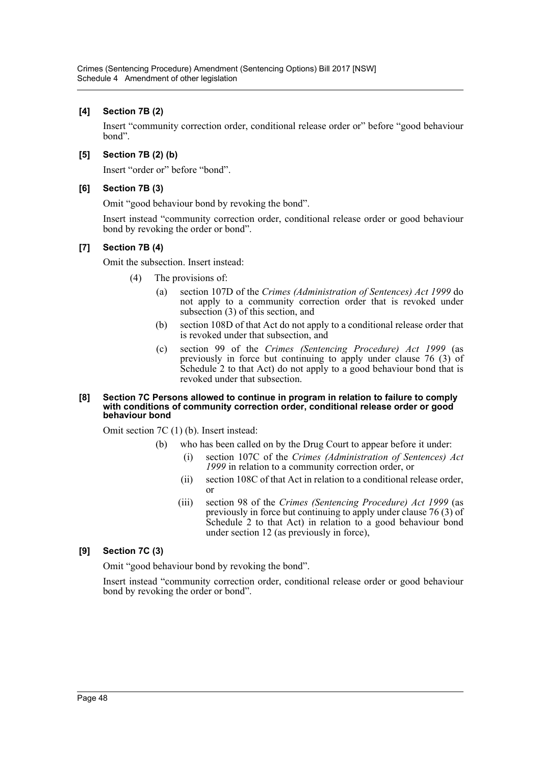### [4] Section 7B (2)

Insert "community correction order, conditional release order or" before "good behaviour bond".

### [5] Section 7B (2) (b)

Insert "order or" before "bond".

### [6] Section 7B (3)

Omit "good behaviour bond by revoking the bond".

Insert instead "community correction order, conditional release order or good behaviour bond by revoking the order or bond".

### [7] Section 7B (4)

Omit the subsection. Insert instead:

> (4) The provisions of:
>
> (a) section 107D of the *Crimes (Administration of Sentences) Act 1999* do not apply to a community correction order that is revoked under subsection (3) of this section, and
>
> (b) section 108D of that Act do not apply to a conditional release order that is revoked under that subsection, and
>
> (c) section 99 of the *Crimes (Sentencing Procedure) Act 1999* (as previously in force but continuing to apply under clause 76 (3) of Schedule 2 to that Act) do not apply to a good behaviour bond that is revoked under that subsection.

### [8] Section 7C Persons allowed to continue in program in relation to failure to comply with conditions of community correction order, conditional release order or good behaviour bond

Omit section 7C (1) (b). Insert instead:

> (b) who has been called on by the Drug Court to appear before it under:
>
> (i) section 107C of the *Crimes (Administration of Sentences) Act 1999* in relation to a community correction order, or
>
> (ii) section 108C of that Act in relation to a conditional release order, or
>
> (iii) section 98 of the *Crimes (Sentencing Procedure) Act 1999* (as previously in force but continuing to apply under clause 76 (3) of Schedule 2 to that Act) in relation to a good behaviour bond under section 12 (as previously in force),

### [9] Section 7C (3)

Omit "good behaviour bond by revoking the bond".

Insert instead "community correction order, conditional release order or good behaviour bond by revoking the order or bond".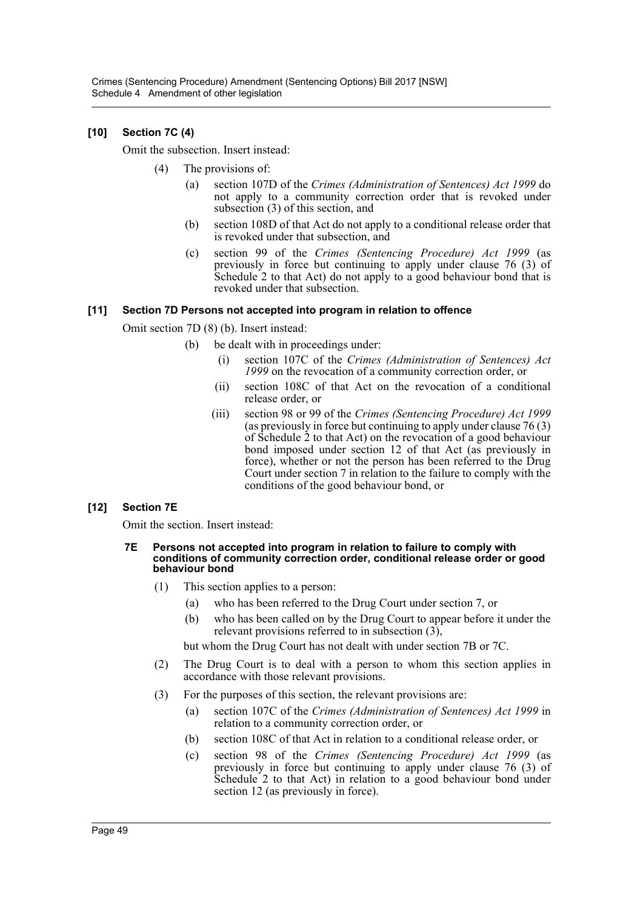### [10] Section 7C (4)

Omit the subsection. Insert instead:

(4) The provisions of:

  (a) section 107D of the *Crimes (Administration of Sentences) Act 1999* do not apply to a community correction order that is revoked under subsection (3) of this section, and

  (b) section 108D of that Act do not apply to a conditional release order that is revoked under that subsection, and

  (c) section 99 of the *Crimes (Sentencing Procedure) Act 1999* (as previously in force but continuing to apply under clause 76 (3) of Schedule 2 to that Act) do not apply to a good behaviour bond that is revoked under that subsection.

### [11] Section 7D Persons not accepted into program in relation to offence

Omit section 7D (8) (b). Insert instead:

  (b) be dealt with in proceedings under:

    (i) section 107C of the *Crimes (Administration of Sentences) Act 1999* on the revocation of a community correction order, or

    (ii) section 108C of that Act on the revocation of a conditional release order, or

    (iii) section 98 or 99 of the *Crimes (Sentencing Procedure) Act 1999* (as previously in force but continuing to apply under clause 76 (3) of Schedule 2 to that Act) on the revocation of a good behaviour bond imposed under section 12 of that Act (as previously in force), whether or not the person has been referred to the Drug Court under section 7 in relation to the failure to comply with the conditions of the good behaviour bond, or

### [12] Section 7E

Omit the section. Insert instead:

#### 7E Persons not accepted into program in relation to failure to comply with conditions of community correction order, conditional release order or good behaviour bond

(1) This section applies to a person:

  (a) who has been referred to the Drug Court under section 7, or

  (b) who has been called on by the Drug Court to appear before it under the relevant provisions referred to in subsection (3),

but whom the Drug Court has not dealt with under section 7B or 7C.

(2) The Drug Court is to deal with a person to whom this section applies in accordance with those relevant provisions.

(3) For the purposes of this section, the relevant provisions are:

  (a) section 107C of the *Crimes (Administration of Sentences) Act 1999* in relation to a community correction order, or

  (b) section 108C of that Act in relation to a conditional release order, or

  (c) section 98 of the *Crimes (Sentencing Procedure) Act 1999* (as previously in force but continuing to apply under clause 76 (3) of Schedule 2 to that Act) in relation to a good behaviour bond under section 12 (as previously in force).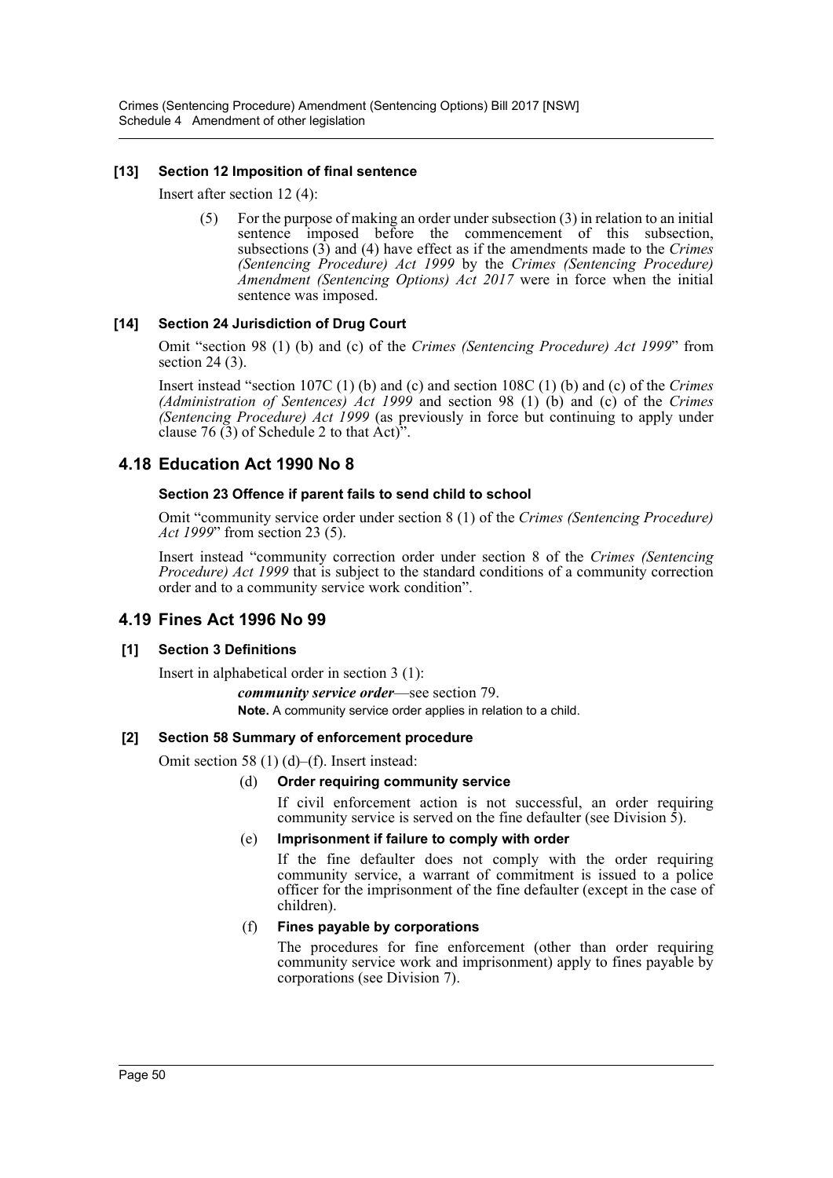#### [13] Section 12 Imposition of final sentence

Insert after section 12 (4):

(5) For the purpose of making an order under subsection (3) in relation to an initial sentence imposed before the commencement of this subsection, subsections (3) and (4) have effect as if the amendments made to the *Crimes (Sentencing Procedure) Act 1999* by the *Crimes (Sentencing Procedure) Amendment (Sentencing Options) Act 2017* were in force when the initial sentence was imposed.

#### [14] Section 24 Jurisdiction of Drug Court

Omit "section 98 (1) (b) and (c) of the *Crimes (Sentencing Procedure) Act 1999*" from section 24 (3).

Insert instead "section 107C (1) (b) and (c) and section 108C (1) (b) and (c) of the *Crimes (Administration of Sentences) Act 1999* and section 98 (1) (b) and (c) of the *Crimes (Sentencing Procedure) Act 1999* (as previously in force but continuing to apply under clause 76 (3) of Schedule 2 to that Act)".

## 4.18 Education Act 1990 No 8

#### Section 23 Offence if parent fails to send child to school

Omit "community service order under section 8 (1) of the *Crimes (Sentencing Procedure) Act 1999*" from section 23 (5).

Insert instead "community correction order under section 8 of the *Crimes (Sentencing Procedure) Act 1999* that is subject to the standard conditions of a community correction order and to a community service work condition".

## 4.19 Fines Act 1996 No 99

#### [1] Section 3 Definitions

Insert in alphabetical order in section 3 (1):

***community service order***—see section 79.

**Note.** A community service order applies in relation to a child.

#### [2] Section 58 Summary of enforcement procedure

Omit section 58 (1) (d)–(f). Insert instead:

(d) **Order requiring community service**

If civil enforcement action is not successful, an order requiring community service is served on the fine defaulter (see Division 5).

(e) **Imprisonment if failure to comply with order**

If the fine defaulter does not comply with the order requiring community service, a warrant of commitment is issued to a police officer for the imprisonment of the fine defaulter (except in the case of children).

(f) **Fines payable by corporations**

The procedures for fine enforcement (other than order requiring community service work and imprisonment) apply to fines payable by corporations (see Division 7).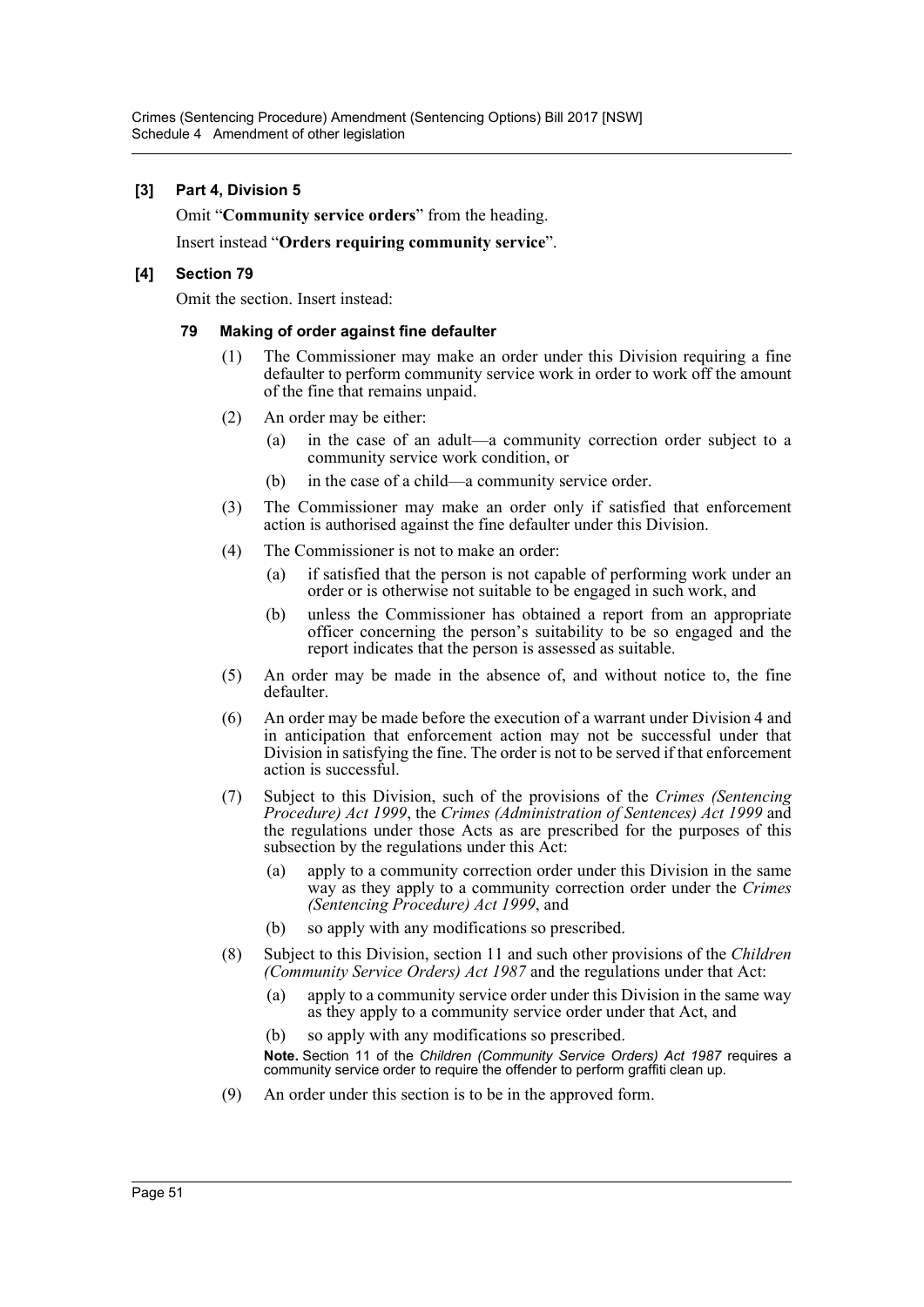### [3] Part 4, Division 5

Omit "**Community service orders**" from the heading.

Insert instead "**Orders requiring community service**".

### [4] Section 79

Omit the section. Insert instead:

#### 79 Making of order against fine defaulter

(1) The Commissioner may make an order under this Division requiring a fine defaulter to perform community service work in order to work off the amount of the fine that remains unpaid.

(2) An order may be either:

- (a) in the case of an adult—a community correction order subject to a community service work condition, or
- (b) in the case of a child—a community service order.

(3) The Commissioner may make an order only if satisfied that enforcement action is authorised against the fine defaulter under this Division.

(4) The Commissioner is not to make an order:

- (a) if satisfied that the person is not capable of performing work under an order or is otherwise not suitable to be engaged in such work, and
- (b) unless the Commissioner has obtained a report from an appropriate officer concerning the person's suitability to be so engaged and the report indicates that the person is assessed as suitable.

(5) An order may be made in the absence of, and without notice to, the fine defaulter.

(6) An order may be made before the execution of a warrant under Division 4 and in anticipation that enforcement action may not be successful under that Division in satisfying the fine. The order is not to be served if that enforcement action is successful.

(7) Subject to this Division, such of the provisions of the *Crimes (Sentencing Procedure) Act 1999*, the *Crimes (Administration of Sentences) Act 1999* and the regulations under those Acts as are prescribed for the purposes of this subsection by the regulations under this Act:

- (a) apply to a community correction order under this Division in the same way as they apply to a community correction order under the *Crimes (Sentencing Procedure) Act 1999*, and
- (b) so apply with any modifications so prescribed.

(8) Subject to this Division, section 11 and such other provisions of the *Children (Community Service Orders) Act 1987* and the regulations under that Act:

- (a) apply to a community service order under this Division in the same way as they apply to a community service order under that Act, and
- (b) so apply with any modifications so prescribed.

**Note.** Section 11 of the *Children (Community Service Orders) Act 1987* requires a community service order to require the offender to perform graffiti clean up.

(9) An order under this section is to be in the approved form.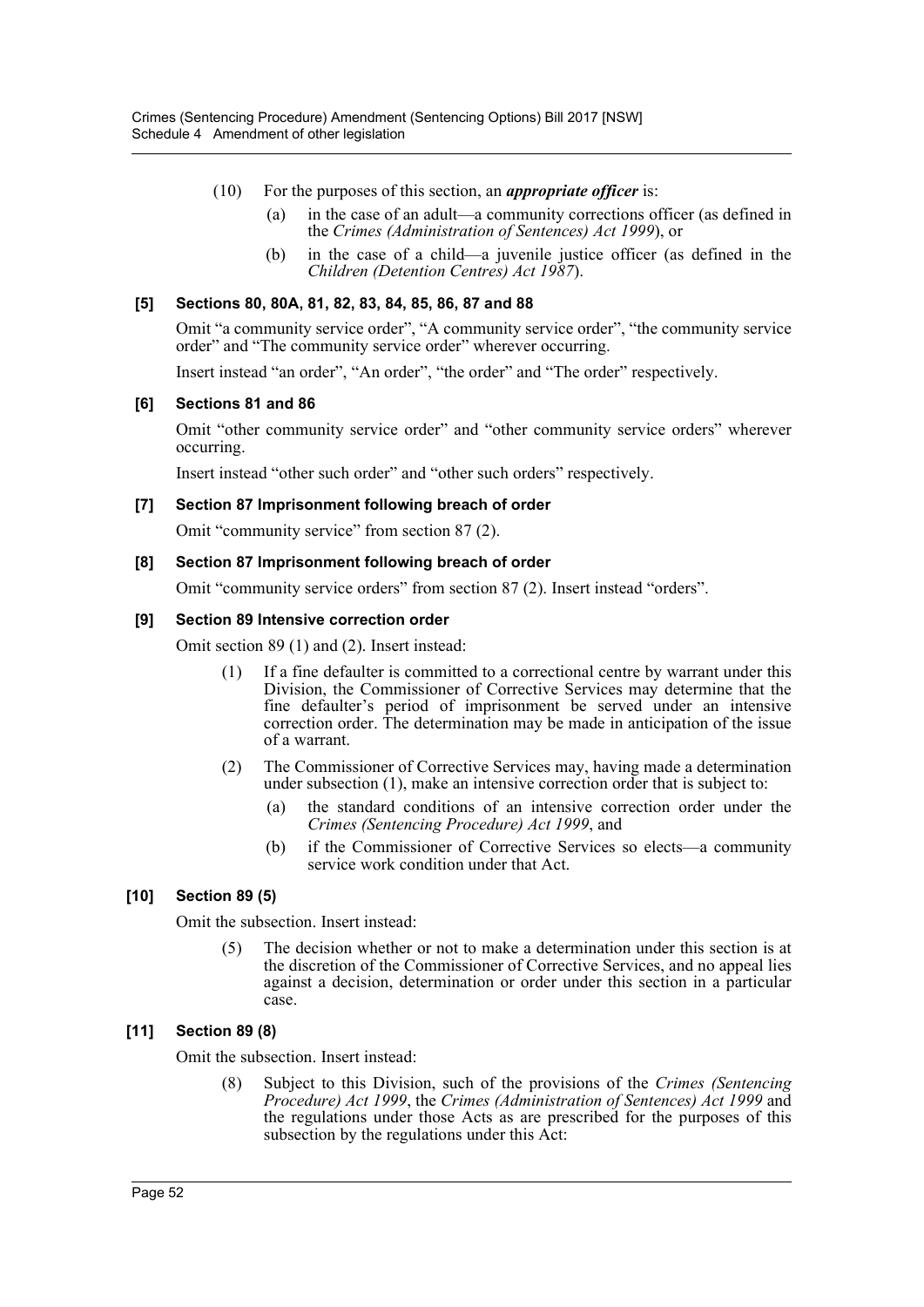(10) For the purposes of this section, an ***appropriate officer*** is:

(a) in the case of an adult—a community corrections officer (as defined in the *Crimes (Administration of Sentences) Act 1999*), or

(b) in the case of a child—a juvenile justice officer (as defined in the *Children (Detention Centres) Act 1987*).

#### [5] Sections 80, 80A, 81, 82, 83, 84, 85, 86, 87 and 88

Omit "a community service order", "A community service order", "the community service order" and "The community service order" wherever occurring.

Insert instead "an order", "An order", "the order" and "The order" respectively.

#### [6] Sections 81 and 86

Omit "other community service order" and "other community service orders" wherever occurring.

Insert instead "other such order" and "other such orders" respectively.

#### [7] Section 87 Imprisonment following breach of order

Omit "community service" from section 87 (2).

#### [8] Section 87 Imprisonment following breach of order

Omit "community service orders" from section 87 (2). Insert instead "orders".

#### [9] Section 89 Intensive correction order

Omit section 89 (1) and (2). Insert instead:

(1) If a fine defaulter is committed to a correctional centre by warrant under this Division, the Commissioner of Corrective Services may determine that the fine defaulter's period of imprisonment be served under an intensive correction order. The determination may be made in anticipation of the issue of a warrant.

(2) The Commissioner of Corrective Services may, having made a determination under subsection (1), make an intensive correction order that is subject to:

(a) the standard conditions of an intensive correction order under the *Crimes (Sentencing Procedure) Act 1999*, and

(b) if the Commissioner of Corrective Services so elects—a community service work condition under that Act.

#### [10] Section 89 (5)

Omit the subsection. Insert instead:

(5) The decision whether or not to make a determination under this section is at the discretion of the Commissioner of Corrective Services, and no appeal lies against a decision, determination or order under this section in a particular case.

#### [11] Section 89 (8)

Omit the subsection. Insert instead:

(8) Subject to this Division, such of the provisions of the *Crimes (Sentencing Procedure) Act 1999*, the *Crimes (Administration of Sentences) Act 1999* and the regulations under those Acts as are prescribed for the purposes of this subsection by the regulations under this Act: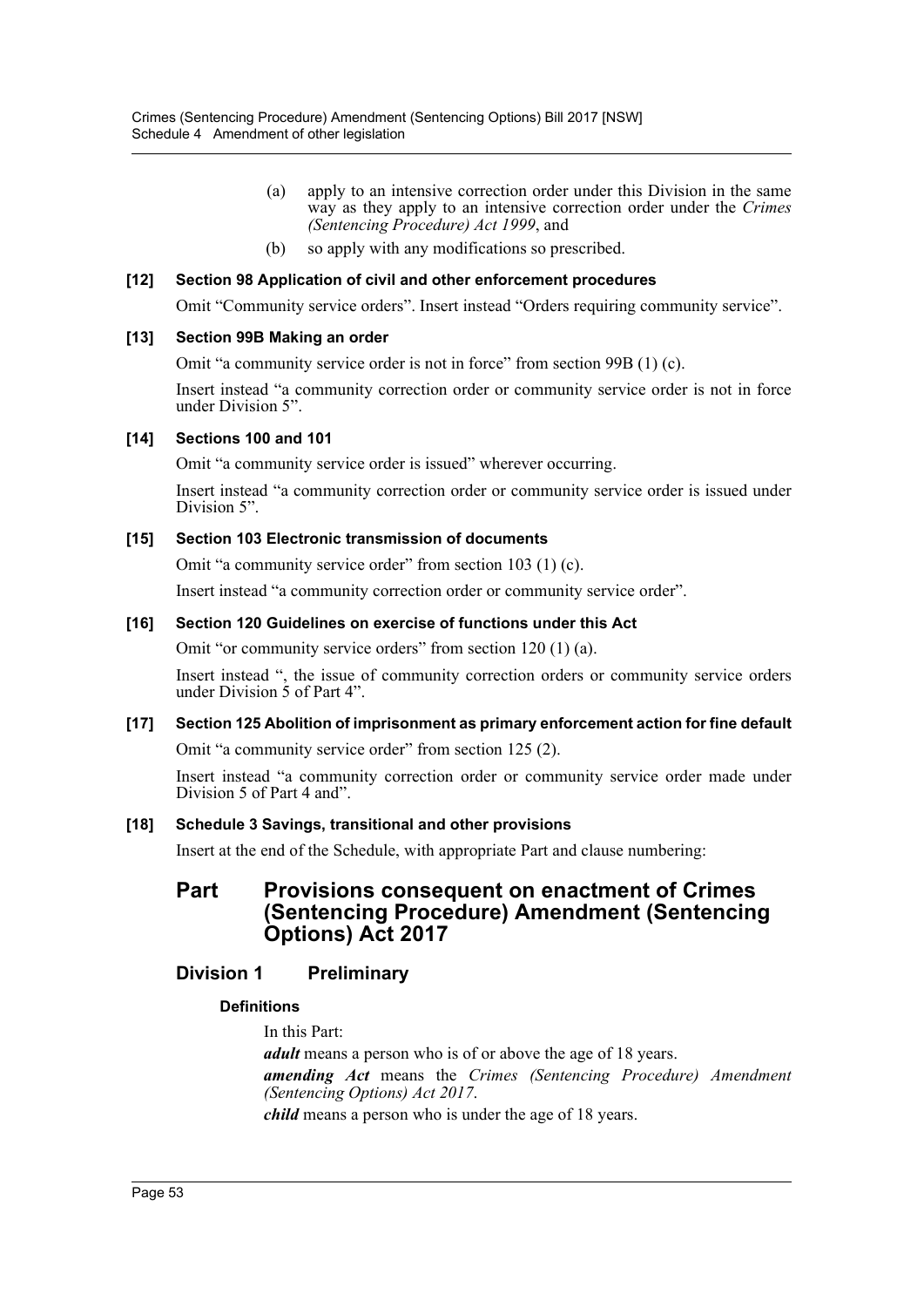(a) apply to an intensive correction order under this Division in the same way as they apply to an intensive correction order under the *Crimes (Sentencing Procedure) Act 1999*, and

(b) so apply with any modifications so prescribed.

**[12] Section 98 Application of civil and other enforcement procedures**

Omit "Community service orders". Insert instead "Orders requiring community service".

**[13] Section 99B Making an order**

Omit "a community service order is not in force" from section 99B (1) (c).

Insert instead "a community correction order or community service order is not in force under Division 5".

**[14] Sections 100 and 101**

Omit "a community service order is issued" wherever occurring.

Insert instead "a community correction order or community service order is issued under Division 5".

**[15] Section 103 Electronic transmission of documents**

Omit "a community service order" from section 103 (1) (c).

Insert instead "a community correction order or community service order".

**[16] Section 120 Guidelines on exercise of functions under this Act**

Omit "or community service orders" from section 120 (1) (a).

Insert instead ", the issue of community correction orders or community service orders under Division 5 of Part 4".

**[17] Section 125 Abolition of imprisonment as primary enforcement action for fine default**

Omit "a community service order" from section 125 (2).

Insert instead "a community correction order or community service order made under Division 5 of Part 4 and".

**[18] Schedule 3 Savings, transitional and other provisions**

Insert at the end of the Schedule, with appropriate Part and clause numbering:

# Part Provisions consequent on enactment of Crimes (Sentencing Procedure) Amendment (Sentencing Options) Act 2017

## Division 1 Preliminary

### Definitions

In this Part:

***adult*** means a person who is of or above the age of 18 years.

***amending Act*** means the *Crimes (Sentencing Procedure) Amendment (Sentencing Options) Act 2017*.

***child*** means a person who is under the age of 18 years.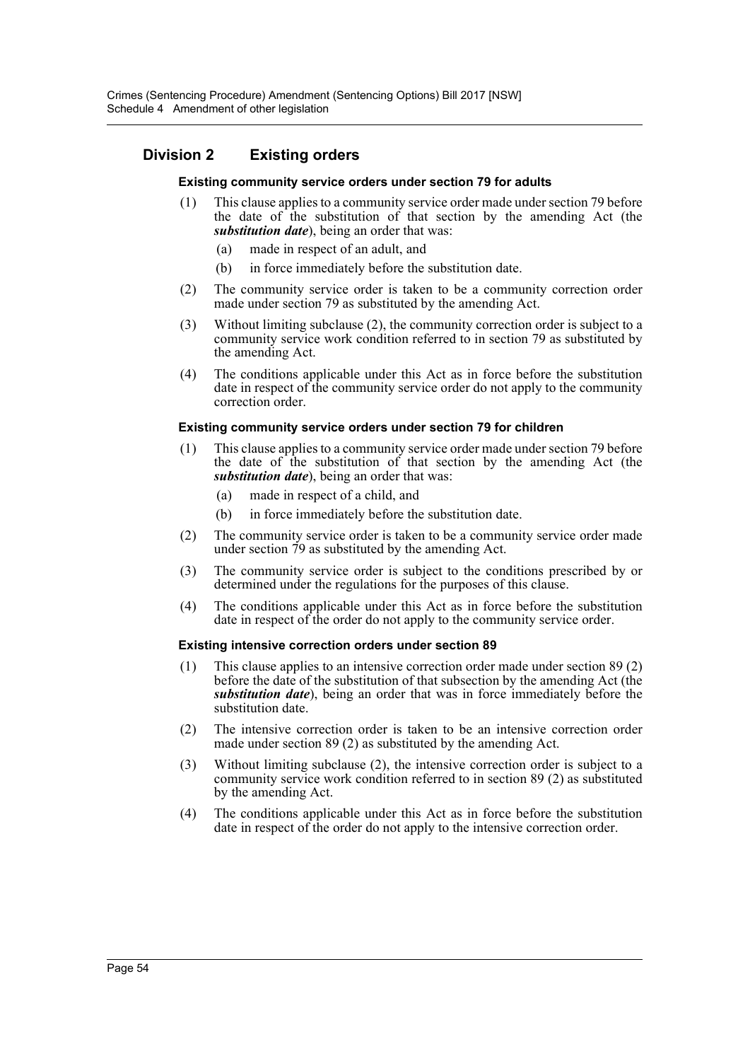## Division 2 Existing orders

#### Existing community service orders under section 79 for adults

(1) This clause applies to a community service order made under section 79 before the date of the substitution of that section by the amending Act (the ***substitution date***), being an order that was:

- (a) made in respect of an adult, and
- (b) in force immediately before the substitution date.

(2) The community service order is taken to be a community correction order made under section 79 as substituted by the amending Act.

(3) Without limiting subclause (2), the community correction order is subject to a community service work condition referred to in section 79 as substituted by the amending Act.

(4) The conditions applicable under this Act as in force before the substitution date in respect of the community service order do not apply to the community correction order.

#### Existing community service orders under section 79 for children

(1) This clause applies to a community service order made under section 79 before the date of the substitution of that section by the amending Act (the ***substitution date***), being an order that was:

- (a) made in respect of a child, and
- (b) in force immediately before the substitution date.

(2) The community service order is taken to be a community service order made under section 79 as substituted by the amending Act.

(3) The community service order is subject to the conditions prescribed by or determined under the regulations for the purposes of this clause.

(4) The conditions applicable under this Act as in force before the substitution date in respect of the order do not apply to the community service order.

#### Existing intensive correction orders under section 89

(1) This clause applies to an intensive correction order made under section 89 (2) before the date of the substitution of that subsection by the amending Act (the ***substitution date***), being an order that was in force immediately before the substitution date.

(2) The intensive correction order is taken to be an intensive correction order made under section 89 (2) as substituted by the amending Act.

(3) Without limiting subclause (2), the intensive correction order is subject to a community service work condition referred to in section 89 (2) as substituted by the amending Act.

(4) The conditions applicable under this Act as in force before the substitution date in respect of the order do not apply to the intensive correction order.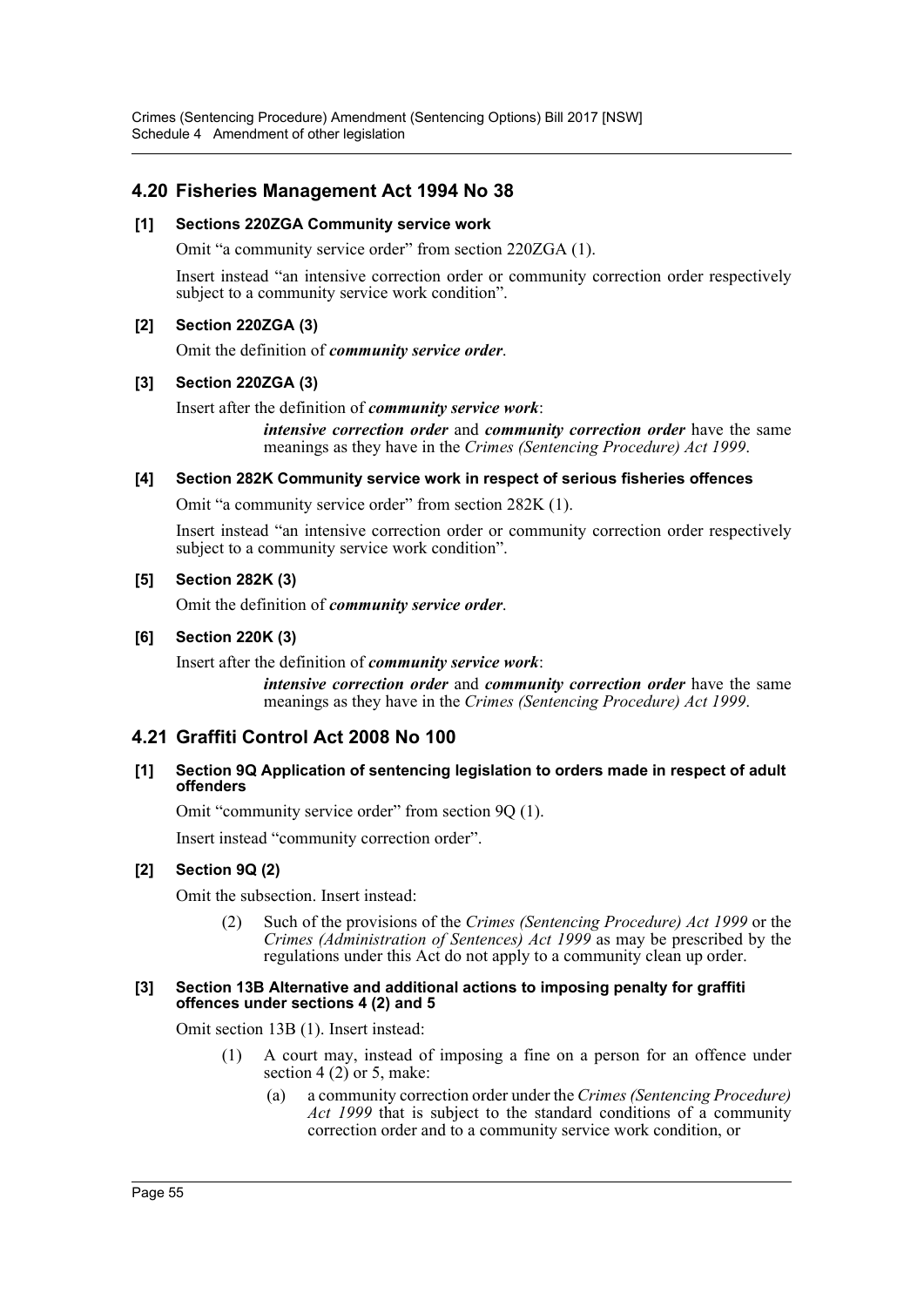## 4.20 Fisheries Management Act 1994 No 38

### [1] Sections 220ZGA Community service work

Omit "a community service order" from section 220ZGA (1).

Insert instead "an intensive correction order or community correction order respectively subject to a community service work condition".

### [2] Section 220ZGA (3)

Omit the definition of ***community service order***.

### [3] Section 220ZGA (3)

Insert after the definition of ***community service work***:

> ***intensive correction order*** and ***community correction order*** have the same meanings as they have in the *Crimes (Sentencing Procedure) Act 1999*.

### [4] Section 282K Community service work in respect of serious fisheries offences

Omit "a community service order" from section 282K (1).

Insert instead "an intensive correction order or community correction order respectively subject to a community service work condition".

### [5] Section 282K (3)

Omit the definition of ***community service order***.

### [6] Section 220K (3)

Insert after the definition of ***community service work***:

> ***intensive correction order*** and ***community correction order*** have the same meanings as they have in the *Crimes (Sentencing Procedure) Act 1999*.

## 4.21 Graffiti Control Act 2008 No 100

### [1] Section 9Q Application of sentencing legislation to orders made in respect of adult offenders

Omit "community service order" from section 9Q (1).

Insert instead "community correction order".

### [2] Section 9Q (2)

Omit the subsection. Insert instead:

> (2) Such of the provisions of the *Crimes (Sentencing Procedure) Act 1999* or the *Crimes (Administration of Sentences) Act 1999* as may be prescribed by the regulations under this Act do not apply to a community clean up order.

### [3] Section 13B Alternative and additional actions to imposing penalty for graffiti offences under sections 4 (2) and 5

Omit section 13B (1). Insert instead:

> (1) A court may, instead of imposing a fine on a person for an offence under section 4 (2) or 5, make:
>
> (a) a community correction order under the *Crimes (Sentencing Procedure) Act 1999* that is subject to the standard conditions of a community correction order and to a community service work condition, or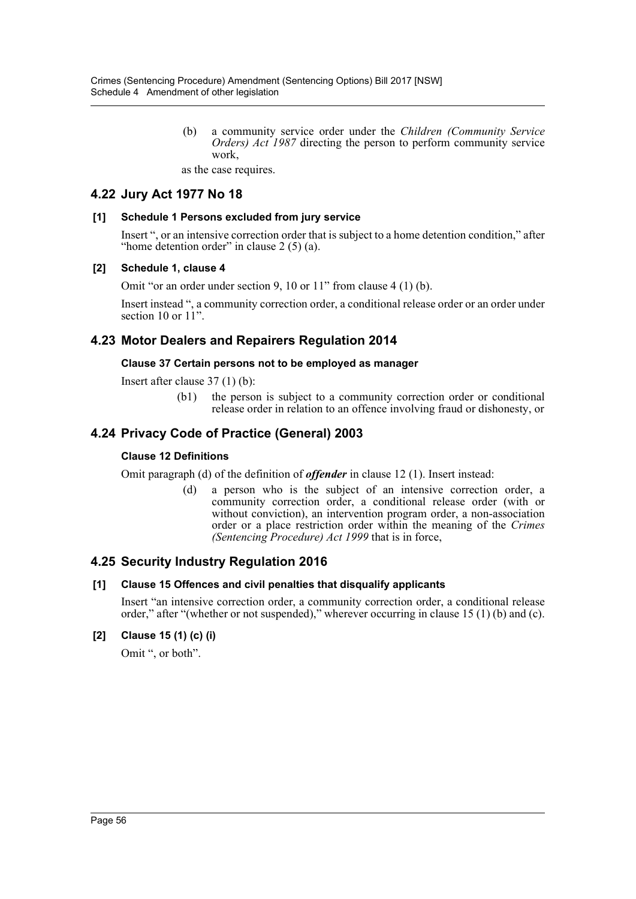(b) a community service order under the *Children (Community Service Orders) Act 1987* directing the person to perform community service work,

as the case requires.

## 4.22 Jury Act 1977 No 18

### [1] Schedule 1 Persons excluded from jury service

Insert ", or an intensive correction order that is subject to a home detention condition," after "home detention order" in clause 2 (5) (a).

### [2] Schedule 1, clause 4

Omit "or an order under section 9, 10 or 11" from clause 4 (1) (b).

Insert instead ", a community correction order, a conditional release order or an order under section 10 or 11".

## 4.23 Motor Dealers and Repairers Regulation 2014

### Clause 37 Certain persons not to be employed as manager

Insert after clause 37 (1) (b):

(b1) the person is subject to a community correction order or conditional release order in relation to an offence involving fraud or dishonesty, or

## 4.24 Privacy Code of Practice (General) 2003

### Clause 12 Definitions

Omit paragraph (d) of the definition of ***offender*** in clause 12 (1). Insert instead:

(d) a person who is the subject of an intensive correction order, a community correction order, a conditional release order (with or without conviction), an intervention program order, a non-association order or a place restriction order within the meaning of the *Crimes (Sentencing Procedure) Act 1999* that is in force,

## 4.25 Security Industry Regulation 2016

### [1] Clause 15 Offences and civil penalties that disqualify applicants

Insert "an intensive correction order, a community correction order, a conditional release order," after "(whether or not suspended)," wherever occurring in clause 15 (1) (b) and (c).

### [2] Clause 15 (1) (c) (i)

Omit ", or both".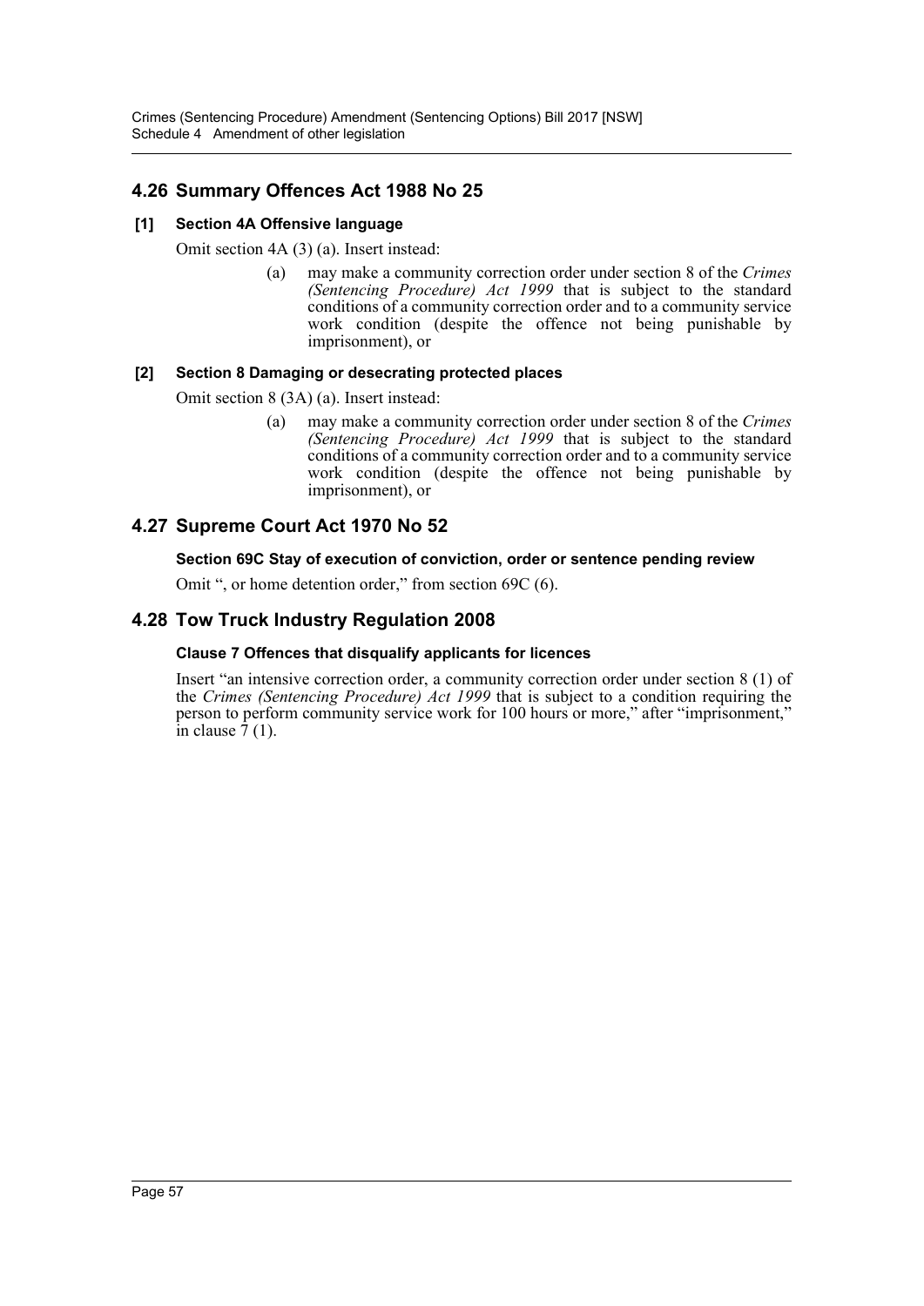## 4.26 Summary Offences Act 1988 No 25

### [1] Section 4A Offensive language

Omit section 4A (3) (a). Insert instead:

> (a) may make a community correction order under section 8 of the *Crimes (Sentencing Procedure) Act 1999* that is subject to the standard conditions of a community correction order and to a community service work condition (despite the offence not being punishable by imprisonment), or

### [2] Section 8 Damaging or desecrating protected places

Omit section 8 (3A) (a). Insert instead:

> (a) may make a community correction order under section 8 of the *Crimes (Sentencing Procedure) Act 1999* that is subject to the standard conditions of a community correction order and to a community service work condition (despite the offence not being punishable by imprisonment), or

## 4.27 Supreme Court Act 1970 No 52

### Section 69C Stay of execution of conviction, order or sentence pending review

Omit ", or home detention order," from section 69C (6).

## 4.28 Tow Truck Industry Regulation 2008

### Clause 7 Offences that disqualify applicants for licences

Insert "an intensive correction order, a community correction order under section 8 (1) of the *Crimes (Sentencing Procedure) Act 1999* that is subject to a condition requiring the person to perform community service work for 100 hours or more," after "imprisonment," in clause 7 (1).